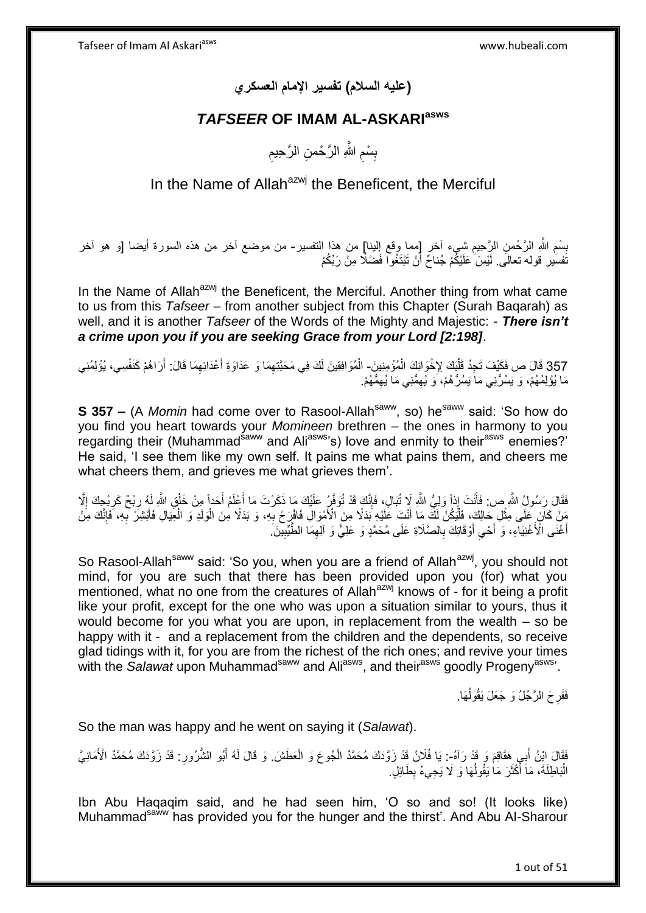# (عليه السلام) تفسير الإمام العسكري

## *TAFSEER* OF IMAM AL-ASKARI[asws]

بِسْمِ اللَّهِ الرَّحْمنِ الرَّحِيمِ

In the Name of Allah[azwj] the Beneficent, the Merciful

بِسْمِ اللَّهِ الرَّحْمنِ الرَّحِيمِ شيء آخر [مما وقع إلينا] من هذا التفسير- من موضع آخر من هذه السورة أيضا [و هو آخر تفسير قوله تعالى. لَيْسَ عَلَيْكُمْ جُناحٌ أَنْ تَبْتَغُوا فَضْلًا مِنْ رَبِّكُمْ

In the Name of Allah[azwj] the Beneficent, the Merciful. Another thing from what came to us from this *Tafseer* – from another subject from this Chapter (Surah Baqarah) as well, and it is another *Tafseer* of the Words of the Mighty and Majestic: - ***There isn't a crime upon you if you are seeking Grace from your Lord [2:198]***.

357 قَالَ ص فَكَيْفَ تَجِدُ قَلْبَكَ لِإِخْوَانِكَ الْمُؤْمِنِينَ- الْمُوَافِقِينَ لَكَ فِي مَحَبَّتِهِمَا وَ عَدَاوَةِ أَعْدَائِهِمَا قَالَ: أَرَاهُمْ كَنَفْسِي، يُؤْلِمُنِي مَا يُؤْلِمُهُمْ، وَ يَسُرُّنِي مَا يَسُرُّهُمْ، وَ يُهِمُّنِي مَا يُهِمُّهُمْ.

**S 357 –** (A *Momin* had come over to Rasool-Allah[saww], so) he[saww] said: 'So how do you find you heart towards your *Momineen* brethren – the ones in harmony to you regarding their (Muhammad[saww] and Ali[asws]'s) love and enmity to their[asws] enemies?' He said, 'I see them like my own self. It pains me what pains them, and cheers me what cheers them, and grieves me what grieves them'.

فَقَالَ رَسُولُ اللَّهِ ص: فَأَنْتَ إِذاً وَلِيُّ اللَّهِ لَا تُبَالِ، فَإِنَّكَ قَدْ تُوَفَّرُ عَلَيْكَ مَا ذَكَرْتَ مَا أَعْلَمُ أَحَداً مِنْ خَلْقِ اللَّهِ لَهُ رِبْحٌ كَرِبْحِكَ إِلَّا مَنْ كَانَ عَلَى مِثْلِ حَالِكَ، فَلْيَكُنْ لَكَ مَا أَنْتَ عَلَيْهِ بَدَلًا مِنَ الْأَمْوَالِ فَافْرَحْ بِهِ، وَ بَدَلًا مِنَ الْوَلَدِ وَ الْعِيَالِ فَأَبْشِرْ بِهِ، فَإِنَّكَ مِنْ أَغْنَى الْأَغْنِيَاءِ، وَ أَحْيِ أَوْقَاتَكَ بِالصَّلَاةِ عَلَى مُحَمَّدٍ وَ عَلِيٍّ وَ آلِهِمَا الطَّيِّبِينَ.

So Rasool-Allah[saww] said: 'So you, when you are a friend of Allah[azwj], you should not mind, for you are such that there has been provided upon you (for) what you mentioned, what no one from the creatures of Allah[azwj] knows of - for it being a profit like your profit, except for the one who was upon a situation similar to yours, thus it would become for you what you are upon, in replacement from the wealth – so be happy with it - and a replacement from the children and the dependents, so receive glad tidings with it, for you are from the richest of the rich ones; and revive your times with the *Salawat* upon Muhammad[saww] and Ali[asws], and their[asws] goodly Progeny[asws]'.

فَفَرِحَ الرَّجُلُ وَ جَعَلَ يَقُولُهَا.

So the man was happy and he went on saying it (*Salawat*).

فَقَالَ ابْنُ أَبِي هَقَاقِمَ وَ قَدْ رَآهُ-: يَا فُلَانُ قَدْ زَوَّدَكَ مُحَمَّدٌ الْجُوعَ وَ الْعَطَشَ. وَ قَالَ لَهُ أَبُو الشُّرُورِ: قَدْ زَوَّدَكَ مُحَمَّدٌ الْأَمَانِيَّ الْبَاطِلَةَ، مَا أَكْثَرَ مَا يَقُولُهَا وَ لَا يَجِيءُ بِطَائِلٍ.

Ibn Abu Haqaqim said, and he had seen him, 'O so and so! (It looks like) Muhammad[saww] has provided you for the hunger and the thirst'. And Abu Al-Sharour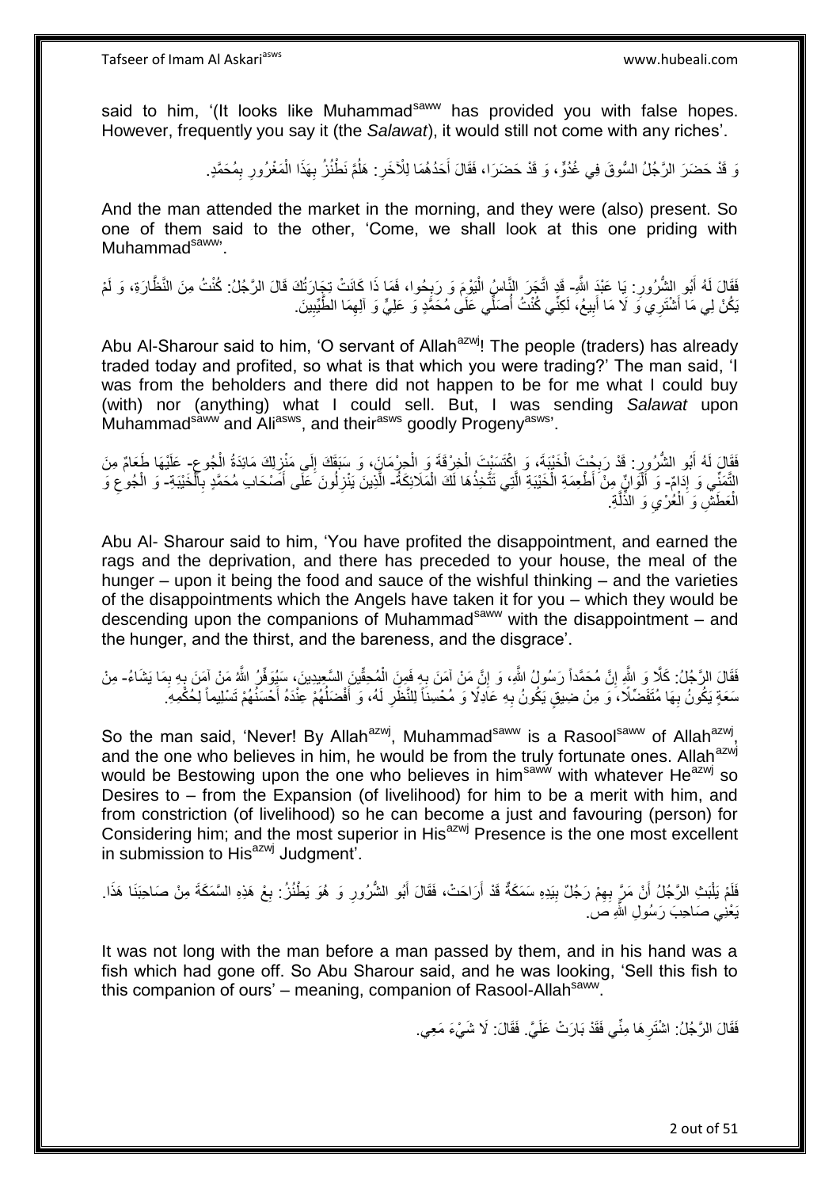said to him, '(It looks like Muhammad[saww] has provided you with false hopes. However, frequently you say it (the *Salawat*), it would still not come with any riches'.

وَ قَدْ حَضَرَ الرَّجُلُ السُّوقَ فِي غُدُوٍّ، وَ قَدْ حَضَرَا، فَقَالَ أَحَدُهُمَا لِلْآخَرِ: هَلُمَّ نَطْنُزْ بِهَذَا الْمَغْرُورِ بِمُحَمَّدٍ.

And the man attended the market in the morning, and they were (also) present. So one of them said to the other, 'Come, we shall look at this one priding with Muhammad[saww]'.

فَقَالَ لَهُ أَبُو الشُّرُورِ: يَا عَبْدَ اللَّهِ- قَدِ اتَّجَرَ النَّاسُ الْيَوْمَ وَ رَبِحُوا، فَمَا ذَا كَانَتْ تِجَارَتُكَ قَالَ الرَّجُلُ: كُنْتُ مِنَ النَّظَّارَةِ، وَ لَمْ يَكُنْ لِي مَا أَشْتَرِي وَ لَا مَا أَبِيعُ، لَكِنِّي كُنْتُ أُصَلِّي عَلَى مُحَمَّدٍ وَ عَلِيٍّ وَ آلِهِمَا الطَّيِّبِينَ.

Abu Al-Sharour said to him, 'O servant of Allah[azwj]! The people (traders) has already traded today and profited, so what is that which you were trading?' The man said, 'I was from the beholders and there did not happen to be for me what I could buy (with) nor (anything) what I could sell. But, I was sending *Salawat* upon Muhammad[saww] and Ali[asws], and their[asws] goodly Progeny[asws]'.

فَقَالَ لَهُ أَبُو الشُّرُورِ: قَدْ رَبِحْتَ الْخَيْبَةَ، وَ اكْتَسَبْتَ الْخِرْقَةَ وَ الْحِرْمَانَ، وَ سَبَقَكَ إِلَى مَنْزِلِكَ مَائِدَةُ الْجُوعِ- عَلَيْهَا طَعَامٌ مِنَ التَّمَنِّي وَ إِدَامٌ- وَ أَلْوَانٌ مِنْ أَطْعِمَةِ الْخَيْبَةِ الَّتِي تَتَّخِذُهَا لَكَ الْمَلَائِكَةُ- الَّذِينَ يَنْزِلُونَ عَلَى أَصْحَابِ مُحَمَّدٍ بِالْخَيْبَةِ- وَ الْجُوعِ وَ الْعَطَشِ وَ الْعُرْيِ وَ الذِّلَّةِ.

Abu Al- Sharour said to him, 'You have profited the disappointment, and earned the rags and the deprivation, and there has preceded to your house, the meal of the hunger – upon it being the food and sauce of the wishful thinking – and the varieties of the disappointments which the Angels have taken it for you – which they would be descending upon the companions of Muhammad[saww] with the disappointment – and the hunger, and the thirst, and the bareness, and the disgrace'.

فَقَالَ الرَّجُلُ: كَلَّا وَ اللَّهِ إِنَّ مُحَمَّداً رَسُولُ اللَّهِ، وَ إِنَّ مَنْ آمَنَ بِهِ فَمِنَ الْمُحِقِّينَ السَّعِيدِينَ، سَيُوَفِّرُ اللَّهُ مَنْ آمَنَ بِهِ بِمَا يَشَاءُ- مِنْ سَعَةٍ يَكُونُ بِهَا مُتَفَضِّلًا، وَ مِنْ ضِيقٍ يَكُونُ بِهِ عَادِلًا وَ مُحْسِناً لِلنَّظَرِ لَهُ، وَ أَفْضَلُهُمْ عِنْدَهُ أَحْسَنُهُمْ تَسْلِيماً لِحُكْمِهِ.

So the man said, 'Never! By Allah[azwj], Muhammad[saww] is a Rasool[saww] of Allah[azwj], and the one who believes in him, he would be from the truly fortunate ones. Allah[azwj] would be Bestowing upon the one who believes in him[saww] with whatever He[azwj] so Desires to – from the Expansion (of livelihood) for him to be a merit with him, and from constriction (of livelihood) so he can become a just and favouring (person) for Considering him; and the most superior in His[azwj] Presence is the one most excellent in submission to His[azwj] Judgment'.

فَلَمْ يَلْبَثِ الرَّجُلُ أَنْ مَرَّ بِهِمْ رَجُلٌ بِيَدِهِ سَمَكَةٌ قَدْ أَرَاحَتْ، فَقَالَ أَبُو الشُّرُورِ وَ هُوَ يَطْنُزُ: بِعْ هَذِهِ السَّمَكَةَ مِنْ صَاحِبِنَا هَذَا. يَعْنِي صَاحِبَ رَسُولِ اللَّهِ ص.

It was not long with the man before a man passed by them, and in his hand was a fish which had gone off. So Abu Sharour said, and he was looking, 'Sell this fish to this companion of ours' – meaning, companion of Rasool-Allah[saww].

فَقَالَ الرَّجُلُ: اشْتَرِهَا مِنِّي فَقَدْ بَارَتْ عَلَيَّ. فَقَالَ: لَا شَيْءَ مَعِي.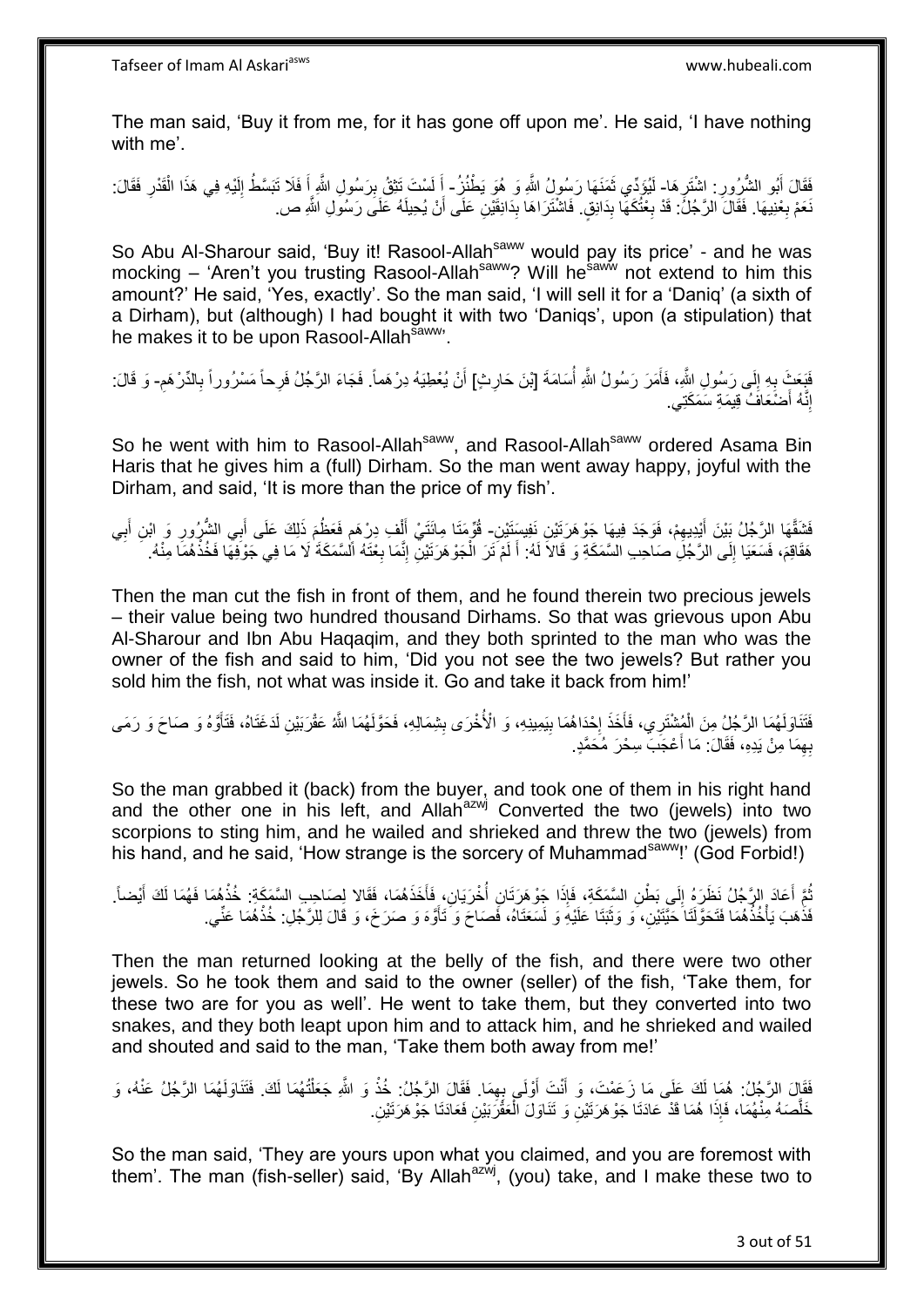The man said, 'Buy it from me, for it has gone off upon me'. He said, 'I have nothing with me'.

فَقَالَ أَبُو الشُّرُورِ: اشْتَرِهَا- لِيُؤَدِّيَ ثَمَنَهَا رَسُولُ اللَّهِ وَ هُوَ يَطْنُزُ- أَ لَسْتَ تَثِقُ بِرَسُولِ اللَّهِ أَ فَلَا تَبَسَّطُ إِلَيْهِ فِي هَذَا الْقَدْرِ فَقَالَ: نَعَمْ بِعْنِيهَا. فَقَالَ الرَّجُلُ: قَدْ بِعْتُكَهَا بِدَانِقٍ. فَاشْتَرَاهَا بِدَانِقَيْنِ عَلَى أَنْ يُحِيلَهُ عَلَى رَسُولِ اللَّهِ ص.

So Abu Al-Sharour said, 'Buy it! Rasool-Allah[saww] would pay its price' - and he was mocking – 'Aren't you trusting Rasool-Allah[saww]? Will he[saww] not extend to him this amount?' He said, 'Yes, exactly'. So the man said, 'I will sell it for a 'Daniq' (a sixth of a Dirham), but (although) I had bought it with two 'Daniqs', upon (a stipulation) that he makes it to be upon Rasool-Allah[saww]'.

فَبَعَثَ بِهِ إِلَى رَسُولِ اللَّهِ، فَأَمَرَ رَسُولُ اللَّهِ أُسَامَةَ [بْنَ حَارِثٍ] أَنْ يُعْطِيَهُ دِرْهَماً. فَجَاءَ الرَّجُلُ فَرِحاً مَسْرُوراً بِالدِّرْهَمِ- وَ قَالَ: إِنَّهُ أَضْعَافُ قِيمَةِ سَمَكَتِي.

So he went with him to Rasool-Allah[saww], and Rasool-Allah[saww] ordered Asama Bin Haris that he gives him a (full) Dirham. So the man went away happy, joyful with the Dirham, and said, 'It is more than the price of my fish'.

فَشَقَّهَا الرَّجُلُ بَيْنَ أَيْدِيهِمْ، فَوَجَدَ فِيهَا جَوْهَرَتَيْنِ نَفِيسَتَيْنِ- قُوِّمَتَا مِائَتَيْ أَلْفِ دِرْهَمٍ فَعَظُمَ ذَلِكَ عَلَى أَبِي الشُّرُورِ وَ ابْنِ أَبِي هَقَاقِمَ، فَسَعَيَا إِلَى الرَّجُلِ صَاحِبِ السَّمَكَةِ وَ قَالا لَهُ: أَ لَمْ تَرَ الْجَوْهَرَتَيْنِ إِنَّمَا بِعْتَهُ السَّمَكَةَ لَا مَا فِي جَوْفِهَا فَخُذْهُمَا مِنْهُ.

Then the man cut the fish in front of them, and he found therein two precious jewels – their value being two hundred thousand Dirhams. So that was grievous upon Abu Al-Sharour and Ibn Abu Haqaqim, and they both sprinted to the man who was the owner of the fish and said to him, 'Did you not see the two jewels? But rather you sold him the fish, not what was inside it. Go and take it back from him!'

فَتَنَاوَلَهُمَا الرَّجُلُ مِنَ الْمُشْتَرِي، فَأَخَذَ إِحْدَاهُمَا بِيَمِينِهِ، وَ الْأُخْرَى بِشِمَالِهِ، فَحَوَّلَهُمَا اللَّهُ عَقْرَبَيْنِ لَدَغَتَاهُ، فَتَأَوَّهَ وَ صَاحَ وَ رَمَى بِهِمَا مِنْ يَدِهِ، فَقَالَ: مَا أَعْجَبَ سِحْرَ مُحَمَّدٍ.

So the man grabbed it (back) from the buyer, and took one of them in his right hand and the other one in his left, and Allah[azwj] Converted the two (jewels) into two scorpions to sting him, and he wailed and shrieked and threw the two (jewels) from his hand, and he said, 'How strange is the sorcery of Muhammad[saww]!' (God Forbid!)

ثُمَّ أَعَادَ الرَّجُلُ نَظَرَهُ إِلَى بَطْنِ السَّمَكَةِ، فَإِذَا جَوْهَرَتَانِ أُخْرَيَانِ، فَأَخَذَهُمَا، فَقَالا لِصَاحِبِ السَّمَكَةِ: خُذْهُمَا فَهُمَا لَكَ أَيْضاً. فَذَهَبَ يَأْخُذُهُمَا فَتَحَوَّلَتَا حَيَّتَيْنِ، وَ وَثَبَتَا عَلَيْهِ وَ لَسَعَتَاهُ، فَصَاحَ وَ تَأَوَّهَ وَ صَرَخَ، وَ قَالَ لِلرَّجُلِ: خُذْهُمَا عَنِّي.

Then the man returned looking at the belly of the fish, and there were two other jewels. So he took them and said to the owner (seller) of the fish, 'Take them, for these two are for you as well'. He went to take them, but they converted into two snakes, and they both leapt upon him and to attack him, and he shrieked and wailed and shouted and said to the man, 'Take them both away from me!'

فَقَالَ الرَّجُلُ: هُمَا لَكَ عَلَى مَا زَعَمْتَ، وَ أَنْتَ أَوْلَى بِهِمَا. فَقَالَ الرَّجُلُ: خُذْ وَ اللَّهِ جَعَلْتُهُمَا لَكَ. فَتَنَاوَلَهُمَا الرَّجُلُ عَنْهُ، وَ خَلَّصَهُ مِنْهُمَا، فَإِذَا هُمَا قَدْ عَادَتَا جَوْهَرَتَيْنِ وَ تَنَاوَلَ الْعَقْرَبَيْنِ فَعَادَتَا جَوْهَرَتَيْنِ.

So the man said, 'They are yours upon what you claimed, and you are foremost with them'. The man (fish-seller) said, 'By Allah[azwj], (you) take, and I make these two to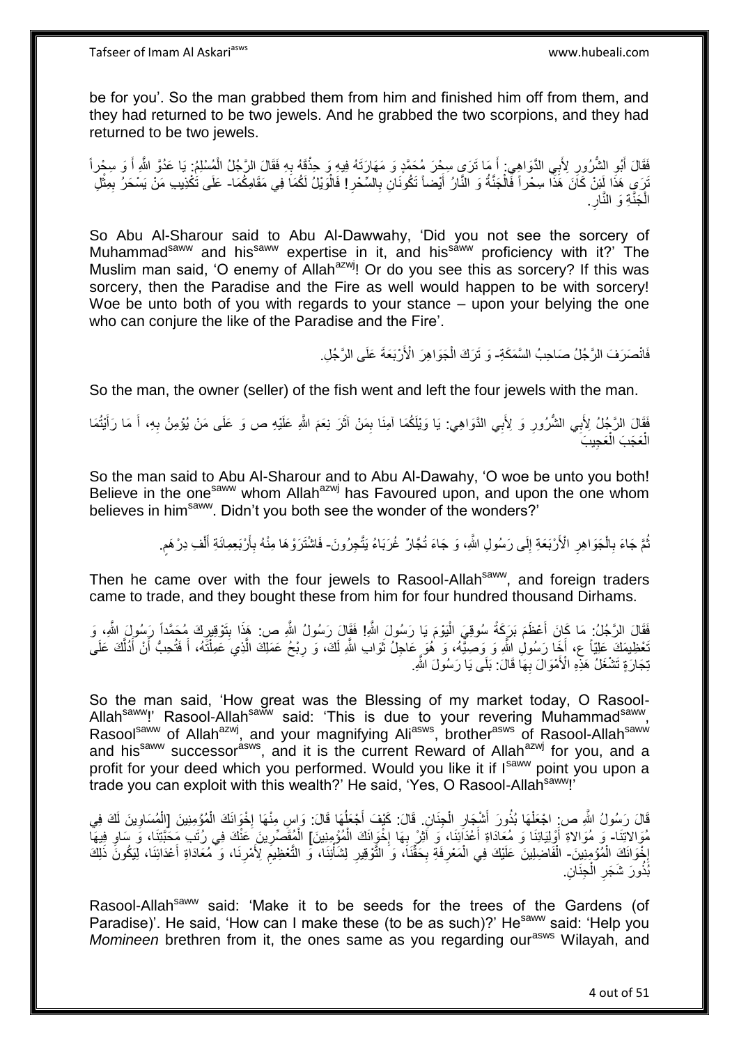be for you'. So the man grabbed them from him and finished him off from them, and they had returned to be two jewels. And he grabbed the two scorpions, and they had returned to be two jewels.

فَقَالَ أَبُو الشُّرُورِ لِأَبِي الدَّوَاهِي: أَ مَا تَرَى سِحْرَ مُحَمَّدٍ وَ مَهَارَتَهُ فِيهِ وَ حِذْقَهُ بِهِ فَقَالَ الرَّجُلُ الْمُسْلِمُ: يَا عَدُوَّ اللَّهِ أَ وَ سِحْراً تَرَى هَذَا لَئِنْ كَانَ هَذَا سِحْراً فَالْجَنَّةُ وَ النَّارُ أَيْضاً تَكُونَانِ بِالسِّحْرِ! فَالْوَيْلُ لَكُمَا فِي مَقَامِكُمَا- عَلَى تَكْذِيبِ مَنْ يَسْحَرُ بِمِثْلِ الْجَنَّةِ وَ النَّارِ.

So Abu Al-Sharour said to Abu Al-Dawwahy, 'Did you not see the sorcery of Muhammad[saww] and his[saww] expertise in it, and his[saww] proficiency with it?' The Muslim man said, 'O enemy of Allah[azwj]! Or do you see this as sorcery? If this was sorcery, then the Paradise and the Fire as well would happen to be with sorcery! Woe be unto both of you with regards to your stance – upon your belying the one who can conjure the like of the Paradise and the Fire'.

فَانْصَرَفَ الرَّجُلُ صَاحِبُ السَّمَكَةِ- وَ تَرَكَ الْجَوَاهِرَ الْأَرْبَعَةَ عَلَى الرَّجُلِ.

So the man, the owner (seller) of the fish went and left the four jewels with the man.

فَقَالَ الرَّجُلُ لِأَبِي الشُّرُورِ وَ لِأَبِي الدَّوَاهِي: يَا وَيْلَكُمَا آمِنَا بِمَنْ آثَرَ نِعَمَ اللَّهِ عَلَيْهِ ص وَ عَلَى مَنْ يُؤْمِنُ بِهِ، أَ مَا رَأَيْتُمَا الْعَجَبَ الْعَجِيبَ

So the man said to Abu Al-Sharour and to Abu Al-Dawahy, 'O woe be unto you both! Believe in the one[saww] whom Allah[azwj] has Favoured upon, and upon the one whom believes in him[saww]. Didn't you both see the wonder of the wonders?'

ثُمَّ جَاءَ بِالْجَوَاهِرِ الْأَرْبَعَةِ إِلَى رَسُولِ اللَّهِ، وَ جَاءَ تُجَّارٌ غُرَبَاءُ يَتَّجِرُونَ- فَاشْتَرَوْهَا مِنْهُ بِأَرْبَعِمِائَةِ أَلْفِ دِرْهَمٍ.

Then he came over with the four jewels to Rasool-Allah[saww], and foreign traders came to trade, and they bought these from him for four hundred thousand Dirhams.

فَقَالَ الرَّجُلُ: مَا كَانَ أَعْظَمَ بَرَكَةَ سُوقِيَ الْيَوْمَ يَا رَسُولَ اللَّهِ! فَقَالَ رَسُولُ اللَّهِ ص: هَذَا بِتَوْقِيرِكَ مُحَمَّداً رَسُولَ اللَّهِ، وَ تَعْظِيمِكَ عَلِيّاً ع، أَخَا رَسُولِ اللَّهِ وَ وَصِيَّهُ، وَ هُوَ عَاجِلُ ثَوَابِ اللَّهِ لَكَ، وَ رِبْحُ عَمَلِكَ الَّذِي عَمِلْتَهُ، أَ فَتُحِبُّ أَنْ أَدُلَّكَ عَلَى تِجَارَةٍ تَشْغَلُ هَذِهِ الْأَمْوَالَ بِهَا قَالَ: بَلَى يَا رَسُولَ اللَّهِ.

So the man said, 'How great was the Blessing of my market today, O Rasool-Allah[saww]!' Rasool-Allah[saww] said: 'This is due to your revering Muhammad[saww], Rasool[saww] of Allah[azwj], and your magnifying Ali[asws], brother[asws] of Rasool-Allah[saww] and his[saww] successor[asws], and it is the current Reward of Allah[azwj] for you, and a profit for your deed which you performed. Would you like it if I[saww] point you upon a trade you can exploit with this wealth?' He said, 'Yes, O Rasool-Allah[saww]!'

قَالَ رَسُولُ اللَّهِ ص: اجْعَلْهَا بُذُورَ أَشْجَارِ الْجِنَانِ. قَالَ: كَيْفَ أَجْعَلُهَا قَالَ: وَاسِ مِنْهَا إِخْوَانَكَ الْمُؤْمِنِينَ [الْمُسَاوِينَ لَكَ فِي مُوَالاتِنَا- وَ مُوَالاةِ أَوْلِيَائِنَا وَ مُعَادَاةِ أَعْدَائِنَا، وَ آثِرْ بِهَا إِخْوَانَكَ الْمُؤْمِنِينَ] الْمُقَصِّرِينَ عَنْكَ فِي رُتَبِ مَحَبَّتِنَا، وَ سَاوِ فِيهَا إِخْوَانَكَ الْمُؤْمِنِينَ- الْفَاضِلِينَ عَلَيْكَ فِي الْمَعْرِفَةِ بِحَقِّنَا، وَ التَّوْقِيرِ لِشَأْنِنَا، وَ التَّعْظِيمِ لِأَمْرِنَا، وَ مُعَادَاةِ أَعْدَائِنَا، لِيَكُونَ ذَلِكَ بُذُورَ شَجَرِ الْجِنَانِ.

Rasool-Allah[saww] said: 'Make it to be seeds for the trees of the Gardens (of Paradise)'. He said, 'How can I make these (to be as such)?' He[saww] said: 'Help you *Momineen* brethren from it, the ones same as you regarding our[asws] Wilayah, and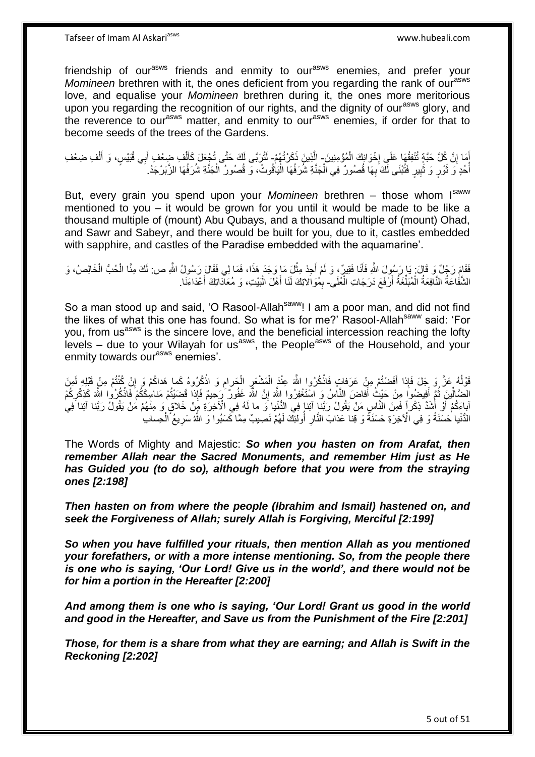friendship of our[asws] friends and enmity to our[asws] enemies, and prefer your *Momineen* brethren with it, the ones deficient from you regarding the rank of our[asws] love, and equalise your *Momineen* brethren during it, the ones more meritorious upon you regarding the recognition of our rights, and the dignity of our[asws] glory, and the reverence to our[asws] matter, and enmity to our[asws] enemies, if order for that to become seeds of the trees of the Gardens.

أَمَا إِنَّ كُلَّ حَبَّةٍ تُنْفِقُهَا عَلَى إِخْوَانِكَ الْمُؤْمِنِينَ- الَّذِينَ ذَكَرْتُهُمْ- لَتُرَبَّى لَكَ حَتَّى تُجْعَلَ كَأَلْفِ ضِعْفِ أَبِي قُبَيْسٍ، وَ أَلْفِ ضِعْفِ أُحُدٍ وَ ثَوْرٍ وَ ثَبِيرٍ فَتُبْنَى لَكَ بِهَا قُصُورٌ فِي الْجَنَّةِ شُرَفُهَا الْيَاقُوتُ، وَ قُصُورُ الْجَنَّةِ شُرَفُهَا الزَّبَرْجَدُ.

But, every grain you spend upon your *Momineen* brethren – those whom I[saww] mentioned to you – it would be grown for you until it would be made to be like a thousand multiple of (mount) Abu Qubays, and a thousand multiple of (mount) Ohad, and Sawr and Sabeyr, and there would be built for you, due to it, castles embedded with sapphire, and castles of the Paradise embedded with the aquamarine'.

فَقَامَ رَجُلٌ وَ قَالَ: يَا رَسُولَ اللَّهِ فَأَنَا فَقِيرٌ، وَ لَمْ أَجِدْ مِثْلَ مَا وَجَدَ هَذَا، فَمَا لِي فَقَالَ رَسُولُ اللَّهِ ص: لَكَ مِنَّا الْحُبُّ الْخَالِصُ، وَ الشَّفَاعَةُ النَّافِعَةُ الْمُبَلِّغَةُ أَرْفَعَ دَرَجَاتِ الْعُلَى- بِمُوَالاتِكَ لَنَا أَهْلَ الْبَيْتِ، وَ مُعَادَاتِكَ أَعْدَاءَنَا.

So a man stood up and said, 'O Rasool-Allah[saww]! I am a poor man, and did not find the likes of what this one has found. So what is for me?' Rasool-Allah[saww] said: 'For you, from us[asws] is the sincere love, and the beneficial intercession reaching the lofty levels – due to your Wilayah for us[asws], the People[asws] of the Household, and your enmity towards our[asws] enemies'.

قَوْلُهُ عَزَّ وَ جَلَ فَإِذا أَفَضْتُمْ مِنْ عَرَفاتٍ فَاذْكُرُوا اللَّهَ عِنْدَ الْمَشْعَرِ الْحَرامِ وَ اذْكُرُوهُ كَما هَداكُمْ وَ إِنْ كُنْتُمْ مِنْ قَبْلِهِ لَمِنَ الضَّالِّينَ ثُمَّ أَفِيضُوا مِنْ حَيْثُ أَفاضَ النَّاسُ وَ اسْتَغْفِرُوا اللَّهَ إِنَّ اللَّهَ غَفُورٌ رَحِيمٌ فَإِذا قَضَيْتُمْ مَناسِكَكُمْ فَاذْكُرُوا اللَّهَ كَذِكْرِكُمْ آباءَكُمْ أَوْ أَشَدَّ ذِكْراً فَمِنَ النَّاسِ مَنْ يَقُولُ رَبَّنا آتِنا فِي الدُّنْيا وَ ما لَهُ فِي الْآخِرَةِ مِنْ خَلاقٍ وَ مِنْهُمْ مَنْ يَقُولُ رَبَّنا آتِنا فِي الدُّنْيا حَسَنَةً وَ فِي الْآخِرَةِ حَسَنَةً وَ قِنا عَذابَ النَّارِ أُولئِكَ لَهُمْ نَصِيبٌ مِمَّا كَسَبُوا وَ اللَّهُ سَرِيعُ الْحِسابِ

The Words of Mighty and Majestic: ***So when you hasten on from Arafat, then remember Allah near the Sacred Monuments, and remember Him just as He has Guided you (to do so), although before that you were from the straying ones [2:198]***

***Then hasten on from where the people (Ibrahim and Ismail) hastened on, and seek the Forgiveness of Allah; surely Allah is Forgiving, Merciful [2:199]***

***So when you have fulfilled your rituals, then mention Allah as you mentioned your forefathers, or with a more intense mentioning. So, from the people there is one who is saying, 'Our Lord! Give us in the world', and there would not be for him a portion in the Hereafter [2:200]***

***And among them is one who is saying, 'Our Lord! Grant us good in the world and good in the Hereafter, and Save us from the Punishment of the Fire [2:201]***

***Those, for them is a share from what they are earning; and Allah is Swift in the Reckoning [2:202]***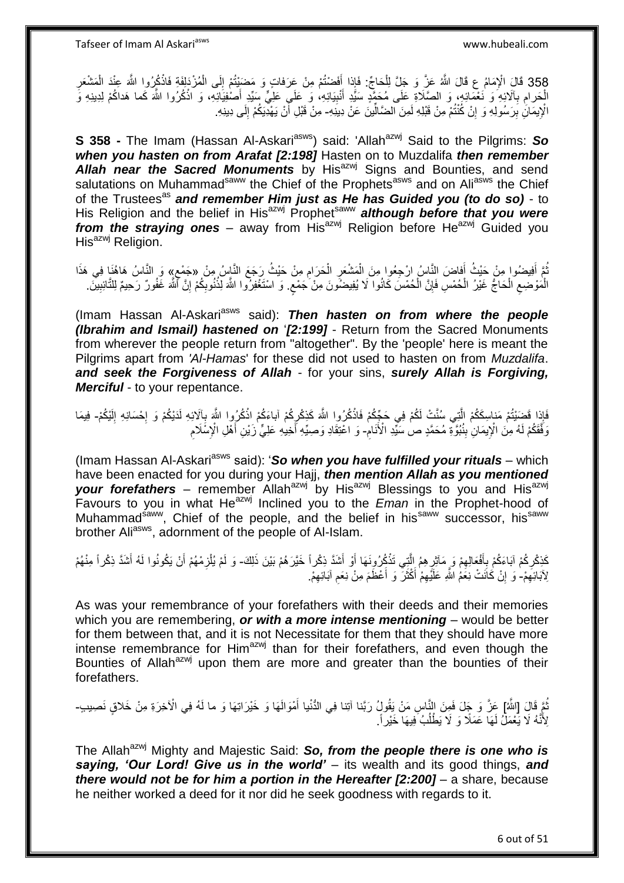358 قَالَ الْإِمَامُ ع قَالَ اللَّهُ عَزَّ وَ جَلَّ لِلْحَاجِّ: فَإِذا أَفَضْتُمْ مِنْ عَرَفاتٍ وَ مَضَيْتُمْ إِلَى الْمُزْدَلِفَةِ فَاذْكُرُوا اللَّهَ عِنْدَ الْمَشْعَرِ الْحَرامِ بِآلَائِهِ وَ نَعْمَائِهِ، وَ الصَّلَاةِ عَلَى مُحَمَّدٍ سَيِّدِ أَنْبِيَائِهِ، وَ عَلَى عَلِيٍّ سَيِّدِ أَصْفِيَائِهِ، وَ اذْكُرُوا اللَّهَ كَما هَداكُمْ لِدِينِهِ وَ الْإِيمَانِ بِرَسُولِهِ وَ إِنْ كُنْتُمْ مِنْ قَبْلِهِ لَمِنَ الضَّالِّينَ عَنْ دِينِهِ- مِنْ قَبْلِ أَنْ يَهْدِيَكُمْ إِلَى دِينِهِ.

**S 358 -** The Imam (Hassan Al-Askari[asws]) said: 'Allah[azwj] Said to the Pilgrims: ***So when you hasten on from Arafat [2:198]*** Hasten on to Muzdalifa ***then remember Allah near the Sacred Monuments*** by His[azwj] Signs and Bounties, and send salutations on Muhammad[saww] the Chief of the Prophets[asws] and on Ali[asws] the Chief of the Trustees[as] ***and remember Him just as He has Guided you (to do so)*** - to His Religion and the belief in His[azwj] Prophet[saww] ***although before that you were from the straying ones*** – away from His[azwj] Religion before He[azwj] Guided you His[azwj] Religion.

ثُمَّ أَفِيضُوا مِنْ حَيْثُ أَفاضَ النَّاسُ ارْجِعُوا مِنَ الْمَشْعَرِ الْحَرَامِ مِنْ حَيْثُ رَجَعَ النَّاسُ مِنْ «جَمْعٍ» وَ النَّاسُ هَاهُنَا فِي هَذَا الْمَوْضِعِ الْحَاجُّ غَيْرُ الْحُمْسِ فَإِنَّ الْحُمْسَ كَانُوا لَا يُفِيضُونَ مِنْ جَمْعٍ. وَ اسْتَغْفِرُوا اللَّهَ لِذُنُوبِكُمْ إِنَّ اللَّهَ غَفُورٌ رَحِيمٌ لِلتَّائِبِينَ.

(Imam Hassan Al-Askari[asws] said): ***Then hasten on from where the people (Ibrahim and Ismail) hastened on*** '*[2:199]*' - Return from the Sacred Monuments from wherever the people return from "altogether". By the 'people' here is meant the Pilgrims apart from *'Al-Hamas*' for these did not used to hasten on from *Muzdalifa*. ***and seek the Forgiveness of Allah*** - for your sins, ***surely Allah is Forgiving, Merciful*** - to your repentance.

فَإِذا قَضَيْتُمْ مَناسِكَكُمْ الَّتِي سُنَّتْ لَكُمْ فِي حَجِّكُمْ فَاذْكُرُوا اللَّهَ كَذِكْرِكُمْ آباءَكُمْ اذْكُرُوا اللَّهَ بِآلَائِهِ لَدَيْكُمْ وَ إِحْسَانِهِ إِلَيْكُمْ- فِيمَا وَفَّقَكُمْ لَهُ مِنَ الْإِيمَانِ بِنُبُوَّةِ مُحَمَّدٍ ص سَيِّدِ الْأَنَامِ- وَ اعْتِقَادِ وَصِيِّهِ أَخِيهِ عَلِيٍّ زَيْنِ أَهْلِ الْإِسْلَامِ

(Imam Hassan Al-Askari[asws] said): '***So when you have fulfilled your rituals*** – which have been enacted for you during your Hajj, ***then mention Allah as you mentioned your forefathers*** – remember Allah[azwj] by His[azwj] Blessings to you and His[azwj] Favours to you in what He[azwj] Inclined you to the *Eman* in the Prophet-hood of Muhammad[saww], Chief of the people, and the belief in his[saww] successor, his[saww] brother Ali[asws], adornment of the people of Al-Islam.

كَذِكْرِكُمْ آبَاءَكُمْ بِأَفْعَالِهِمْ وَ مَآثِرِهِمُ الَّتِي تَذْكُرُونَهَا أَوْ أَشَدَّ ذِكْراً خَيَّرَهُمْ بَيْنَ ذَلِكَ- وَ لَمْ يُلْزِمْهُمْ أَنْ يَكُونُوا لَهُ أَشَدَّ ذِكْراً مِنْهُمْ لِآبَائِهِمْ- وَ إِنْ كَانَتْ نِعَمُ اللَّهِ عَلَيْهِمْ أَكْثَرَ وَ أَعْظَمَ مِنْ نِعَمِ آبَائِهِمْ.

As was your remembrance of your forefathers with their deeds and their memories which you are remembering, ***or with a more intense mentioning*** – would be better for them between that, and it is not Necessitate for them that they should have more intense remembrance for Him[azwj] than for their forefathers, and even though the Bounties of Allah[azwj] upon them are more and greater than the bounties of their forefathers.

ثُمَّ قَالَ [اللَّهُ] عَزَّ وَ جَلَ فَمِنَ النَّاسِ مَنْ يَقُولُ رَبَّنا آتِنا فِي الدُّنْيا أَمْوَالَهَا وَ خَيْرَاتِهَا وَ ما لَهُ فِي الْآخِرَةِ مِنْ خَلاقٍ نَصِيبٍ- لِأَنَّهُ لَا يَعْمَلُ لَهَا عَمَلًا وَ لَا يَطْلُبُ فِيهَا خَيْراً.

The Allah[azwj] Mighty and Majestic Said: ***So, from the people there is one who is saying, 'Our Lord! Give us in the world'*** – its wealth and its good things, ***and there would not be for him a portion in the Hereafter [2:200]*** – a share, because he neither worked a deed for it nor did he seek goodness with regards to it.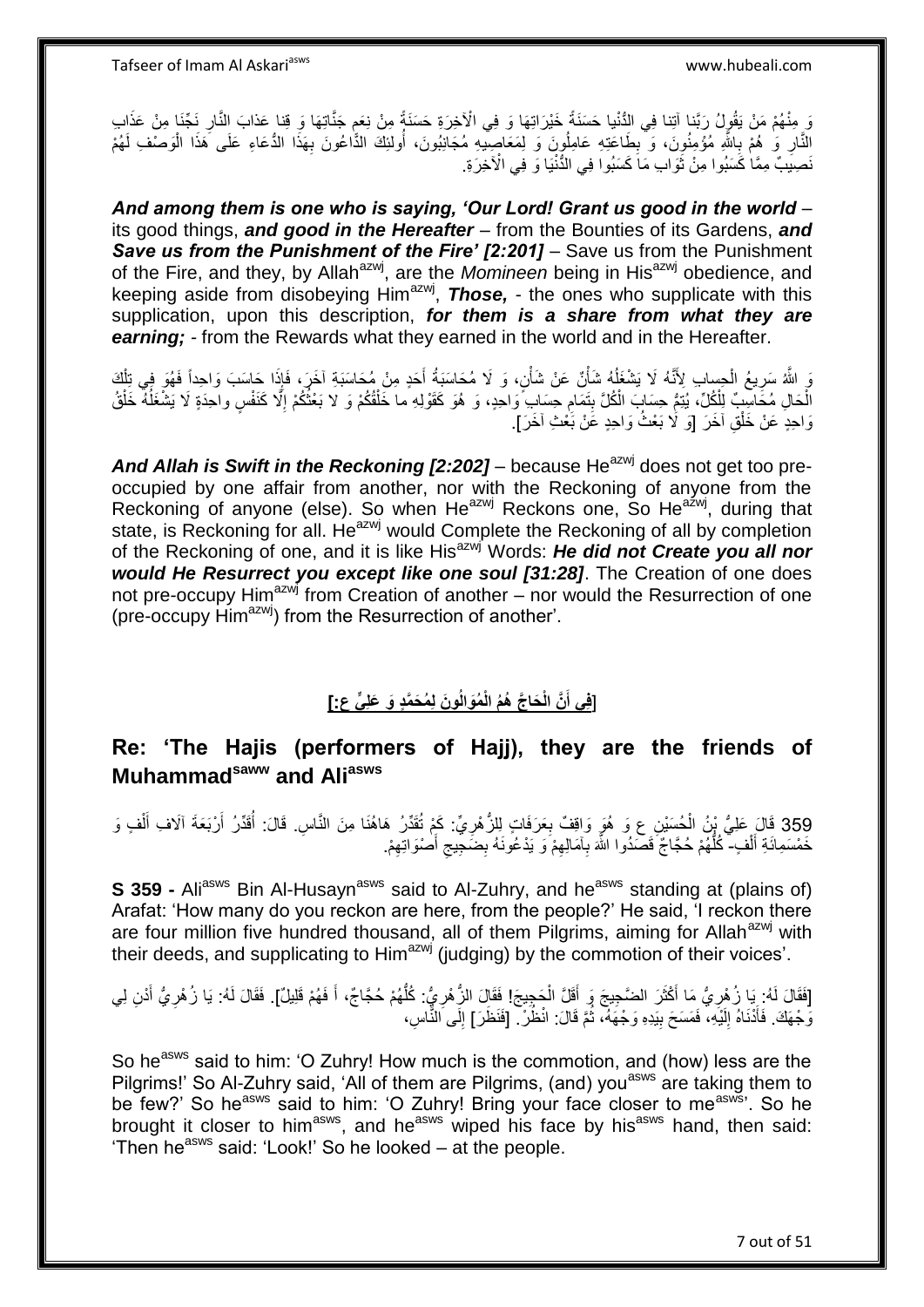وَ مِنْهُمْ مَنْ يَقُولُ رَبَّنا آتِنا فِي الدُّنْيا حَسَنَةً خَيْرَاتِهَا وَ فِي الْآخِرَةِ حَسَنَةً مِنْ نِعَمِ جَنَّاتِهَا وَ قِنا عَذابَ النَّارِ نَجِّنَا مِنْ عَذَابِ النَّارِ وَ هُمْ بِاللَّهِ مُؤْمِنُونَ، وَ بِطَاعَتِهِ عَامِلُونَ وَ لِمَعَاصِيهِ مُجَانِبُونَ، أُولئِكَ الدَّاعُونَ بِهَذَا الدُّعَاءِ عَلَى هَذَا الْوَصْفِ لَهُمْ نَصِيبٌ مِمَّا كَسَبُوا مِنْ ثَوَابِ مَا كَسَبُوا فِي الدُّنْيَا وَ فِي الْآخِرَةِ.

***And among them is one who is saying, 'Our Lord! Grant us good in the world*** – its good things, ***and good in the Hereafter*** – from the Bounties of its Gardens, ***and Save us from the Punishment of the Fire' [2:201]*** – Save us from the Punishment of the Fire, and they, by Allah^azwj, are the *Momineen* being in His^azwj obedience, and keeping aside from disobeying Him^azwj, ***Those,*** - the ones who supplicate with this supplication, upon this description, ***for them is a share from what they are earning;*** - from the Rewards what they earned in the world and in the Hereafter.

وَ اللَّهُ سَرِيعُ الْحِسابِ لِأَنَّهُ لَا يَشْغَلُهُ شَأْنٌ عَنْ شَأْنٍ، وَ لَا مُحَاسَبَةُ أَحَدٍ عَنْ مُحَاسَبَةِ آخَرَ، فَإِذَا حَاسَبَ وَاحِداً فَهُوَ فِي تِلْكَ الْحَالِ مُحَاسِبٌ لِلْكُلِّ، يُتِمُّ حِسَابَ الْكُلِّ بِتَمَامِ حِسَابِ وَاحِدٍ، وَ هُوَ كَقَوْلِهِ ما خَلْقُكُمْ وَ لا بَعْثُكُمْ إِلَّا كَنَفْسٍ واحِدَةٍ لَا يَشْغَلُهُ خَلْقُ وَاحِدٍ عَنْ خَلْقِ آخَرَ [وَ لَا بَعْثُ وَاحِدٍ عَنْ بَعْثِ آخَرَ].

***And Allah is Swift in the Reckoning [2:202]*** – because He^azwj does not get too pre-occupied by one affair from another, nor with the Reckoning of anyone from the Reckoning of anyone (else). So when He^azwj Reckons one, So He^azwj, during that state, is Reckoning for all. He^azwj would Complete the Reckoning of all by completion of the Reckoning of one, and it is like His^azwj Words: ***He did not Create you all nor would He Resurrect you except like one soul [31:28]***. The Creation of one does not pre-occupy Him^azwj from Creation of another – nor would the Resurrection of one (pre-occupy Him^azwj) from the Resurrection of another'.

### [فِي أَنَّ الْحَاجَّ هُمُ الْمُوَالُونَ لِمُحَمَّدٍ وَ عَلِيٍّ ع:]

## Re: 'The Hajis (performers of Hajj), they are the friends of Muhammad^saww and Ali^asws

359 قَالَ عَلِيُّ بْنُ الْحُسَيْنِ ع وَ هُوَ وَاقِفٌ بِعَرَفَاتٍ لِلزُّهْرِيِّ: كَمْ تُقَدِّرُ هَاهُنَا مِنَ النَّاسِ. قَالَ: أُقَدِّرُ أَرْبَعَةَ آلَافِ أَلْفٍ وَ خَمْسَمِائَةِ أَلْفٍ- كُلُّهُمْ حُجَّاجٌ قَصَدُوا اللَّهَ بِآمَالِهِمْ وَ يَدْعُونَهُ بِضَجِيجِ أَصْوَاتِهِمْ.

**S 359 -** Ali^asws Bin Al-Husayn^asws said to Al-Zuhry, and he^asws standing at (plains of) Arafat: 'How many do you reckon are here, from the people?' He said, 'I reckon there are four million five hundred thousand, all of them Pilgrims, aiming for Allah^azwj with their deeds, and supplicating to Him^azwj (judging) by the commotion of their voices'.

[فَقَالَ لَهُ: يَا زُهْرِيُّ مَا أَكْثَرَ الضَّجِيجَ وَ أَقَلَّ الْحَجِيجَ! فَقَالَ الزُّهْرِيُّ: كُلُّهُمْ حُجَّاجٌ، أَ فَهُمْ قَلِيلٌ]. فَقَالَ لَهُ: يَا زُهْرِيُّ أَدْنِ لِي وَجْهَكَ. فَأَدْنَاهُ إِلَيْهِ، فَمَسَحَ بِيَدِهِ وَجْهَهُ، ثُمَّ قَالَ: انْظُرْ. [فَنَظَرَ] إِلَى النَّاسِ،

So he^asws said to him: 'O Zuhry! How much is the commotion, and (how) less are the Pilgrims!' So Al-Zuhry said, 'All of them are Pilgrims, (and) you^asws are taking them to be few?' So he^asws said to him: 'O Zuhry! Bring your face closer to me^asws'. So he brought it closer to him^asws, and he^asws wiped his face by his^asws hand, then said: 'Then he^asws said: 'Look!' So he looked – at the people.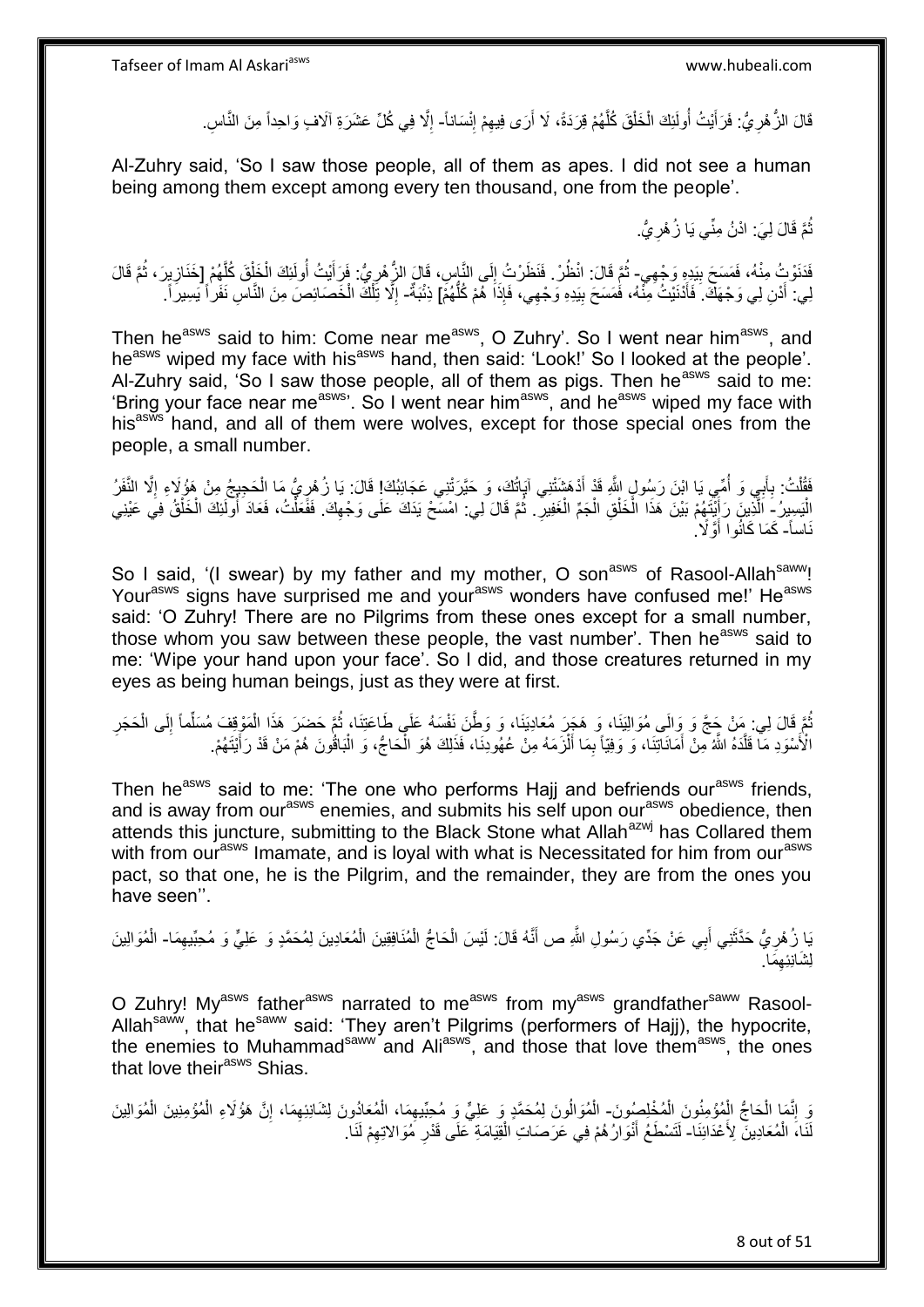قَالَ الزُّهْرِيُّ: فَرَأَيْتُ أُولَئِكَ الْخَلْقَ كُلَّهُمْ قِرَدَةً، لَا أَرَى فِيهِمْ إِنْسَاناً- إِلَّا فِي كُلِّ عَشَرَةِ آلَافٍ وَاحِداً مِنَ النَّاسِ.

Al-Zuhry said, 'So I saw those people, all of them as apes. I did not see a human being among them except among every ten thousand, one from the people'.

ثُمَّ قَالَ لِيَ: ادْنُ مِنِّي يَا زُهْرِيُّ.

فَدَنَوْتُ مِنْهُ، فَمَسَحَ بِيَدِهِ وَجْهِي- ثُمَّ قَالَ: انْظُرْ. فَنَظَرْتُ إِلَى النَّاسِ، قَالَ الزُّهْرِيُّ: فَرَأَيْتُ أُولَئِكَ الْخَلْقَ كُلَّهُمْ [خَنَازِيرَ، ثُمَّ قَالَ لِي: أَدْنِ لِي وَجْهَكَ. فَأَدْنَيْتُ مِنْهُ، فَمَسَحَ بِيَدِهِ وَجْهِي، فَإِذَا هُمْ كُلُّهُمْ] ذِئْبَةٌ- إِلَّا تِلْكَ الْخَصَائِصَ مِنَ النَّاسِ نَفَراً يَسِيراً.

Then he[asws] said to him: Come near me[asws], O Zuhry'. So I went near him[asws], and he[asws] wiped my face with his[asws] hand, then said: 'Look!' So I looked at the people'. Al-Zuhry said, 'So I saw those people, all of them as pigs. Then he[asws] said to me: 'Bring your face near me[asws]'. So I went near him[asws], and he[asws] wiped my face with his[asws] hand, and all of them were wolves, except for those special ones from the people, a small number.

فَقُلْتُ: بِأَبِي وَ أُمِّي يَا ابْنَ رَسُولِ اللَّهِ قَدْ أَدْهَشَتْنِي آيَاتُكَ، وَ حَيَّرَتْنِي عَجَائِبُكَ! قَالَ: يَا زُهْرِيُّ مَا الْحَجِيجُ مِنْ هَؤُلَاءِ إِلَّا النَّفَرُ الْيَسِيرُ- الَّذِينَ رَأَيْتَهُمْ بَيْنَ هَذَا الْخَلْقِ الْجَمِّ الْغَفِيرِ. ثُمَّ قَالَ لِي: امْسَحْ يَدَكَ عَلَى وَجْهِكَ. فَفَعَلْتُ، فَعَادَ أُولَئِكَ الْخَلْقُ فِي عَيْنِي نَاساً- كَمَا كَانُوا أَوَّلًا.

So I said, '(I swear) by my father and my mother, O son[asws] of Rasool-Allah[saww]! Your[asws] signs have surprised me and your[asws] wonders have confused me!' He[asws] said: 'O Zuhry! There are no Pilgrims from these ones except for a small number, those whom you saw between these people, the vast number'. Then he[asws] said to me: 'Wipe your hand upon your face'. So I did, and those creatures returned in my eyes as being human beings, just as they were at first.

ثُمَّ قَالَ لِي: مَنْ حَجَّ وَ وَالَى مُوَالِيَنَا، وَ هَجَرَ مُعَادِيَنَا، وَ وَطَّنَ نَفْسَهُ عَلَى طَاعَتِنَا، ثُمَّ حَضَرَ هَذَا الْمَوْقِفَ مُسَلِّماً إِلَى الْحَجَرِ الْأَسْوَدِ مَا قَلَّدَهُ اللَّهُ مِنْ أَمَانَاتِنَا، وَ وَفِيّاً بِمَا أَلْزَمَهُ مِنْ عُهُودِنَا، فَذَلِكَ هُوَ الْحَاجُّ، وَ الْبَاقُونَ هُمْ مَنْ قَدْ رَأَيْتَهُمْ.

Then he[asws] said to me: 'The one who performs Hajj and befriends our[asws] friends, and is away from our[asws] enemies, and submits his self upon our[asws] obedience, then attends this juncture, submitting to the Black Stone what Allah[azwj] has Collared them with from our[asws] Imamate, and is loyal with what is Necessitated for him from our[asws] pact, so that one, he is the Pilgrim, and the remainder, they are from the ones you have seen''.

يَا زُهْرِيُّ حَدَّثَنِي أَبِي عَنْ جَدِّي رَسُولِ اللَّهِ ص أَنَّهُ قَالَ: لَيْسَ الْحَاجُّ الْمُنَافِقِينَ الْمُعَادِينَ لِمُحَمَّدٍ وَ عَلِيٍّ وَ مُحِبِّيهِمَا- الْمُوَالِينَ لِشَانِئِيهِمَا.

O Zuhry! My[asws] father[asws] narrated to me[asws] from my[asws] grandfather[saww] Rasool-Allah[saww], that he[saww] said: 'They aren't Pilgrims (performers of Hajj), the hypocrite, the enemies to Muhammad[saww] and Ali[asws], and those that love them[asws], the ones that love their[asws] Shias.

وَ إِنَّمَا الْحَاجُّ الْمُؤْمِنُونَ الْمُخْلِصُونَ- الْمُوَالُونَ لِمُحَمَّدٍ وَ عَلِيٍّ وَ مُحِبِّيهِمَا، الْمُعَادُونَ لِشَانِئِيهِمَا، إِنَّ هَؤُلَاءِ الْمُؤْمِنِينَ الْمُوَالِينَ لَنَا، الْمُعَادِينَ لِأَعْدَائِنَا- لَتَسْطَعُ أَنْوَارُهُمْ فِي عَرَصَاتِ الْقِيَامَةِ عَلَى قَدْرِ مُوَالاتِهِمْ لَنَا.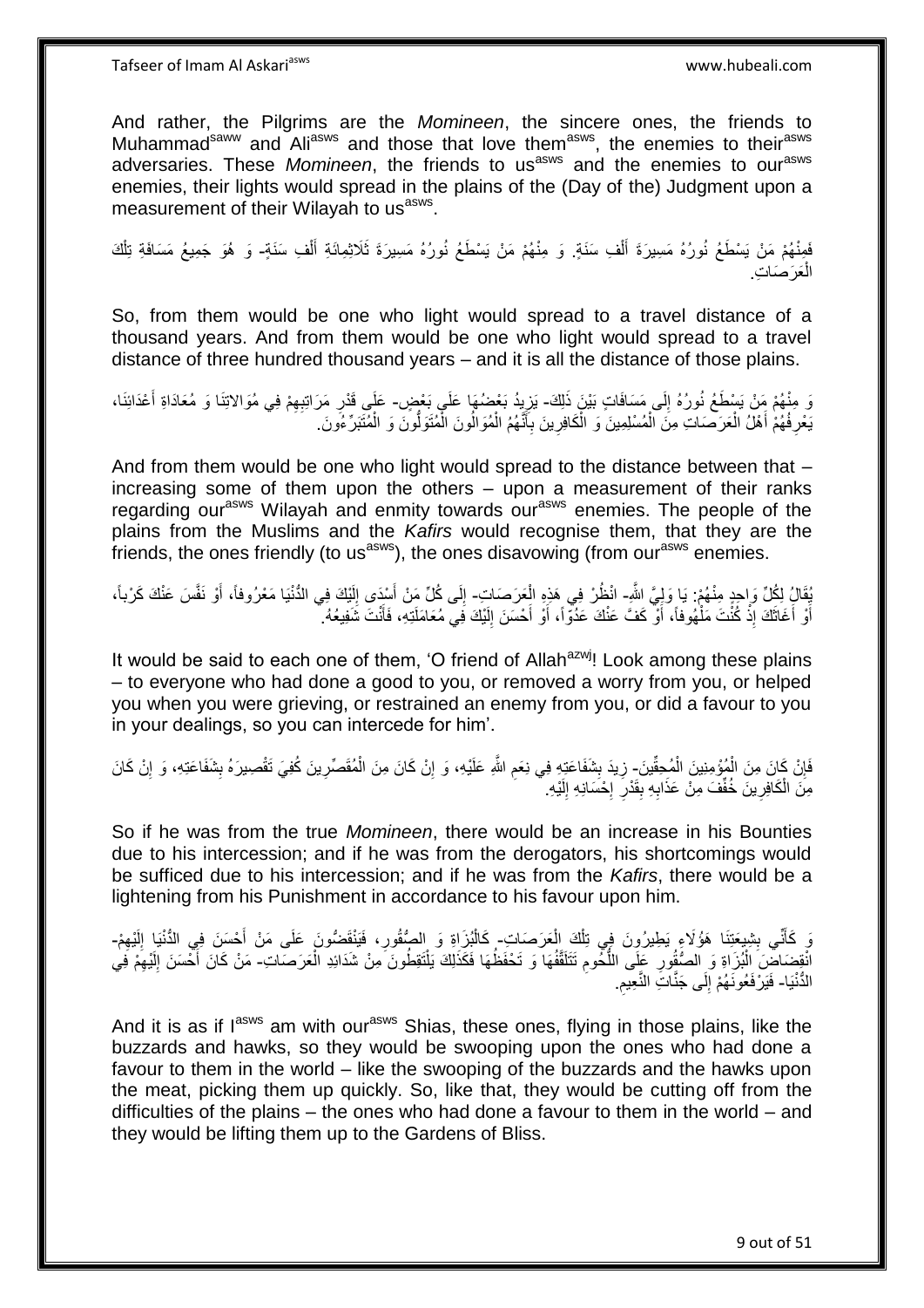And rather, the Pilgrims are the *Momineen*, the sincere ones, the friends to Muhammad[saww] and Ali[asws] and those that love them[asws], the enemies to their[asws] adversaries. These *Momineen*, the friends to us[asws] and the enemies to our[asws] enemies, their lights would spread in the plains of the (Day of the) Judgment upon a measurement of their Wilayah to us[asws].

فَمِنْهُمْ مَنْ يَسْطَعُ نُورُهُ مَسِيرَةَ أَلْفِ سَنَةٍ. وَ مِنْهُمْ مَنْ يَسْطَعُ نُورُهُ مَسِيرَةَ ثَلَاثِمِائَةِ أَلْفِ سَنَةٍ- وَ هُوَ جَمِيعُ مَسَافَةِ تِلْكَ الْعَرَصَاتِ.

So, from them would be one who light would spread to a travel distance of a thousand years. And from them would be one who light would spread to a travel distance of three hundred thousand years – and it is all the distance of those plains.

وَ مِنْهُمْ مَنْ يَسْطَعُ نُورُهُ إِلَى مَسَافَاتٍ بَيْنَ ذَلِكَ- يَزِيدُ بَعْضُهَا عَلَى بَعْضٍ- عَلَى قَدْرِ مَرَاتِبِهِمْ فِي مُوَالاتِنَا وَ مُعَادَاةِ أَعْدَائِنَا، يَعْرِفُهُمْ أَهْلُ الْعَرَصَاتِ مِنَ الْمُسْلِمِينَ وَ الْكَافِرِينَ بِأَنَّهُمُ الْمُوَالُونَ الْمُتَوَلُّونَ وَ الْمُتَبَرِّءُونَ.

And from them would be one who light would spread to the distance between that – increasing some of them upon the others – upon a measurement of their ranks regarding our[asws] Wilayah and enmity towards our[asws] enemies. The people of the plains from the Muslims and the *Kafirs* would recognise them, that they are the friends, the ones friendly (to us[asws]), the ones disavowing (from our[asws] enemies.

يُقَالُ لِكُلِّ وَاحِدٍ مِنْهُمْ: يَا وَلِيَّ اللَّهِ- انْظُرْ فِي هَذِهِ الْعَرَصَاتِ- إِلَى كُلِّ مَنْ أَسْدَى إِلَيْكَ فِي الدُّنْيَا مَعْرُوفاً، أَوْ نَفَّسَ عَنْكَ كَرْباً، أَوْ أَغَاثَكَ إِذْ كُنْتَ مَلْهُوفاً، أَوْ كَفَّ عَنْكَ عَدُوّاً، أَوْ أَحْسَنَ إِلَيْكَ فِي مُعَامَلَتِهِ، فَأَنْتَ شَفِيعُهُ.

It would be said to each one of them, 'O friend of Allah[azwj]! Look among these plains – to everyone who had done a good to you, or removed a worry from you, or helped you when you were grieving, or restrained an enemy from you, or did a favour to you in your dealings, so you can intercede for him'.

فَإِنْ كَانَ مِنَ الْمُؤْمِنِينَ الْمُحِقِّينَ- زِيدَ بِشَفَاعَتِهِ فِي نِعَمِ اللَّهِ عَلَيْهِ، وَ إِنْ كَانَ مِنَ الْمُقَصِّرِينَ كُفِيَ تَقْصِيرَهُ بِشَفَاعَتِهِ، وَ إِنْ كَانَ مِنَ الْكَافِرِينَ خُفِّفَ مِنْ عَذَابِهِ بِقَدْرِ إِحْسَانِهِ إِلَيْهِ.

So if he was from the true *Momineen*, there would be an increase in his Bounties due to his intercession; and if he was from the derogators, his shortcomings would be sufficed due to his intercession; and if he was from the *Kafirs*, there would be a lightening from his Punishment in accordance to his favour upon him.

وَ كَأَنِّي بِشِيعَتِنَا هَؤُلَاءِ يَطِيرُونَ فِي تِلْكَ الْعَرَصَاتِ- كَالْبُزَاةِ وَ الصُّقُورِ، فَيَنْقَضُّونَ عَلَى مَنْ أَحْسَنَ فِي الدُّنْيَا إِلَيْهِمْ- انْقِضَاضَ الْبُزَاةِ وَ الصُّقُورِ عَلَى اللُّحُومِ تَتَلَقَّفُهَا وَ تَحْفَظُهَا فَكَذَلِكَ يَلْتَقِطُونَ مِنْ شَدَائِدِ الْعَرَصَاتِ- مَنْ كَانَ أَحْسَنَ إِلَيْهِمْ فِي الدُّنْيَا- فَيَرْفَعُونَهُمْ إِلَى جَنَّاتِ النَّعِيمِ.

And it is as if I[asws] am with our[asws] Shias, these ones, flying in those plains, like the buzzards and hawks, so they would be swooping upon the ones who had done a favour to them in the world – like the swooping of the buzzards and the hawks upon the meat, picking them up quickly. So, like that, they would be cutting off from the difficulties of the plains – the ones who had done a favour to them in the world – and they would be lifting them up to the Gardens of Bliss.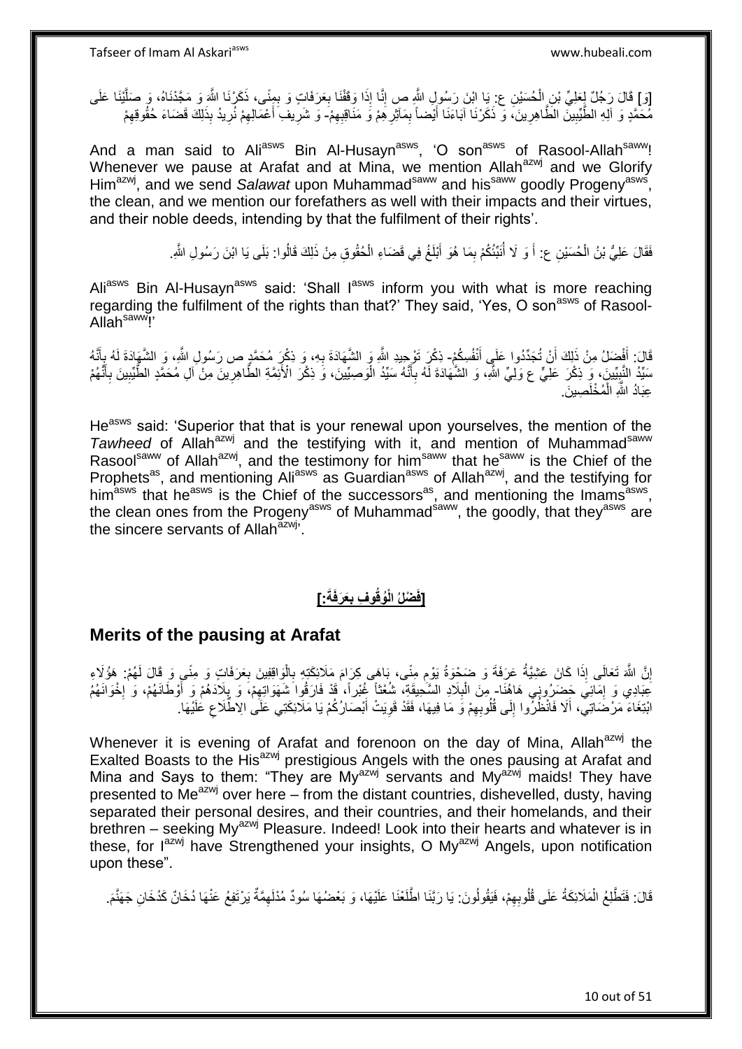[وَ] قَالَ رَجُلٌ لِعَلِيِّ بْنِ الْحُسَيْنِ ع: يَا ابْنَ رَسُولِ اللَّهِ ص إِنَّا إِذَا وَقَفْنَا بِعَرَفَاتٍ وَ بِمِنًى، ذَكَرْنَا اللَّهَ وَ مَجَّدْنَاهُ، وَ صَلَّيْنَا عَلَى مُحَمَّدٍ وَ آلِهِ الطَّيِّبِينَ الطَّاهِرِينَ، وَ ذَكَرْنَا آبَاءَنَا أَيْضاً بِمَآثِرِهِمْ وَ مَنَاقِبِهِمْ- وَ شَرِيفِ أَعْمَالِهِمْ نُرِيدُ بِذَلِكَ قَضَاءَ حُقُوقِهِمْ

And a man said to Ali[asws] Bin Al-Husayn[asws], 'O son[asws] of Rasool-Allah[saww]! Whenever we pause at Arafat and at Mina, we mention Allah[azwj] and we Glorify Him[azwj], and we send *Salawat* upon Muhammad[saww] and his[saww] goodly Progeny[asws], the clean, and we mention our forefathers as well with their impacts and their virtues, and their noble deeds, intending by that the fulfilment of their rights'.

فَقَالَ عَلِيُّ بْنُ الْحُسَيْنِ ع: أَ وَ لَا أُنَبِّئُكُمْ بِمَا هُوَ أَبْلَغُ فِي قَضَاءِ الْحُقُوقِ مِنْ ذَلِكَ قَالُوا: بَلَى يَا ابْنَ رَسُولِ اللَّهِ.

Ali[asws] Bin Al-Husayn[asws] said: 'Shall I[asws] inform you with what is more reaching regarding the fulfilment of the rights than that?' They said, 'Yes, O son[asws] of Rasool-Allah[saww]!'

قَالَ: أَفْضَلُ مِنْ ذَلِكَ أَنْ تُجَدِّدُوا عَلَى أَنْفُسِكُمْ- ذِكْرَ تَوْحِيدِ اللَّهِ وَ الشَّهَادَةَ بِهِ، وَ ذِكْرَ مُحَمَّدٍ ص رَسُولِ اللَّهِ، وَ الشَّهَادَةَ لَهُ بِأَنَّهُ سَيِّدُ النَّبِيِّينَ، وَ ذِكْرَ عَلِيٍّ ع وَلِيِّ اللَّهِ، وَ الشَّهَادَةَ لَهُ بِأَنَّهُ سَيِّدُ الْوَصِيِّينَ، وَ ذِكْرَ الْأَئِمَّةِ الطَّاهِرِينَ مِنْ آلِ مُحَمَّدٍ الطَّيِّبِينَ بِأَنَّهُمْ عِبَادُ اللَّهِ الْمُخْلَصِينَ.

He[asws] said: 'Superior that that is your renewal upon yourselves, the mention of the *Tawheed* of Allah[azwj] and the testifying with it, and mention of Muhammad[saww] Rasool[saww] of Allah[azwj], and the testimony for him[saww] that he[saww] is the Chief of the Prophets[as], and mentioning Ali[asws] as Guardian[asws] of Allah[azwj], and the testifying for him[asws] that he[asws] is the Chief of the successors[as], and mentioning the Imams[asws], the clean ones from the Progeny[asws] of Muhammad[saww], the goodly, that they[asws] are the sincere servants of Allah[azwj]'.

## [فَضْلُ الْوُقُوفِ بِعَرَفَةَ:]

## Merits of the pausing at Arafat

إِنَّ اللَّهَ تَعَالَى إِذَا كَانَ عَشِيَّةُ عَرَفَةَ وَ ضَحْوَةُ يَوْمِ مِنًى، بَاهَى كِرَامَ مَلَائِكَتِهِ بِالْوَاقِفِينَ بِعَرَفَاتٍ وَ مِنًى وَ قَالَ لَهُمْ: هَؤُلَاءِ عِبَادِي وَ إِمَائِي حَضَرُونِي هَاهُنَا- مِنَ الْبِلَادِ السَّحِيقَةِ، شُعْثاً غُبْراً، قَدْ فَارَقُوا شَهَوَاتِهِمْ، وَ بِلَادَهُمْ وَ أَوْطَانَهُمْ، وَ إِخْوَانَهُمْ ابْتِغَاءَ مَرْضَاتِي، أَلَا فَانْظُرُوا إِلَى قُلُوبِهِمْ وَ مَا فِيهَا، فَقَدْ قَوِيَتْ أَبْصَارُكُمْ يَا مَلَائِكَتِي عَلَى الِاطِّلَاعِ عَلَيْهَا.

Whenever it is evening of Arafat and forenoon on the day of Mina, Allah[azwj] the Exalted Boasts to the His[azwj] prestigious Angels with the ones pausing at Arafat and Mina and Says to them: "They are My[azwj] servants and My[azwj] maids! They have presented to Me[azwj] over here – from the distant countries, dishevelled, dusty, having separated their personal desires, and their countries, and their homelands, and their brethren – seeking My[azwj] Pleasure. Indeed! Look into their hearts and whatever is in these, for I[azwj] have Strengthened your insights, O My[azwj] Angels, upon notification upon these".

قَالَ: فَتَطَّلِعُ الْمَلَائِكَةُ عَلَى قُلُوبِهِمْ، فَيَقُولُونَ: يَا رَبَّنَا اطَّلَعْنَا عَلَيْهَا، وَ بَعْضُهَا سُودٌ مُدْلَهِمَّةٌ يَرْتَفِعُ عَنْهَا دُخَانٌ كَدُخَانِ جَهَنَّمَ.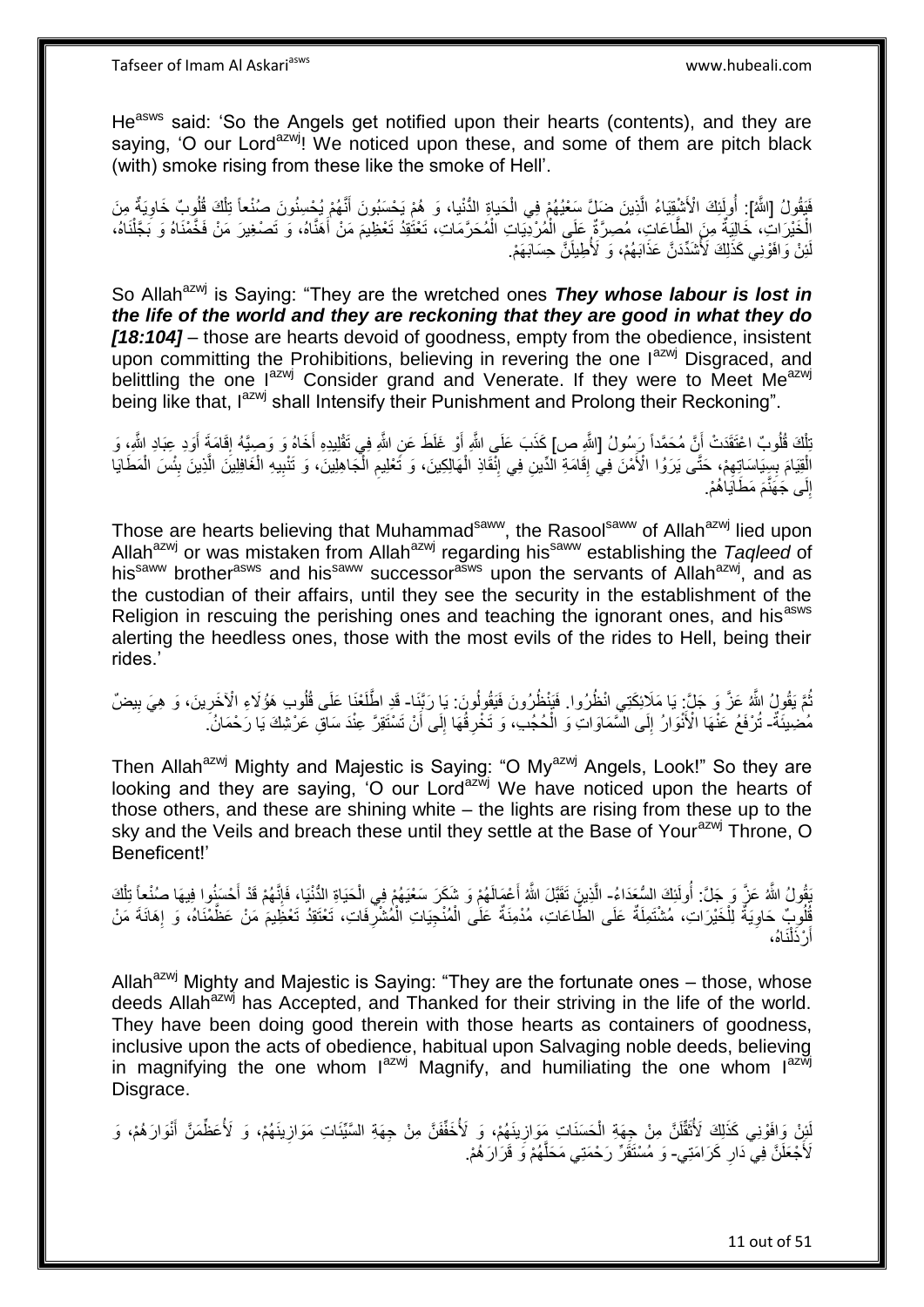He[asws] said: 'So the Angels get notified upon their hearts (contents), and they are saying, 'O our Lord[azwj]! We noticed upon these, and some of them are pitch black (with) smoke rising from these like the smoke of Hell'.

فَيَقُولُ [اللَّهُ]: أُولَئِكَ الْأَشْقِيَاءُ الَّذِينَ ضَلَّ سَعْيُهُمْ فِي الْحَيَاةِ الدُّنْيا، وَ هُمْ يَحْسَبُونَ أَنَّهُمْ يُحْسِنُونَ صُنْعاً تِلْكَ قُلُوبٌ خَاوِيَةٌ مِنَ الْخَيْرَاتِ، خَالِيَةٌ مِنَ الطَّاعَاتِ، مُصِرَّةٌ عَلَى الْمُرْدِيَاتِ الْمُحَرَّمَاتِ، تَعْتَقِدُ تَعْظِيمَ مَنْ أَهَنَّاهُ، وَ تَصْغِيرَ مَنْ فَخَّمْنَاهُ وَ بَجَّلْنَاهُ، لَئِنْ وَافَوْنِي كَذَلِكَ لَأُشَدِّدَنَّ عَذَابَهُمْ، وَ لَأُطِيلَنَّ حِسَابَهُمْ.

So Allah[azwj] is Saying: "They are the wretched ones ***They whose labour is lost in the life of the world and they are reckoning that they are good in what they do [18:104]*** – those are hearts devoid of goodness, empty from the obedience, insistent upon committing the Prohibitions, believing in revering the one I[azwj] Disgraced, and belittling the one I[azwj] Consider grand and Venerate. If they were to Meet Me[azwj] being like that, I[azwj] shall Intensify their Punishment and Prolong their Reckoning".

تِلْكَ قُلُوبٌ اعْتَقَدَتْ أَنَّ مُحَمَّداً رَسُولُ [اللَّهِ ص] كَذَبَ عَلَى اللَّهِ أَوْ غَلَطَ عَنِ اللَّهِ فِي تَقْلِيدِهِ أَخَاهُ وَ وَصِيَّهُ إِقَامَةَ أَوَدِ عِبَادِ اللَّهِ، وَ الْقِيَامَ بِسِيَاسَاتِهِمْ، حَتَّى يَرَوُا الْأَمْنَ فِي إِقَامَةِ الدِّينِ فِي إِنْقَاذِ الْهَالِكِينَ، وَ تَعْلِيمِ الْجَاهِلِينَ، وَ تَنْبِيهِ الْغَافِلِينَ الَّذِينَ بِئْسَ الْمَطَايَا إِلَى جَهَنَّمَ مَطَايَاهُمْ.

Those are hearts believing that Muhammad[saww], the Rasool[saww] of Allah[azwj] lied upon Allah[azwj] or was mistaken from Allah[azwj] regarding his[saww] establishing the *Taqleed* of his[saww] brother[asws] and his[saww] successor[asws] upon the servants of Allah[azwj], and as the custodian of their affairs, until they see the security in the establishment of the Religion in rescuing the perishing ones and teaching the ignorant ones, and his[asws] alerting the heedless ones, those with the most evils of the rides to Hell, being their rides.'

ثُمَّ يَقُولُ اللَّهُ عَزَّ وَ جَلَّ: يَا مَلَائِكَتِي انْظُرُوا. فَيَنْظُرُونَ فَيَقُولُونَ: يَا رَبَّنَا- قَدِ اطَّلَعْنَا عَلَى قُلُوبِ هَؤُلَاءِ الْآخَرِينَ، وَ هِيَ بِيضٌ مُضِيئَةٌ- تُرْفَعُ عَنْهَا الْأَنْوَارُ إِلَى السَّمَاوَاتِ وَ الْحُجُبِ، وَ تَخْرِقُهَا إِلَى أَنْ تَسْتَقِرَّ عِنْدَ سَاقِ عَرْشِكَ يَا رَحْمَانُ.

Then Allah[azwj] Mighty and Majestic is Saying: "O My[azwj] Angels, Look!" So they are looking and they are saying, 'O our Lord[azwj] We have noticed upon the hearts of those others, and these are shining white – the lights are rising from these up to the sky and the Veils and breach these until they settle at the Base of Your[azwj] Throne, O Beneficent!'

يَقُولُ اللَّهُ عَزَّ وَ جَلَّ: أُولَئِكَ السُّعَدَاءُ- الَّذِينَ تَقَبَّلَ اللَّهُ أَعْمَالَهُمْ وَ شَكَرَ سَعْيَهُمْ فِي الْحَيَاةِ الدُّنْيَا، فَإِنَّهُمْ قَدْ أَحْسَنُوا فِيهَا صُنْعاً تِلْكَ قُلُوبٌ حَاوِيَةٌ لِلْخَيْرَاتِ، مُشْتَمِلَةٌ عَلَى الطَّاعَاتِ، مُدْمِنَةٌ عَلَى الْمُنْجِيَاتِ الْمُشَرِّفَاتِ، تَعْتَقِدُ تَعْظِيمَ مَنْ عَظَّمْنَاهُ، وَ إِهَانَةَ مَنْ أَذْلَلْنَاهُ،

Allah[azwj] Mighty and Majestic is Saying: "They are the fortunate ones – those, whose deeds Allah[azwj] has Accepted, and Thanked for their striving in the life of the world. They have been doing good therein with those hearts as containers of goodness, inclusive upon the acts of obedience, habitual upon Salvaging noble deeds, believing in magnifying the one whom I[azwj] Magnify, and humiliating the one whom I[azwj] Disgrace.

لَئِنْ وَافَوْنِي كَذَلِكَ لَأُثَقِّلَنَّ مِنْ جِهَةِ الْحَسَنَاتِ مَوَازِينَهُمْ، وَ لَأُخَفِّفَنَّ مِنْ جِهَةِ السَّيِّئَاتِ مَوَازِينَهُمْ، وَ لَأُعَظِّمَنَّ أَنْوَارَهُمْ، وَ لَأَجْعَلَنَّ فِي دَارِ كَرَامَتِي- وَ مُسْتَقَرِّ رَحْمَتِي مَحَلَّهُمْ وَ قَرَارَهُمْ.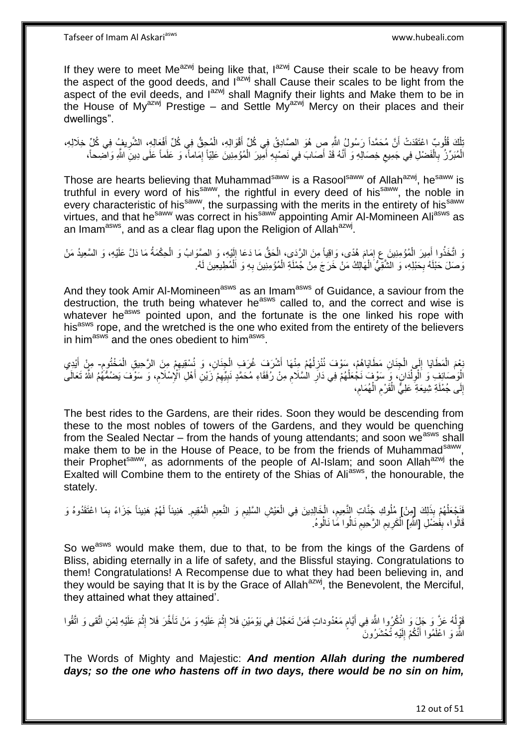If they were to meet Me^azwj being like that, I^azwj Cause their scale to be heavy from the aspect of the good deeds, and I^azwj shall Cause their scales to be light from the aspect of the evil deeds, and I^azwj shall Magnify their lights and Make them to be in the House of My^azwj Prestige – and Settle My^azwj Mercy on their places and their dwellings".

تِلْكَ قُلُوبٌ اعْتَقَدَتْ أَنَّ مُحَمَّداً رَسُولُ اللَّهِ ص هُوَ الصَّادِقُ فِي كُلِّ أَقْوَالِهِ، الْمُحِقُّ فِي كُلِّ أَفْعَالِهِ، الشَّرِيفُ فِي كُلِّ خِلَالِهِ، الْمُبَرِّزُ بِالْفَضْلِ فِي جَمِيعِ خِصَالِهِ وَ أَنَّهُ قَدْ أَصَابَ فِي نَصْبِهِ أَمِيرَ الْمُؤْمِنِينَ عَلِيّاً إِمَاماً، وَ عَلَماً عَلَى دِينِ اللَّهِ وَاضِحاً،

Those are hearts believing that Muhammad^saww is a Rasool^saww of Allah^azwj, he^saww is truthful in every word of his^saww, the rightful in every deed of his^saww, the noble in every characteristic of his^saww, the surpassing with the merits in the entirety of his^saww virtues, and that he^saww was correct in his^saww appointing Amir Al-Momineen Ali^asws as an Imam^asws, and as a clear flag upon the Religion of Allah^azwj.

وَ اتَّخَذُوا أَمِيرَ الْمُؤْمِنِينَ ع إِمَامَ هُدًى، وَاقِياً مِنَ الرَّدَى، الْحَقُّ مَا دَعَا إِلَيْهِ، وَ الصَّوَابُ وَ الْحِكْمَةُ مَا دَلَّ عَلَيْهِ، وَ السَّعِيدُ مَنْ وَصَلَ حَبْلَهُ بِحَبْلِهِ، وَ الشَّقِيُّ الْهَالِكُ مَنْ خَرَجَ مِنْ جُمْلَةِ الْمُؤْمِنِينَ بِهِ وَ الْمُطِيعِينَ لَهُ.

And they took Amir Al-Momineen^asws as an Imam^asws of Guidance, a saviour from the destruction, the truth being whatever he^asws called to, and the correct and wise is whatever he^asws pointed upon, and the fortunate is the one linked his rope with his^asws rope, and the wretched is the one who exited from the entirety of the believers in him^asws and the ones obedient to him^asws.

نِعْمَ الْمَطَايَا إِلَى الْجِنَانِ مَطَايَاهُمْ، سَوْفَ نُنْزِلُهُمْ مِنْهَا أَشْرَفَ غُرَفِ الْجِنَانِ، وَ نُسْقِيهِمْ مِنَ الرَّحِيقِ الْمَخْتُومِ- مِنْ أَيْدِي الْوَصَائِفِ وَ الْوِلْدَانِ، وَ سَوْفَ نَجْعَلُهُمْ فِي دَارِ السَّلَامِ مِنْ رُفَقَاءِ مُحَمَّدٍ نَبِيِّهِمْ زَيْنَ أَهْلِ الْإِسْلَامِ، وَ سَوْفَ يَضُمُّهُمُ اللَّهُ تَعَالَى إِلَى جُمْلَةِ شِيعَةِ عَلِيٍّ الْقَرْمِ الْهُمَامِ،

The best rides to the Gardens, are their rides. Soon they would be descending from these to the most nobles of towers of the Gardens, and they would be quenching from the Sealed Nectar – from the hands of young attendants; and soon we^asws shall make them to be in the House of Peace, to be from the friends of Muhammad^saww, their Prophet^saww, as adornments of the people of Al-Islam; and soon Allah^azwj the Exalted will Combine them to the entirety of the Shias of Ali^asws, the honourable, the stately.

فَنَجْعَلُهُمْ بِذَلِكَ [مِنْ] مُلُوكِ جَنَّاتِ النَّعِيمِ، الْخَالِدِينَ فِي الْعَيْشِ السَّلِيمِ وَ النَّعِيمِ الْمُقِيمِ. هَنِيئاً لَهُمْ هَنِيئاً جَزَاءً بِمَا اعْتَقَدُوهُ وَ قَالُوا، بِفَضْلِ [اللَّهِ] الْكَرِيمِ الرَّحِيمِ نَالُوا مَا نَالُوهُ.

So we^asws would make them, due to that, to be from the kings of the Gardens of Bliss, abiding eternally in a life of safety, and the Blissful staying. Congratulations to them! Congratulations! A Recompense due to what they had been believing in, and they would be saying that It is by the Grace of Allah^azwj, the Benevolent, the Merciful, they attained what they attained'.

قَوْلُهُ عَزَّ وَ جَلَ وَ اذْكُرُوا اللَّهَ فِي أَيَّامٍ مَعْدُوداتٍ فَمَنْ تَعَجَّلَ فِي يَوْمَيْنِ فَلا إِثْمَ عَلَيْهِ وَ مَنْ تَأَخَّرَ فَلا إِثْمَ عَلَيْهِ لِمَنِ اتَّقى وَ اتَّقُوا اللَّهَ وَ اعْلَمُوا أَنَّكُمْ إِلَيْهِ تُحْشَرُونَ

The Words of Mighty and Majestic: ***And mention Allah during the numbered days; so the one who hastens off in two days, there would be no sin on him,***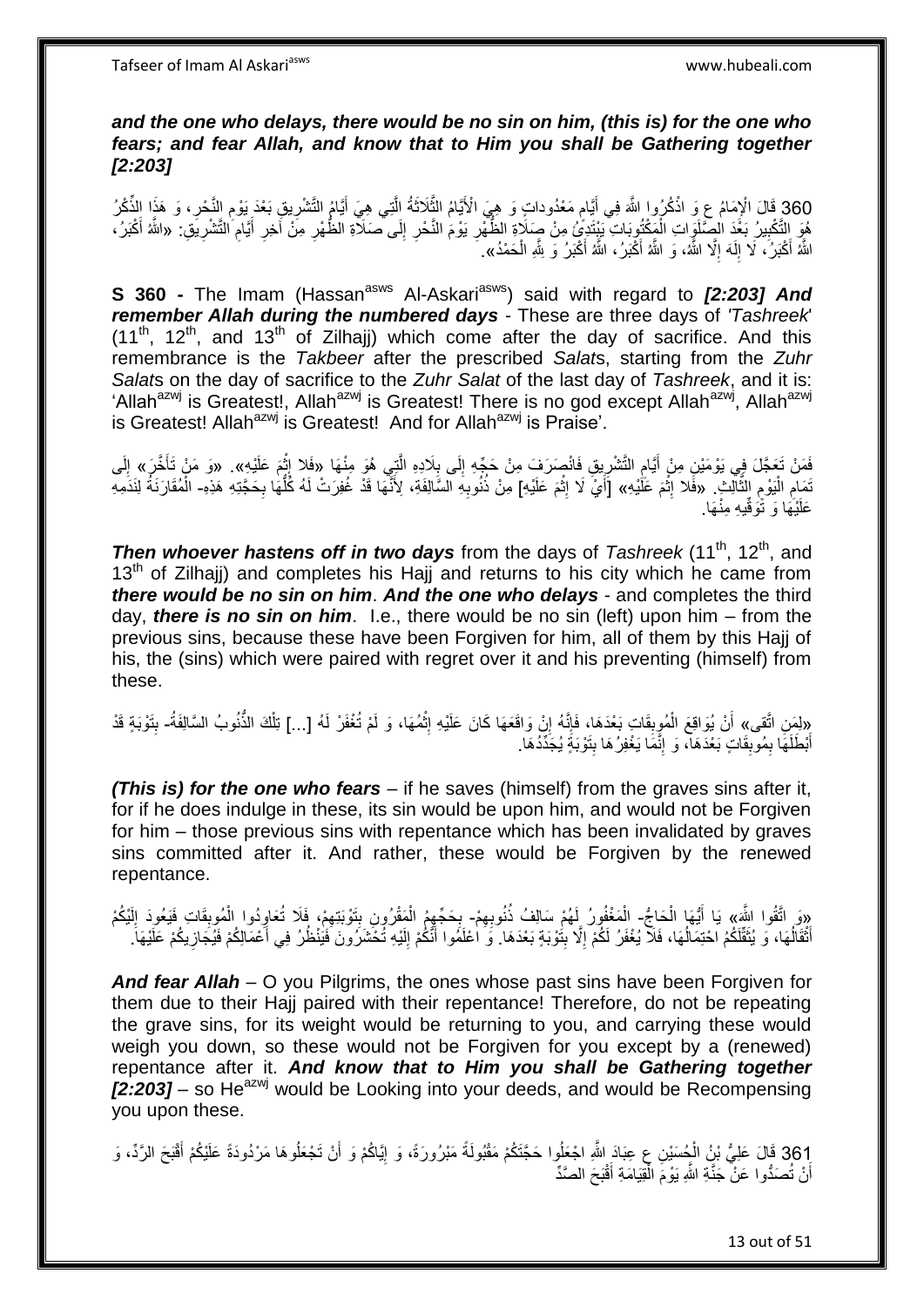***and the one who delays, there would be no sin on him, (this is) for the one who fears; and fear Allah, and know that to Him you shall be Gathering together [2:203]***

360 قَالَ الْإِمَامُ ع وَ اذْكُرُوا اللَّهَ فِي أَيَّامٍ مَعْدُوداتٍ وَ هِيَ الْأَيَّامُ الثَّلَاثَةُ الَّتِي هِيَ أَيَّامُ التَّشْرِيقِ بَعْدَ يَوْمِ النَّحْرِ، وَ هَذَا الذِّكْرُ هُوَ التَّكْبِيرُ بَعْدَ الصَّلَوَاتِ الْمَكْتُوبَاتِ يَبْتَدِئُ مِنْ صَلَاةِ الظُّهْرِ يَوْمَ النَّحْرِ إِلَى صَلَاةِ الظُّهْرِ مِنْ آخِرِ أَيَّامِ التَّشْرِيقِ: «اللَّهُ أَكْبَرُ، اللَّهُ أَكْبَرُ، لَا إِلَهَ إِلَّا اللَّهُ، وَ اللَّهُ أَكْبَرُ، اللَّهُ أَكْبَرُ وَ لِلَّهِ الْحَمْدُ».

**S 360 -** The Imam (Hassan[asws] Al-Askari[asws]) said with regard to ***[2:203] And remember Allah during the numbered days*** - These are three days of *'Tashreek*' (11[th], 12[th], and 13[th] of Zilhajj) which come after the day of sacrifice. And this remembrance is the *Takbeer* after the prescribed *Salat*s, starting from the *Zuhr Salat*s on the day of sacrifice to the *Zuhr Salat* of the last day of *Tashreek*, and it is: 'Allah[azwj] is Greatest!, Allah[azwj] is Greatest! There is no god except Allah[azwj], Allah[azwj] is Greatest! Allah[azwj] is Greatest! And for Allah[azwj] is Praise'.

فَمَنْ تَعَجَّلَ فِي يَوْمَيْنِ مِنْ أَيَّامِ التَّشْرِيقِ فَانْصَرَفَ مِنْ حَجِّهِ إِلَى بِلَادِهِ الَّتِي هُوَ مِنْهَا «فَلا إِثْمَ عَلَيْهِ». «وَ مَنْ تَأَخَّرَ» إِلَى تَمَامِ الْيَوْمِ الثَّالِثِ. «فَلا إِثْمَ عَلَيْهِ» [أَيْ لَا إِثْمَ عَلَيْهِ] مِنْ ذُنُوبِهِ السَّالِفَةِ، لِأَنَّهَا قَدْ غُفِرَتْ لَهُ كُلُّهَا بِحَجَّتِهِ هَذِهِ- الْمُقَارَنَةُ لِنَدَمِهِ عَلَيْهَا وَ تَوَقِّيهِ مِنْهَا.

***Then whoever hastens off in two days*** from the days of *Tashreek* (11[th], 12[th], and 13[th] of Zilhajj) and completes his Hajj and returns to his city which he came from ***there would be no sin on him***. ***And the one who delays*** - and completes the third day, ***there is no sin on him***. I.e., there would be no sin (left) upon him – from the previous sins, because these have been Forgiven for him, all of them by this Hajj of his, the (sins) which were paired with regret over it and his preventing (himself) from these.

«لِمَنِ اتَّقى» أَنْ يُوَاقِعَ الْمُوبِقَاتِ بَعْدَهَا، فَإِنَّهُ إِنْ وَاقَعَهَا كَانَ عَلَيْهِ إِثْمُهَا، وَ لَمْ تُغْفَرْ لَهُ [...] تِلْكَ الذُّنُوبُ السَّالِفَةُ- بِتَوْبَةٍ قَدْ أَبْطَلَهَا بِمُوبِقَاتٍ بَعْدَهَا، وَ إِنَّمَا يَغْفِرُهَا بِتَوْبَةٍ يُجَدِّدُهَا.

***(This is) for the one who fears*** – if he saves (himself) from the graves sins after it, for if he does indulge in these, its sin would be upon him, and would not be Forgiven for him – those previous sins with repentance which has been invalidated by graves sins committed after it. And rather, these would be Forgiven by the renewed repentance.

«وَ اتَّقُوا اللَّهَ» يَا أَيُّهَا الْحَاجُّ- الْمَغْفُورُ لَهُمْ سَالِفُ ذُنُوبِهِمْ- بِحَجِّهِمُ الْمَقْرُونِ بِتَوْبَتِهِمْ، فَلَا تُعَاوِدُوا الْمُوبِقَاتِ فَيَعُودَ إِلَيْكُمْ أَثْقَالُهَا، وَ يُثْقِلَكُمْ احْتِمَالُهَا، فَلَا يُغْفَرُ لَكُمْ إِلَّا بِتَوْبَةٍ بَعْدَهَا. وَ اعْلَمُوا أَنَّكُمْ إِلَيْهِ تُحْشَرُونَ فَيَنْظُرُ فِي أَعْمَالِكُمْ فَيُجَازِيكُمْ عَلَيْهَا.

***And fear Allah*** – O you Pilgrims, the ones whose past sins have been Forgiven for them due to their Hajj paired with their repentance! Therefore, do not be repeating the grave sins, for its weight would be returning to you, and carrying these would weigh you down, so these would not be Forgiven for you except by a (renewed) repentance after it. ***And know that to Him you shall be Gathering together [2:203]*** – so He[azwj] would be Looking into your deeds, and would be Recompensing you upon these.

361 قَالَ عَلِيُّ بْنُ الْحُسَيْنِ ع عِبَادَ اللَّهِ اجْعَلُوا حَجَّتَكُمْ مَقْبُولَةً مَبْرُورَةً، وَ إِيَّاكُمْ وَ أَنْ تَجْعَلُوهَا مَرْدُودَةً عَلَيْكُمْ أَقْبَحَ الرَّدِّ، وَ أَنْ تُصَدُّوا عَنْ جَنَّةِ اللَّهِ يَوْمَ الْقِيَامَةِ أَقْبَحَ الصَّدِّ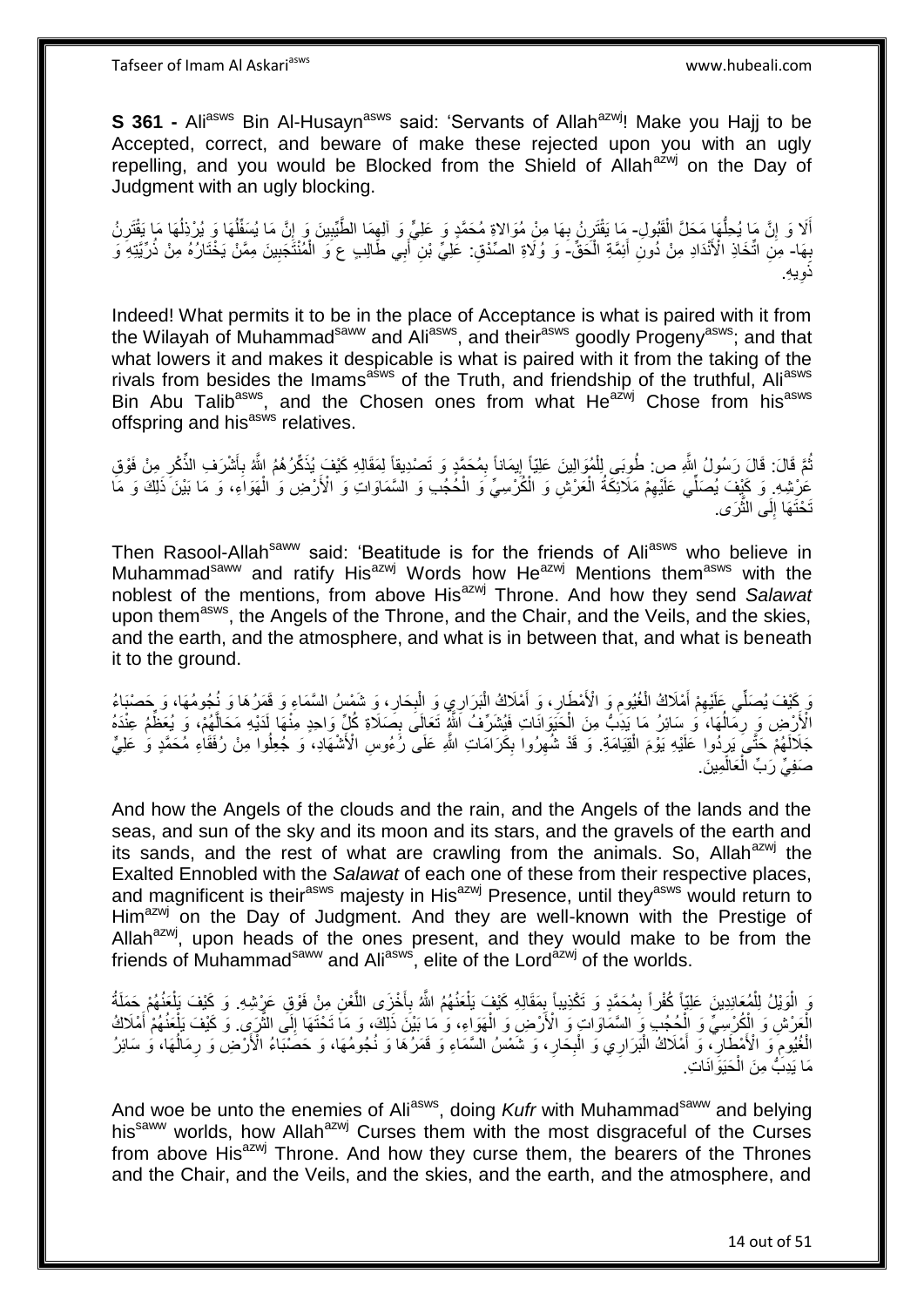**S 361 -** Ali[asws] Bin Al-Husayn[asws] said: 'Servants of Allah[azwj]! Make you Hajj to be Accepted, correct, and beware of make these rejected upon you with an ugly repelling, and you would be Blocked from the Shield of Allah[azwj] on the Day of Judgment with an ugly blocking.

أَلَا وَ إِنَّ مَا يُحِلُّهَا مَحَلَّ الْقَبُولِ- مَا يَقْتَرِنُ بِهَا مِنْ مُوَالاةِ مُحَمَّدٍ وَ عَلِيٍّ وَ آلِهِمَا الطَّيِّبِينَ وَ إِنَّ مَا يُسَفِّلُهَا وَ يُرْذِلُهَا مَا يَقْتَرِنُ بِهَا- مِنِ اتِّخَاذِ الْأَنْدَادِ مِنْ دُونِ أَئِمَّةِ الْحَقِّ- وَ وُلَاةِ الصِّدْقِ: عَلِيِّ بْنِ أَبِي طَالِبٍ ع وَ الْمُنْتَجَبِينَ مِمَّنْ يَخْتَارُهُ مِنْ ذُرِّيَّتِهِ وَ ذَوِيهِ.

Indeed! What permits it to be in the place of Acceptance is what is paired with it from the Wilayah of Muhammad[saww] and Ali[asws], and their[asws] goodly Progeny[asws]; and that what lowers it and makes it despicable is what is paired with it from the taking of the rivals from besides the Imams[asws] of the Truth, and friendship of the truthful, Ali[asws] Bin Abu Talib[asws], and the Chosen ones from what He[azwj] Chose from his[asws] offspring and his[asws] relatives.

ثُمَّ قَالَ: قَالَ رَسُولُ اللَّهِ ص: طُوبَى لِلْمُوَالِينَ عَلِيّاً إِيمَاناً بِمُحَمَّدٍ وَ تَصْدِيقاً لِمَقَالِهِ كَيْفَ يُذَكِّرُهُمُ اللَّهُ بِأَشْرَفِ الذِّكْرِ مِنْ فَوْقِ عَرْشِهِ. وَ كَيْفَ يُصَلِّي عَلَيْهِمْ مَلَائِكَةُ الْعَرْشِ وَ الْكُرْسِيِّ وَ الْحُجُبِ وَ السَّمَاوَاتِ وَ الْأَرْضِ وَ الْهَوَاءِ، وَ مَا بَيْنَ ذَلِكَ وَ مَا تَحْتَهَا إِلَى الثَّرَى.

Then Rasool-Allah[saww] said: 'Beatitude is for the friends of Ali[asws] who believe in Muhammad[saww] and ratify His[azwj] Words how He[azwj] Mentions them[asws] with the noblest of the mentions, from above His[azwj] Throne. And how they send *Salawat* upon them[asws], the Angels of the Throne, and the Chair, and the Veils, and the skies, and the earth, and the atmosphere, and what is in between that, and what is beneath it to the ground.

وَ كَيْفَ يُصَلِّي عَلَيْهِمْ أَمْلَاكُ الْغُيُومِ وَ الْأَمْطَارِ، وَ أَمْلَاكُ الْبَرَارِي وَ الْبِحَارِ، وَ شَمْسُ السَّمَاءِ وَ قَمَرُهَا وَ نُجُومُهَا، وَ حَصْبَاءُ الْأَرْضِ وَ رِمَالُهَا، وَ سَائِرُ مَا يَدِبُّ مِنَ الْحَيَوَانَاتِ فَيُشَرِّفُ اللَّهُ تَعَالَى بِصَلَاةِ كُلِّ وَاحِدٍ مِنْهَا لَدَيْهِ مَحَالَّهُمْ، وَ يُعَظِّمُ عِنْدَهُ جَلَالَهُمْ حَتَّى يَرِدُوا عَلَيْهِ يَوْمَ الْقِيَامَةِ. وَ قَدْ شُهِرُوا بِكَرَامَاتِ اللَّهِ عَلَى رُءُوسِ الْأَشْهَادِ، وَ جُعِلُوا مِنْ رُفَقَاءِ مُحَمَّدٍ وَ عَلِيٍّ صَفِيِّ رَبِّ الْعَالَمِينَ.

And how the Angels of the clouds and the rain, and the Angels of the lands and the seas, and sun of the sky and its moon and its stars, and the gravels of the earth and its sands, and the rest of what are crawling from the animals. So, Allah[azwj] the Exalted Ennobled with the *Salawat* of each one of these from their respective places, and magnificent is their[asws] majesty in His[azwj] Presence, until they[asws] would return to Him[azwj] on the Day of Judgment. And they are well-known with the Prestige of Allah[azwj], upon heads of the ones present, and they would make to be from the friends of Muhammad[saww] and Ali[asws], elite of the Lord[azwj] of the worlds.

وَ الْوَيْلُ لِلْمُعَانِدِينَ عَلِيّاً كُفْراً بِمُحَمَّدٍ وَ تَكْذِيباً بِمَقَالِهِ كَيْفَ يَلْعَنُهُمُ اللَّهُ بِأَخْزَى اللَّعْنِ مِنْ فَوْقِ عَرْشِهِ. وَ كَيْفَ يَلْعَنُهُمْ حَمَلَةُ الْعَرْشِ وَ الْكُرْسِيِّ وَ الْحُجُبِ وَ السَّمَاوَاتِ وَ الْأَرْضِ وَ الْهَوَاءِ، وَ مَا بَيْنَ ذَلِكَ، وَ مَا تَحْتَهَا إِلَى الثَّرَى. وَ كَيْفَ يَلْعَنُهُمْ أَمْلَاكُ الْغُيُومِ وَ الْأَمْطَارِ، وَ أَمْلَاكُ الْبَرَارِي وَ الْبِحَارِ، وَ شَمْسُ السَّمَاءِ وَ قَمَرُهَا وَ نُجُومُهَا، وَ حَصْبَاءُ الْأَرْضِ وَ رِمَالُهَا، وَ سَائِرُ مَا يَدِبُّ مِنَ الْحَيَوَانَاتِ.

And woe be unto the enemies of Ali[asws], doing *Kufr* with Muhammad[saww] and belying his[saww] worlds, how Allah[azwj] Curses them with the most disgraceful of the Curses from above His[azwj] Throne. And how they curse them, the bearers of the Thrones and the Chair, and the Veils, and the skies, and the earth, and the atmosphere, and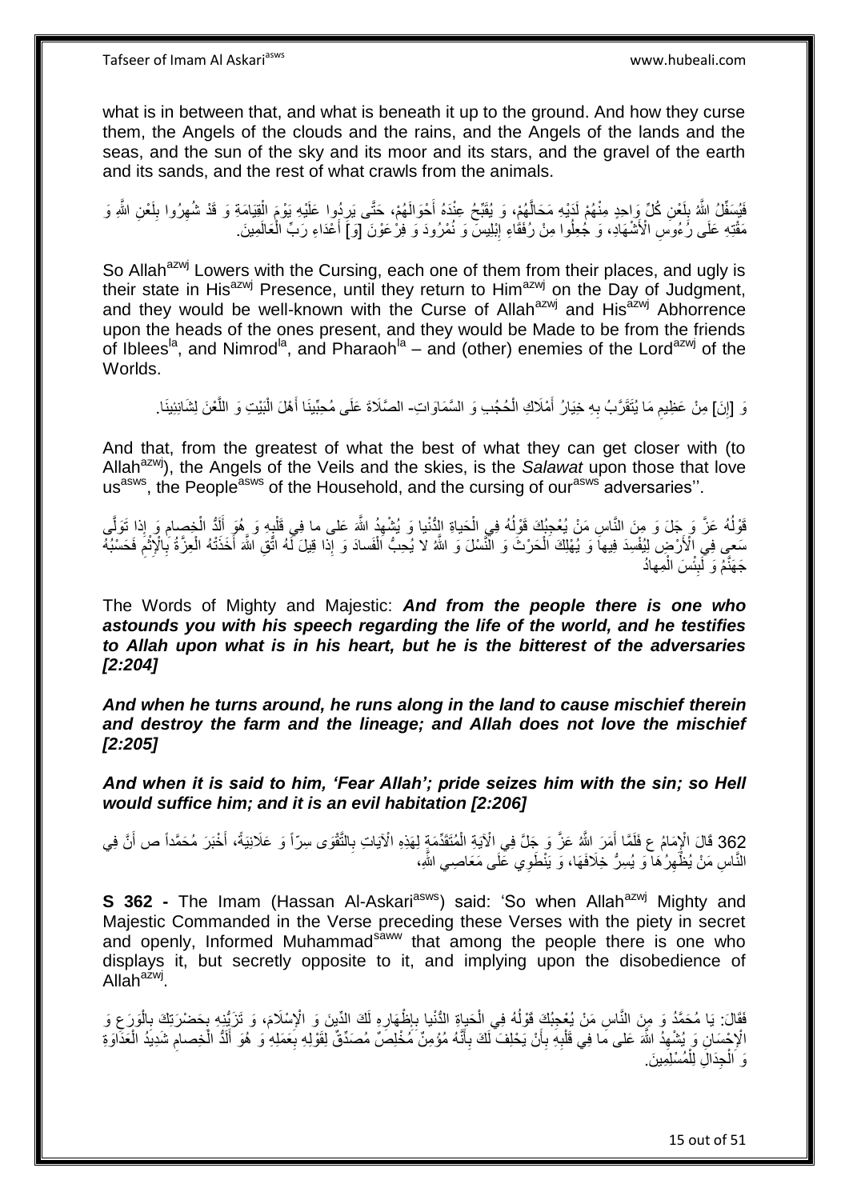what is in between that, and what is beneath it up to the ground. And how they curse them, the Angels of the clouds and the rains, and the Angels of the lands and the seas, and the sun of the sky and its moor and its stars, and the gravel of the earth and its sands, and the rest of what crawls from the animals.

فَيُسَفِّلُ اللَّهُ بِلَعْنِ كُلِّ وَاحِدٍ مِنْهُمْ لَدَيْهِ مَحَالَّهُمْ، وَ يُقَبِّحُ عِنْدَهُ أَحْوَالَهُمْ، حَتَّى يَرِدُوا عَلَيْهِ يَوْمَ الْقِيَامَةِ وَ قَدْ شُهِرُوا بِلَعْنِ اللَّهِ وَ مَقْتِهِ عَلَى رُءُوسِ الْأَشْهَادِ، وَ جُعِلُوا مِنْ رُفَقَاءِ إِبْلِيسَ وَ نُمْرُودَ وَ فِرْعَوْنَ [وَ] أَعْدَاءِ رَبِّ الْعَالَمِينَ.

So Allah[azwj] Lowers with the Cursing, each one of them from their places, and ugly is their state in His[azwj] Presence, until they return to Him[azwj] on the Day of Judgment, and they would be well-known with the Curse of Allah[azwj] and His[azwj] Abhorrence upon the heads of the ones present, and they would be Made to be from the friends of Iblees[la], and Nimrod[la], and Pharaoh[la] – and (other) enemies of the Lord[azwj] of the Worlds.

وَ [إِنَ‏] مِنْ عَظِيمِ مَا يُتَقَرَّبُ بِهِ خِيَارُ أَمْلَاكِ الْحُجُبِ وَ السَّمَاوَاتِ- الصَّلَاةَ عَلَى مُحِبِّينَا أَهْلَ الْبَيْتِ وَ اللَّعْنَ لِشَانِئِينَا.

And that, from the greatest of what the best of what they can get closer with (to Allah[azwj]), the Angels of the Veils and the skies, is the *Salawat* upon those that love us[asws], the People[asws] of the Household, and the cursing of our[asws] adversaries''.

قَوْلُهُ عَزَّ وَ جَلَ‏ وَ مِنَ النَّاسِ مَنْ يُعْجِبُكَ قَوْلُهُ فِي الْحَياةِ الدُّنْيا وَ يُشْهِدُ اللَّهَ عَلى‏ ما فِي قَلْبِهِ وَ هُوَ أَلَدُّ الْخِصامِ وَ إِذا تَوَلَّى سَعى‏ فِي الْأَرْضِ لِيُفْسِدَ فِيها وَ يُهْلِكَ الْحَرْثَ وَ النَّسْلَ وَ اللَّهُ لا يُحِبُّ الْفَسادَ وَ إِذا قِيلَ لَهُ اتَّقِ اللَّهَ أَخَذَتْهُ الْعِزَّةُ بِالْإِثْمِ فَحَسْبُهُ جَهَنَّمُ وَ لَبِئْسَ الْمِهادُ

The Words of Mighty and Majestic: ***And from the people there is one who astounds you with his speech regarding the life of the world, and he testifies to Allah upon what is in his heart, but he is the bitterest of the adversaries [2:204]***

***And when he turns around, he runs along in the land to cause mischief therein and destroy the farm and the lineage; and Allah does not love the mischief [2:205]***

***And when it is said to him, 'Fear Allah'; pride seizes him with the sin; so Hell would suffice him; and it is an evil habitation [2:206]***

362 قَالَ الْإِمَامُ ع فَلَمَّا أَمَرَ اللَّهُ عَزَّ وَ جَلَّ فِي الْآيَةِ الْمُتَقَدِّمَةِ لِهَذِهِ الْآيَاتِ بِالتَّقْوَى سِرّاً وَ عَلَانِيَةً، أَخْبَرَ مُحَمَّداً ص أَنَّ فِي النَّاسِ مَنْ يُظْهِرُهَا وَ يُسِرُّ خِلَافَهَا، وَ يَنْطَوِي عَلَى مَعَاصِي اللَّهِ،

**S 362 -** The Imam (Hassan Al-Askari[asws]) said: 'So when Allah[azwj] Mighty and Majestic Commanded in the Verse preceding these Verses with the piety in secret and openly, Informed Muhammad[saww] that among the people there is one who displays it, but secretly opposite to it, and implying upon the disobedience of Allah[azwj].

فَقَالَ: يَا مُحَمَّدُ وَ مِنَ النَّاسِ مَنْ يُعْجِبُكَ قَوْلُهُ فِي الْحَياةِ الدُّنْيا بِإِظْهَارِهِ لَكَ الدِّينَ وَ الْإِسْلَامَ، وَ تَزَيُّنِهِ بِحَضْرَتِكَ بِالْوَرَعِ وَ الْإِحْسَانِ وَ يُشْهِدُ اللَّهَ عَلى‏ ما فِي قَلْبِهِ بِأَنْ يَحْلِفَ لَكَ بِأَنَّهُ مُؤْمِنٌ مُخْلِصٌ مُصَدِّقٌ لِقَوْلِهِ بِعَمَلِهِ وَ هُوَ أَلَدُّ الْخِصامِ شَدِيدُ الْعَدَاوَةِ وَ الْجِدَالِ لِلْمُسْلِمِينَ.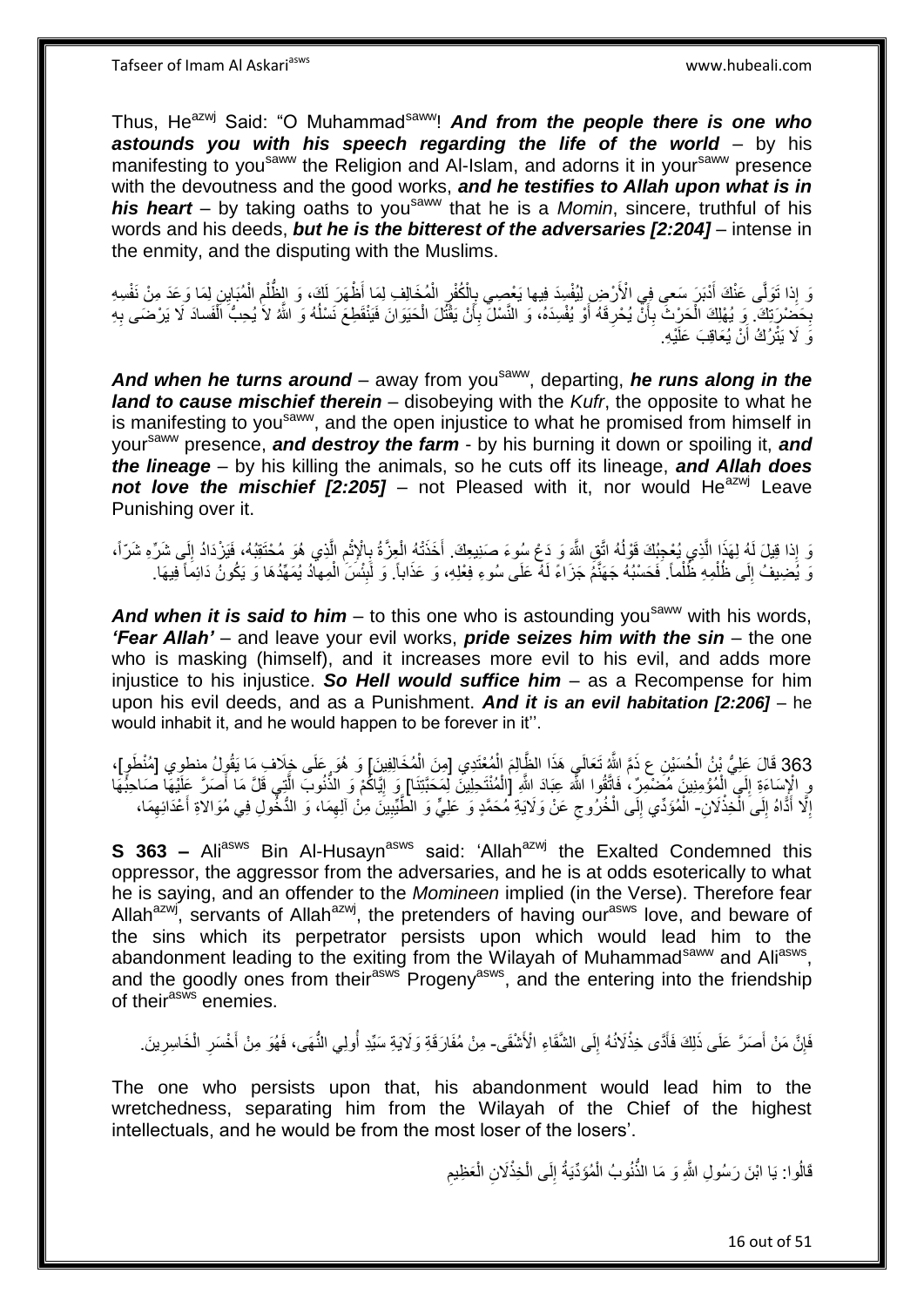Thus, He[azwj] Said: "O Muhammad[saww]! ***And from the people there is one who astounds you with his speech regarding the life of the world*** – by his manifesting to you[saww] the Religion and Al-Islam, and adorns it in your[saww] presence with the devoutness and the good works, ***and he testifies to Allah upon what is in his heart*** – by taking oaths to you[saww] that he is a *Momin*, sincere, truthful of his words and his deeds, ***but he is the bitterest of the adversaries [2:204]*** – intense in the enmity, and the disputing with the Muslims.

وَ إِذا تَوَلَّى عَنْكَ أَدْبَرَ سَعى فِي الْأَرْضِ لِيُفْسِدَ فِيها يَعْصِي بِالْكُفْرِ الْمُخَالِفِ لِمَا أَظْهَرَ لَكَ، وَ الظُّلْمِ الْمُبَايِنِ لِمَا وَعَدَ مِنْ نَفْسِهِ بِحَضْرَتِكَ. وَ يُهْلِكَ الْحَرْثَ بِأَنْ يُحْرِقَهُ أَوْ يُفْسِدَهُ، وَ النَّسْلَ بِأَنْ يَقْتُلَ الْحَيَوَانَ فَيَنْقَطِعَ نَسْلُهُ وَ اللَّهُ لا يُحِبُّ الْفَسادَ لَا يَرْضَى بِهِ وَ لَا يَتْرُكُ أَنْ يُعَاقِبَ عَلَيْهِ.

***And when he turns around*** – away from you[saww], departing, ***he runs along in the land to cause mischief therein*** – disobeying with the *Kufr*, the opposite to what he is manifesting to you[saww], and the open injustice to what he promised from himself in your[saww] presence, ***and destroy the farm*** - by his burning it down or spoiling it, ***and the lineage*** – by his killing the animals, so he cuts off its lineage, ***and Allah does not love the mischief [2:205]*** – not Pleased with it, nor would He[azwj] Leave Punishing over it.

وَ إِذا قِيلَ لَهُ لِهَذَا الَّذِي يُعْجِبُكَ قَوْلُهُ اتَّقِ اللَّهَ وَ دَعْ سُوءَ صَنِيعِكَ. أَخَذَتْهُ الْعِزَّةُ بِالْإِثْمِ الَّذِي هُوَ مُحْتَقِبُهُ، فَيَزْدَادُ إِلَى شَرِّهِ شَرّاً، وَ يُضِيفُ إِلَى ظُلْمِهِ ظُلْماً. فَحَسْبُهُ جَهَنَّمُ جَزَاءً لَهُ عَلَى سُوءِ فِعْلِهِ، وَ عَذَاباً. وَ لَبِئْسَ الْمِهادُ يُمَهِّدُهَا وَ يَكُونُ دَائِماً فِيهَا.

***And when it is said to him*** – to this one who is astounding you[saww] with his words, ***'Fear Allah'*** – and leave your evil works, ***pride seizes him with the sin*** – the one who is masking (himself), and it increases more evil to his evil, and adds more injustice to his injustice. ***So Hell would suffice him*** – as a Recompense for him upon his evil deeds, and as a Punishment. ***And it is an evil habitation [2:206]*** – he would inhabit it, and he would happen to be forever in it''.

363 قَالَ عَلِيُّ بْنُ الْحُسَيْنِ ع ذَمَّ اللَّهُ تَعَالَى هَذَا الظَّالِمَ الْمُعْتَدِيَ [مِنَ الْمُخَالِفِينَ] وَ هُوَ عَلَى خِلَافِ مَا يَقُولُ منطوي [مُنْطَوٍ]، وَ الْإِسَاءَةِ إِلَى الْمُؤْمِنِينَ مُضْمِرٌ، فَاتَّقُوا اللَّهَ عِبَادَ اللَّهِ [الْمُنْتَحِلِينَ لِمَحَبَّتِنَا] وَ إِيَّاكُمْ وَ الذُّنُوبَ الَّتِي قَلَّ مَا أَصَرَّ عَلَيْهَا صَاحِبُهَا إِلَّا أَدَّاهُ إِلَى الْخِذْلَانِ- الْمُؤَدِّي إِلَى الْخُرُوجِ عَنْ وَلَايَةِ مُحَمَّدٍ وَ عَلِيٍّ وَ الطَّيِّبِينَ مِنْ آلِهِمَا، وَ الدُّخُولِ فِي مُوَالاةِ أَعْدَائِهِمَا،

**S 363 –** Ali[asws] Bin Al-Husayn[asws] said: 'Allah[azwj] the Exalted Condemned this oppressor, the aggressor from the adversaries, and he is at odds esoterically to what he is saying, and an offender to the *Momineen* implied (in the Verse). Therefore fear Allah[azwj], servants of Allah[azwj], the pretenders of having our[asws] love, and beware of the sins which its perpetrator persists upon which would lead him to the abandonment leading to the exiting from the Wilayah of Muhammad[saww] and Ali[asws], and the goodly ones from their[asws] Progeny[asws], and the entering into the friendship of their[asws] enemies.

فَإِنَّ مَنْ أَصَرَّ عَلَى ذَلِكَ فَأَدَّى خِذْلَانُهُ إِلَى الشَّقَاءِ الْأَشْقَى- مِنْ مُفَارَقَةِ وَلَايَةِ سَيِّدِ أُولِي النُّهَى، فَهُوَ مِنْ أَخْسَرِ الْخَاسِرِينَ.

The one who persists upon that, his abandonment would lead him to the wretchedness, separating him from the Wilayah of the Chief of the highest intellectuals, and he would be from the most loser of the losers'.

قَالُوا: يَا ابْنَ رَسُولِ اللَّهِ وَ مَا الذُّنُوبُ الْمُؤَدِّيَةُ إِلَى الْخِذْلَانِ الْعَظِيمِ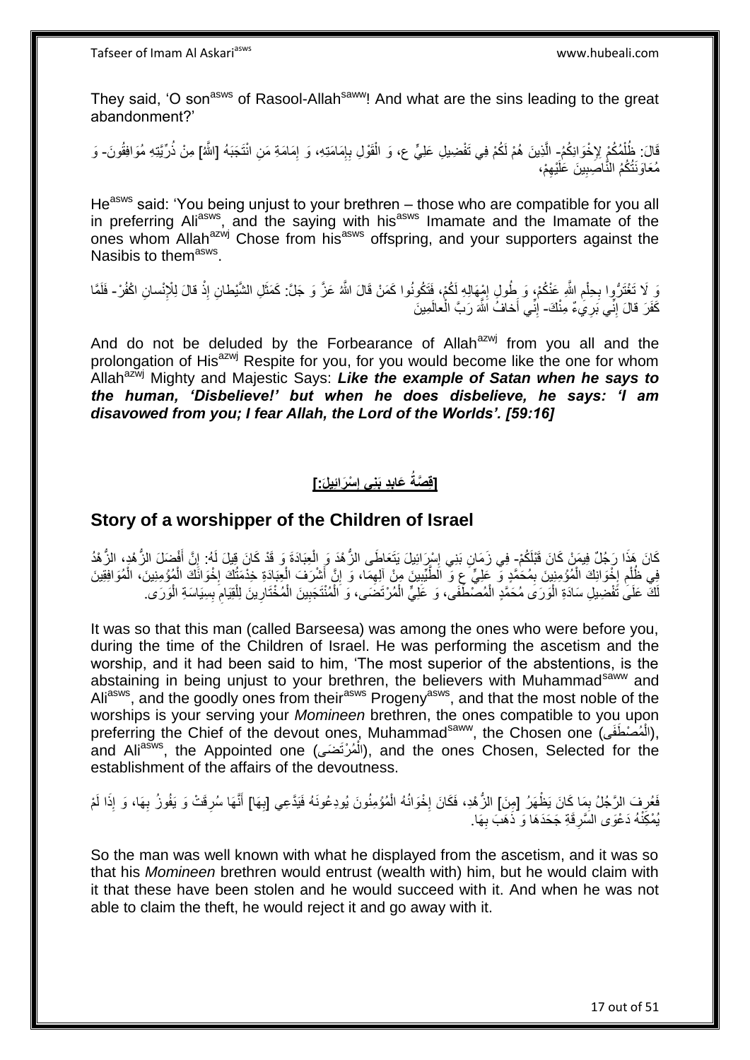They said, 'O son[asws] of Rasool-Allah[saww]! And what are the sins leading to the great abandonment?'

قَالَ: ظُلْمُكُمْ لِإِخْوَانِكُمْ- الَّذِينَ هُمْ لَكُمْ فِي تَفْضِيلِ عَلِيٍّ ع، وَ الْقَوْلِ بِإِمَامَتِهِ، وَ إِمَامَةِ مَنِ انْتَجَبَهُ [اللَّهُ] مِنْ ذُرِّيَّتِهِ مُوَافِقُونَ- وَ مُعَاوَنَتُكُمُ النَّاصِبِينَ عَلَيْهِمْ،

He[asws] said: 'You being unjust to your brethren – those who are compatible for you all in preferring Ali[asws], and the saying with his[asws] Imamate and the Imamate of the ones whom Allah[azwj] Chose from his[asws] offspring, and your supporters against the Nasibis to them[asws].

وَ لَا تَغْتَرُّوا بِحِلْمِ اللَّهِ عَنْكُمْ، وَ طُولِ إِمْهَالِهِ لَكُمْ، فَتَكُونُوا كَمَنْ قَالَ اللَّهُ عَزَّ وَ جَلَّ: كَمَثَلِ الشَّيْطانِ إِذْ قالَ لِلْإِنْسانِ اكْفُرْ- فَلَمَّا كَفَرَ قالَ إِنِّي بَرِيءٌ مِنْكَ- إِنِّي أَخافُ اللَّهَ رَبَّ الْعالَمِينَ

And do not be deluded by the Forbearance of Allah[azwj] from you all and the prolongation of His[azwj] Respite for you, for you would become like the one for whom Allah[azwj] Mighty and Majestic Says: ***Like the example of Satan when he says to the human, 'Disbelieve!' but when he does disbelieve, he says: 'I am disavowed from you; I fear Allah, the Lord of the Worlds'. [59:16]***

## [قِصَّةُ عَابِدِ بَنِي إِسْرَائِيلَ:]

## Story of a worshipper of the Children of Israel

كَانَ هَذَا رَجُلٌ فِيمَنْ كَانَ قَبْلَكُمْ- فِي زَمَانِ بَنِي إِسْرَائِيلَ يَتَعَاطَى الزُّهْدَ وَ الْعِبَادَةَ وَ قَدْ كَانَ قِيلَ لَهُ: إِنَّ أَفْضَلَ الزُّهْدِ، الزُّهْدُ فِي ظُلْمِ إِخْوَانِكَ الْمُؤْمِنِينَ بِمُحَمَّدٍ وَ عَلِيٍّ ع وَ الطَّيِّبِينَ مِنْ آلِهِمَا، وَ إِنَّ أَشْرَفَ الْعِبَادَةِ خِدْمَتُكَ إِخْوَانَكَ الْمُؤْمِنِينَ، الْمُوَافِقِينَ لَكَ عَلَى تَفْضِيلِ سَادَةِ الْوَرَى مُحَمَّدٍ الْمُصْطَفَى، وَ عَلِيٍّ الْمُرْتَضَى، وَ الْمُنْتَجَبِينَ الْمُخْتَارِينَ لِلْقِيَامِ بِسِيَاسَةِ الْوَرَى.

It was so that this man (called Barseesa) was among the ones who were before you, during the time of the Children of Israel. He was performing the ascetism and the worship, and it had been said to him, 'The most superior of the abstentions, is the abstaining in being unjust to your brethren, the believers with Muhammad[saww] and Ali[asws], and the goodly ones from their[asws] Progeny[asws], and that the most noble of the worships is your serving your *Momineen* brethren, the ones compatible to you upon preferring the Chief of the devout ones, Muhammad[saww], the Chosen one (الْمُصْطَفَى), and Ali[asws], the Appointed one (الْمُرْتَضَى), and the ones Chosen, Selected for the establishment of the affairs of the devoutness.

فَعُرِفَ الرَّجُلُ بِمَا كَانَ يَظْهَرُ [مِنَ] الزُّهْدِ، فَكَانَ إِخْوَانُهُ الْمُؤْمِنُونَ يُودِعُونَهُ فَيَدَّعِي [بِهَا] أَنَّهَا سُرِقَتْ وَ يَفُوزُ بِهَا، وَ إِذَا لَمْ يُمْكِنْهُ دَعْوَى السَّرِقَةِ جَحَدَهَا وَ ذَهَبَ بِهَا.

So the man was well known with what he displayed from the ascetism, and it was so that his *Momineen* brethren would entrust (wealth with) him, but he would claim with it that these have been stolen and he would succeed with it. And when he was not able to claim the theft, he would reject it and go away with it.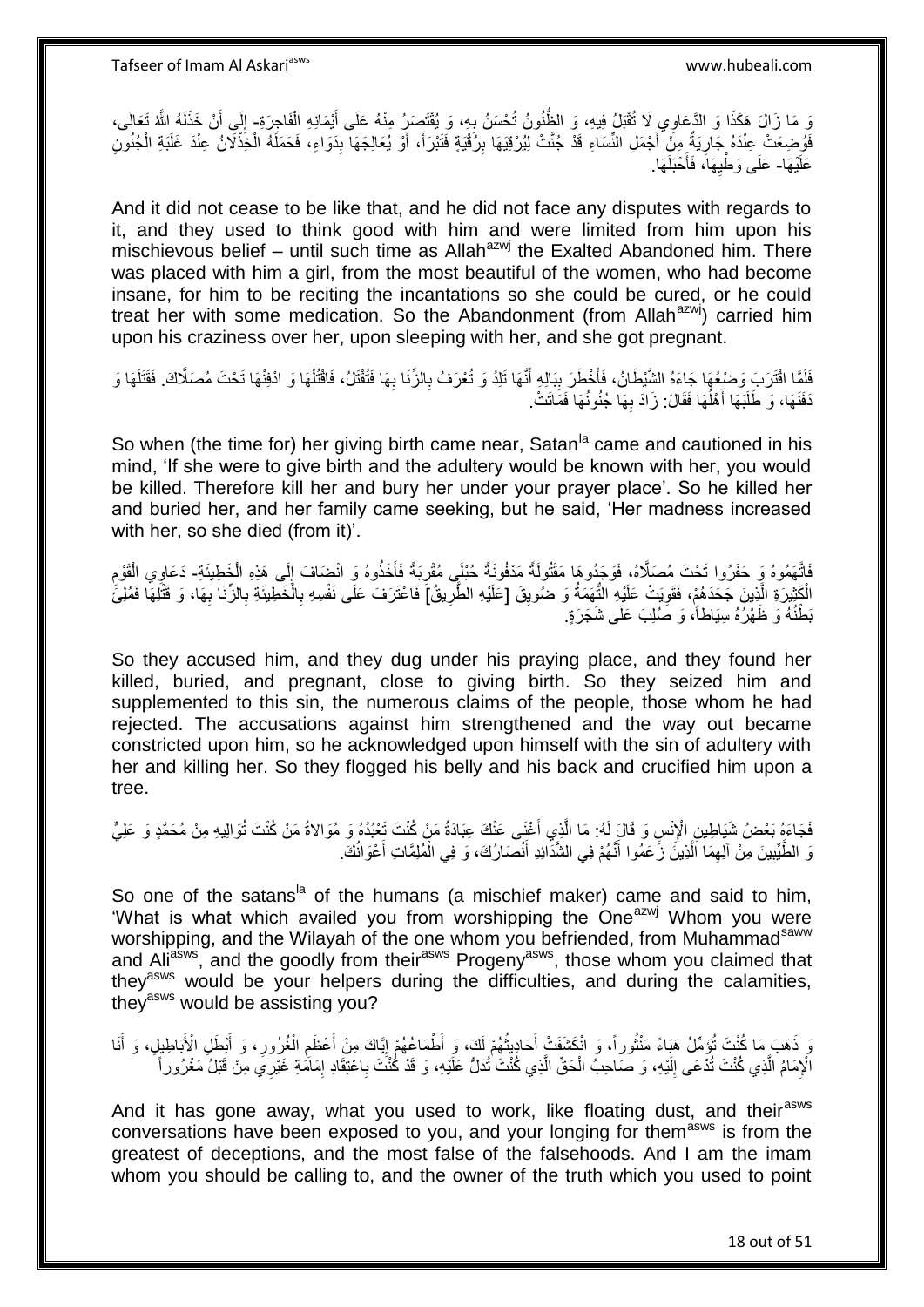وَ مَا زَالَ هَكَذَا وَ الدَّعَاوِي لَا تُقْبَلُ فِيهِ، وَ الظُّنُونُ تُحْسَنُ بِهِ، وَ يُقْتَصَرُ مِنْهُ عَلَى أَيْمَانِهِ الْفَاجِرَةِ- إِلَى أَنْ خَذَلَهُ اللَّهُ تَعَالَى، فَوُضِعَتْ عِنْدَهُ جَارِيَةٌ مِنْ أَجْمَلِ النِّسَاءِ قَدْ جُنَّتْ لِيُرْقِيَهَا بِرُقْيَةٍ فَتَبْرَأَ، أَوْ يُعَالِجَهَا بِدَوَاءٍ، فَحَمَلَهُ الْخِذْلَانُ عِنْدَ غَلَبَةِ الْجُنُونِ عَلَيْهَا- عَلَى وَطْيِهَا، فَأَحْبَلَهَا.

And it did not cease to be like that, and he did not face any disputes with regards to it, and they used to think good with him and were limited from him upon his mischievous belief – until such time as Allah[azwj] the Exalted Abandoned him. There was placed with him a girl, from the most beautiful of the women, who had become insane, for him to be reciting the incantations so she could be cured, or he could treat her with some medication. So the Abandonment (from Allah[azwj]) carried him upon his craziness over her, upon sleeping with her, and she got pregnant.

فَلَمَّا اقْتَرَبَ وَضْعُهَا جَاءَهُ الشَّيْطَانُ، فَأَخْطَرَ بِبَالِهِ أَنَّهَا تَلِدُ وَ تُعْرَفُ بِالزِّنَا بِهَا فَتُقْتَلُ، فَاقْتُلْهَا وَ ادْفِنْهَا تَحْتَ مُصَلَّاكَ. فَقَتَلَهَا وَ دَفَنَهَا، وَ طَلَبَهَا أَهْلُهَا فَقَالَ: زَادَ بِهَا جُنُونُهَا فَمَاتَتْ.

So when (the time for) her giving birth came near, Satan[la] came and cautioned in his mind, 'If she were to give birth and the adultery would be known with her, you would be killed. Therefore kill her and bury her under your prayer place'. So he killed her and buried her, and her family came seeking, but he said, 'Her madness increased with her, so she died (from it)'.

فَاتَّهَمُوهُ وَ حَفَرُوا تَحْتَ مُصَلَّاهُ، فَوَجَدُوهَا مَقْتُولَةً مَدْفُونَةً حُبْلَى مُقْرِبَةً فَأَخَذُوهُ وَ انْضَافَ إِلَى هَذِهِ الْخَطِيئَةِ- دَعَاوِي الْقَوْمِ الْكَثِيرَةِ الَّذِينَ جَحَدَهُمْ، فَقَوِيَتْ عَلَيْهِ التُّهَمَةُ وَ ضُويِقَ [عَلَيْهِ الطَّرِيقُ] فَاعْتَرَفَ عَلَى نَفْسِهِ بِالْخَطِيئَةِ بِالزِّنَا بِهَا، وَ قَتْلِهَا فَمُلِئَ بَطْنُهُ وَ ظَهْرُهُ سِيَاطاً، وَ صُلِبَ عَلَى شَجَرَةٍ.

So they accused him, and they dug under his praying place, and they found her killed, buried, and pregnant, close to giving birth. So they seized him and supplemented to this sin, the numerous claims of the people, those whom he had rejected. The accusations against him strengthened and the way out became constricted upon him, so he acknowledged upon himself with the sin of adultery with her and killing her. So they flogged his belly and his back and crucified him upon a tree.

فَجَاءَهُ بَعْضُ شَيَاطِينِ الْإِنْسِ وَ قَالَ لَهُ: مَا الَّذِي أَغْنَى عَنْكَ عِبَادَةُ مَنْ كُنْتَ تَعْبُدُهُ وَ مُوَالاةُ مَنْ كُنْتَ تُوَالِيهِ مِنْ مُحَمَّدٍ وَ عَلِيٍّ وَ الطَّيِّبِينَ مِنْ آلِهِمَا الَّذِينَ زَعَمُوا أَنَّهُمْ فِي الشَّدَائِدِ أَنْصَارُكَ، وَ فِي الْمُلِمَّاتِ أَعْوَانُكَ.

So one of the satans[la] of the humans (a mischief maker) came and said to him, 'What is what which availed you from worshipping the One[azwj] Whom you were worshipping, and the Wilayah of the one whom you befriended, from Muhammad[saww] and Ali[asws], and the goodly from their[asws] Progeny[asws], those whom you claimed that they[asws] would be your helpers during the difficulties, and during the calamities, they[asws] would be assisting you?

وَ ذَهَبَ مَا كُنْتَ تُؤَمِّلُ هَبَاءً مَنْثُوراً، وَ انْكَشَفَتْ أَحَادِيثُهُمْ لَكَ، وَ أَطْمَاعُهُمْ إِيَّاكَ مِنْ أَعْظَمِ الْغُرُورِ، وَ أَبْطَلِ الْأَبَاطِيلِ، وَ أَنَا الْإِمَامُ الَّذِي كُنْتَ تُدْعَى إِلَيْهِ، وَ صَاحِبُ الْحَقِّ الَّذِي كُنْتَ تُدَلُّ عَلَيْهِ، وَ قَدْ كُنْتَ بِاعْتِقَادِ إِمَامَةِ غَيْرِي مِنْ قَبْلُ مَغْرُوراً

And it has gone away, what you used to work, like floating dust, and their[asws] conversations have been exposed to you, and your longing for them[asws] is from the greatest of deceptions, and the most false of the falsehoods. And I am the imam whom you should be calling to, and the owner of the truth which you used to point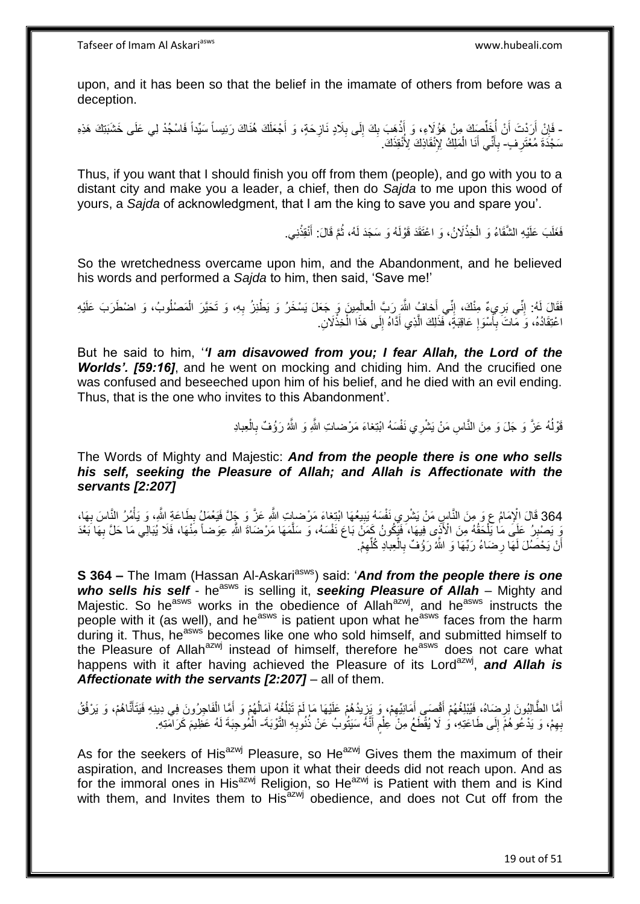upon, and it has been so that the belief in the imamate of others from before was a deception.

- فَإِنْ أَرَدْتَ أَنْ أُخَلِّصَكَ مِنْ هَؤُلَاءِ، وَ أَذْهَبَ بِكَ إِلَى بِلَادٍ نَازِحَةٍ، وَ أَجْعَلَكَ هُنَاكَ رَئِيساً سَيِّداً فَاسْجُدْ لِي عَلَى خَشَبَتِكَ هَذِهِ سَجْدَةَ مُعْتَرِفٍ- بِأَنِّي أَنَا الْمَلِكُ لِإِنْقَاذِكَ لِأُنْقِذَكَ.

Thus, if you want that I should finish you off from them (people), and go with you to a distant city and make you a leader, a chief, then do *Sajda* to me upon this wood of yours, a *Sajda* of acknowledgment, that I am the king to save you and spare you'.

فَغَلَبَ عَلَيْهِ الشَّقَاءُ وَ الْخِذْلَانُ، وَ اعْتَقَدَ قَوْلَهُ وَ سَجَدَ لَهُ، ثُمَّ قَالَ: أَنْقِذْنِي.

So the wretchedness overcame upon him, and the Abandonment, and he believed his words and performed a *Sajda* to him, then said, 'Save me!'

فَقَالَ لَهُ: إِنِّي بَرِيءٌ مِنْكَ، إِنِّي أَخافُ اللَّهَ رَبَّ الْعالَمِينَ وَ جَعَلَ يَسْخَرُ وَ يَطْنِزُ بِهِ، وَ تَحَيَّرَ الْمَصْلُوبُ، وَ اضْطَرَبَ عَلَيْهِ اعْتِقَادُهُ، وَ مَاتَ بِأَسْوَإِ عَاقِبَةٍ، فَذَلِكَ الَّذِي أَدَّاهُ إِلَى هَذَا الْخِذْلَانِ.

But he said to him, '***I am disavowed from you; I fear Allah, the Lord of the Worlds'. [59:16]***, and he went on mocking and chiding him. And the crucified one was confused and beseeched upon him of his belief, and he died with an evil ending. Thus, that is the one who invites to this Abandonment'.

قَوْلُهُ عَزَّ وَ جَلَ وَ مِنَ النَّاسِ مَنْ يَشْرِي نَفْسَهُ ابْتِغاءَ مَرْضاتِ اللَّهِ وَ اللَّهُ رَؤُفٌ بِالْعِبادِ

The Words of Mighty and Majestic: ***And from the people there is one who sells his self, seeking the Pleasure of Allah; and Allah is Affectionate with the servants [2:207]***

364 قَالَ الْإِمَامُ ع وَ مِنَ النَّاسِ مَنْ يَشْرِي نَفْسَهُ يَبِيعُهَا ابْتِغاءَ مَرْضاتِ اللَّهِ عَزَّ وَ جَلَّ فَيَعْمَلُ بِطَاعَةِ اللَّهِ، وَ يَأْمُرُ النَّاسَ بِهَا، وَ يَصْبِرُ عَلَى مَا يَلْحَقُهُ مِنَ الْأَذَى فِيهَا، فَيَكُونُ كَمَنْ بَاعَ نَفْسَهُ، وَ سَلَّمَهَا مَرْضَاةَ اللَّهِ عِوَضاً مِنْهَا، فَلَا يُبَالِي مَا حَلَّ بِهَا بَعْدَ أَنْ يَحْصُلَ لَهَا رِضَاءُ رَبِّهَا وَ اللَّهُ رَؤُفٌ بِالْعِبادِ كُلِّهِمْ.

**S 364 –** The Imam (Hassan Al-Askari[asws]) said: '***And from the people there is one who sells his self*** - he[asws] is selling it, ***seeking Pleasure of Allah*** – Mighty and Majestic. So he[asws] works in the obedience of Allah[azwj], and he[asws] instructs the people with it (as well), and he[asws] is patient upon what he[asws] faces from the harm during it. Thus, he[asws] becomes like one who sold himself, and submitted himself to the Pleasure of Allah[azwj] instead of himself, therefore he[asws] does not care what happens with it after having achieved the Pleasure of its Lord[azwj], ***and Allah is Affectionate with the servants [2:207]*** – all of them.

أَمَّا الطَّالِبُونَ لِرِضَاهُ، فَيُبْلِغُهُمْ أَقْصَى أَمَانِيِّهِمْ، وَ يَزِيدُهُمْ عَلَيْهَا مَا لَمْ تَبْلُغْهُ آمَالُهُمْ وَ أَمَّا الْفَاجِرُونَ فِي دِينِهِ فَيَتَأَنَّاهُمْ، وَ يَرْفُقُ بِهِمْ، وَ يَدْعُوهُمْ إِلَى طَاعَتِهِ، وَ لَا يُقَطِّعُ مِنْ عِلْمٍ أَنَّهُ سَيَتُوبُ عَنْ ذُنُوبِهِ التَّوْبَةَ- الْمُوجِبَةَ لَهُ عَظِيمَ كَرَامَتِهِ.

As for the seekers of His[azwj] Pleasure, so He[azwj] Gives them the maximum of their aspiration, and Increases them upon it what their deeds did not reach upon. And as for the immoral ones in His[azwj] Religion, so He[azwj] is Patient with them and is Kind with them, and Invites them to His[azwj] obedience, and does not Cut off from the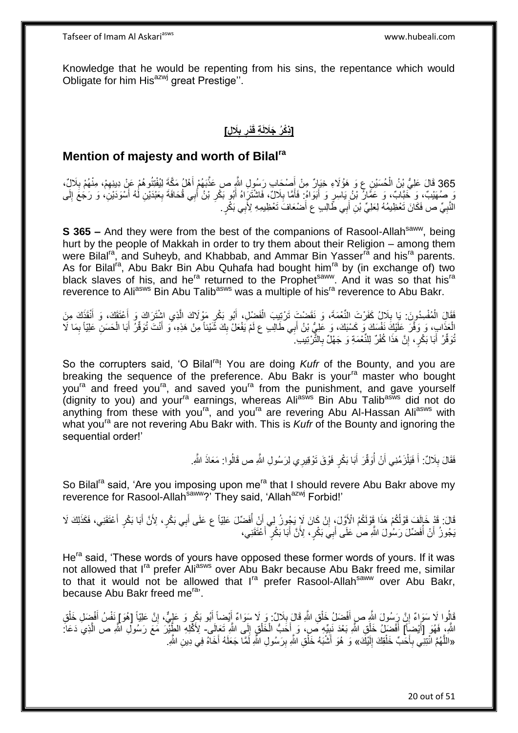Knowledge that he would be repenting from his sins, the repentance which would Obligate for him His[azwj] great Prestige''.

## [ذِكْرُ جَلَالَةِ قَدْرِ بِلَالٍ]

## Mention of majesty and worth of Bilal[ra]

365 قَالَ عَلِيُّ بْنُ الْحُسَيْنِ ع وَ هَؤُلَاءِ خِيَارٌ مِنْ أَصْحَابِ رَسُولِ اللَّهِ ص عَذَّبَهُمْ أَهْلُ مَكَّةَ لِيَفْتِنُوهُمْ عَنْ دِينِهِمْ، مِنْهُمْ بِلَالٌ، وَ صُهَيْبٌ، وَ خَبَّابٌ، وَ عَمَّارُ بْنُ يَاسِرٍ وَ أَبَوَاهُ. فَأَمَّا بِلَالٌ، فَاشْتَرَاهُ أَبُو بَكْرِ بْنُ أَبِي قُحَافَةَ بِعَبْدَيْنِ لَهُ أَسْوَدَيْنِ، وَ رَجَعَ إِلَى النَّبِيِّ ص فَكَانَ تَعْظِيمُهُ لِعَلِيِّ بْنِ أَبِي طَالِبٍ ع أَضْعَافَ تَعْظِيمِهِ لِأَبِي بَكْرٍ.

**S 365 –** And they were from the best of the companions of Rasool-Allah[saww], being hurt by the people of Makkah in order to try them about their Religion – among them were Bilal[ra], and Suheyb, and Khabbab, and Ammar Bin Yasser[ra] and his[ra] parents. As for Bilal[ra], Abu Bakr Bin Abu Quhafa had bought him[ra] by (in exchange of) two black slaves of his, and he[ra] returned to the Prophet[saww]. And it was so that his[ra] reverence to Ali[asws] Bin Abu Talib[asws] was a multiple of his[ra] reverence to Abu Bakr.

فَقَالَ الْمُفْسِدُونَ: يَا بِلَالُ كَفَرْتَ النِّعْمَةَ، وَ نَقَضْتَ تَرْتِيبَ الْفَضْلِ، أَبُو بَكْرٍ مَوْلَاكَ الَّذِي اشْتَرَاكَ وَ أَعْتَقَكَ، وَ أَنْقَذَكَ مِنَ الْعَذَابِ، وَ وَفَّرَ عَلَيْكَ نَفْسَكَ وَ كَسْبَكَ، وَ عَلِيُّ بْنُ أَبِي طَالِبٍ ع لَمْ يَفْعَلْ بِكَ شَيْئاً مِنْ هَذِهِ، وَ أَنْتَ تُوَقِّرُ أَبَا الْحَسَنِ عَلِيّاً بِمَا لَا تُوَقِّرُ أَبَا بَكْرٍ، إِنَّ هَذَا كُفْرٌ لِلنِّعْمَةِ وَ جَهْلٌ بِالتَّرْتِيبِ.

So the corrupters said, 'O Bilal[ra]! You are doing *Kufr* of the Bounty, and you are breaking the sequence of the preference. Abu Bakr is your[ra] master who bought you[ra] and freed you[ra], and saved you[ra] from the punishment, and gave yourself (dignity to you) and your[ra] earnings, whereas Ali[asws] Bin Abu Talib[asws] did not do anything from these with you[ra], and you[ra] are revering Abu Al-Hassan Ali[asws] with what you[ra] are not revering Abu Bakr with. This is *Kufr* of the Bounty and ignoring the sequential order!'

فَقَالَ بِلَالٌ: أَ فَيَلْزَمُنِي أَنْ أُوَقِّرَ أَبَا بَكْرٍ فَوْقَ تَوْقِيرِي لِرَسُولِ اللَّهِ ص قَالُوا: مَعَاذَ اللَّهِ.

So Bilal[ra] said, 'Are you imposing upon me[ra] that I should revere Abu Bakr above my reverence for Rasool-Allah[saww]?' They said, 'Allah[azwj] Forbid!'

قَالَ: قَدْ خَالَفَ قَوْلُكُمْ هَذَا قَوْلَكُمُ الْأَوَّلَ، إِنْ كَانَ لَا يَجُوزُ لِي أَنْ أُفَضِّلَ عَلِيّاً ع عَلَى أَبِي بَكْرٍ، لِأَنَّ أَبَا بَكْرٍ أَعْتَقَنِي، فَكَذَلِكَ لَا يَجُوزُ أَنْ أُفَضِّلَ رَسُولَ اللَّهِ ص عَلَى أَبِي بَكْرٍ، لِأَنَّ أَبَا بَكْرٍ أَعْتَقَنِي،

He[ra] said, 'These words of yours have opposed these former words of yours. If it was not allowed that I[ra] prefer Ali[asws] over Abu Bakr because Abu Bakr freed me, similar to that it would not be allowed that I[ra] prefer Rasool-Allah[saww] over Abu Bakr, because Abu Bakr freed me[ra]'.

قَالُوا لَا سَوَاءٌ إِنَّ رَسُولَ اللَّهِ ص أَفْضَلُ خَلْقِ اللَّهِ قَالَ بِلَالٌ: وَ لَا سَوَاءٌ أَيْضاً أَبُو بَكْرٍ وَ عَلِيٌّ، إِنَّ عَلِيّاً [هُوَ] نَفْسُ أَفْضَلِ خَلْقِ اللَّهِ، فَهُوَ [أَيْضاً] أَفْضَلُ خَلْقِ اللَّهِ بَعْدَ نَبِيِّهِ ص، وَ أَحَبُّ الْخَلْقِ إِلَى اللَّهِ تَعَالَى- لِأَكْلِهِ الطَّيْرَ مَعَ رَسُولِ اللَّهِ ص الَّذِي دَعَا: «اللَّهُمَّ ائْتِنِي بِأَحَبِّ خَلْقِكَ إِلَيْكَ» وَ هُوَ أَشْبَهُ خَلْقِ اللَّهِ بِرَسُولِ اللَّهِ لَمَّا جَعَلَهُ أَخَاهُ فِي دِينِ اللَّهِ.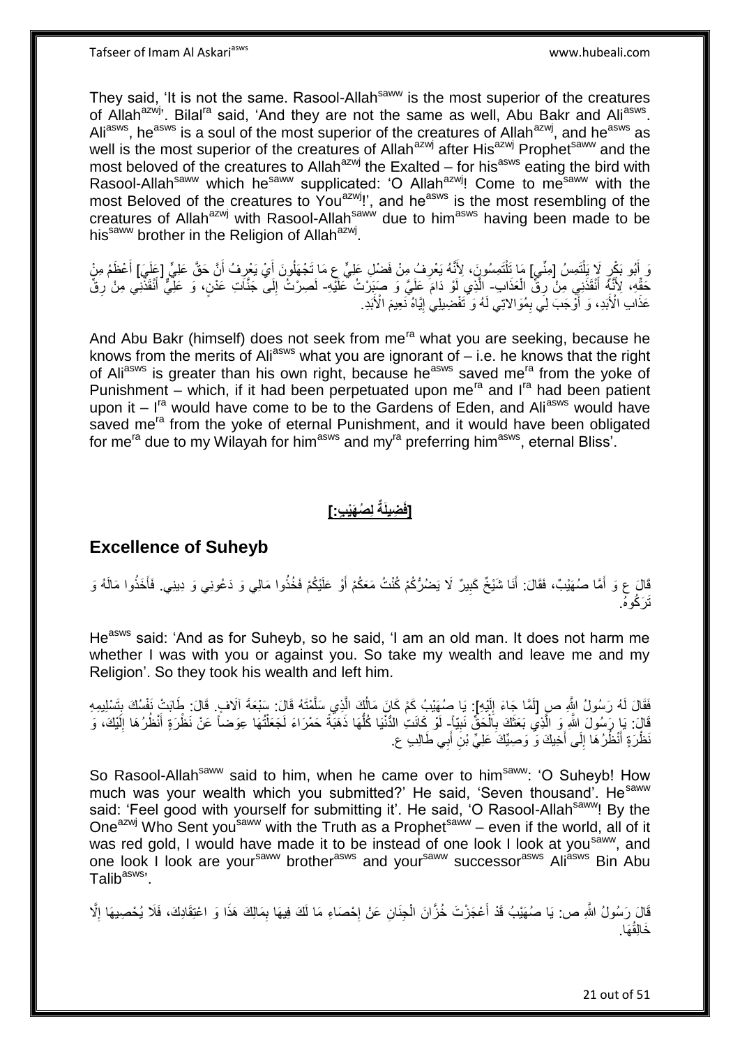They said, 'It is not the same. Rasool-Allah[saww] is the most superior of the creatures of Allah[azwj]'. Bilal[ra] said, 'And they are not the same as well, Abu Bakr and Ali[asws]. Ali[asws], he[asws] is a soul of the most superior of the creatures of Allah[azwj], and he[asws] as well is the most superior of the creatures of Allah[azwj] after His[azwj] Prophet[saww] and the most beloved of the creatures to Allah[azwj] the Exalted – for his[asws] eating the bird with Rasool-Allah[saww] which he[saww] supplicated: 'O Allah[azwj]! Come to me[saww] with the most Beloved of the creatures to You[azwj]!', and he[asws] is the most resembling of the creatures of Allah[azwj] with Rasool-Allah[saww] due to him[asws] having been made to be his[saww] brother in the Religion of Allah[azwj].

وَ أَبُو بَكْرٍ لَا يَلْتَمِسُ [مِنِّي] مَا تَلْتَمِسُونَ، لِأَنَّهُ يَعْرِفُ مِنْ فَضْلِ عَلِيٍّ ع مَا تَجْهَلُونَ أَيْ يَعْرِفُ أَنَّ حَقَّ عَلِيٍّ [عَلَيَ‏] أَعْظَمُ مِنْ حَقِّهِ، لِأَنَّهُ أَنْقَذَنِي مِنْ رِقِّ الْعَذَابِ- الَّذِي لَوْ دَامَ عَلَيَّ وَ صَبَرْتُ عَلَيْهِ- لَصِرْتُ إِلَى جَنَّاتِ عَدْنٍ، وَ عَلِيٌّ أَنْقَذَنِي مِنْ رِقِّ عَذَابِ الْأَبَدِ، وَ أَوْجَبَ لِي بِمُوَالاتِي لَهُ وَ تَفْضِيلِي إِيَّاهُ نَعِيمَ الْأَبَدِ.

And Abu Bakr (himself) does not seek from me[ra] what you are seeking, because he knows from the merits of Ali[asws] what you are ignorant of – i.e. he knows that the right of Ali[asws] is greater than his own right, because he[asws] saved me[ra] from the yoke of Punishment – which, if it had been perpetuated upon me[ra] and I[ra] had been patient upon it – I[ra] would have come to be to the Gardens of Eden, and Ali[asws] would have saved me[ra] from the yoke of eternal Punishment, and it would have been obligated for me[ra] due to my Wilayah for him[asws] and my[ra] preferring him[asws], eternal Bliss'.

## [فَضِيلَةٌ لِصُهَيْبٍ:]

## Excellence of Suheyb

قَالَ ع وَ أَمَّا صُهَيْبٌ، فَقَالَ: أَنَا شَيْخٌ كَبِيرٌ لَا يَضُرُّكُمْ كُنْتُ مَعَكُمْ أَوْ عَلَيْكُمْ فَخُذُوا مَالِي وَ دَعُونِي وَ دِينِي. فَأَخَذُوا مَالَهُ وَ تَرَكُوهُ.

He[asws] said: 'And as for Suheyb, so he said, 'I am an old man. It does not harm me whether I was with you or against you. So take my wealth and leave me and my Religion'. So they took his wealth and left him.

فَقَالَ لَهُ رَسُولُ اللَّهِ ص [لَمَّا جَاءَ إِلَيْهِ‏]: يَا صُهَيْبُ كَمْ كَانَ مَالُكَ الَّذِي سَلَّمْتَهُ قَالَ: سَبْعَةَ آلَافٍ. قَالَ: طَابَتْ نَفْسُكَ بِتَسْلِيمِهِ قَالَ: يَا رَسُولَ اللَّهِ وَ الَّذِي بَعَثَكَ بِالْحَقِّ نَبِيّاً- لَوْ كَانَتِ الدُّنْيَا كُلُّهَا ذَهَبَةً حَمْرَاءَ لَجَعَلْتُهَا عِوَضاً عَنْ نَظْرَةٍ أَنْظُرُهَا إِلَيْكَ، وَ نَظْرَةٍ أَنْظُرُهَا إِلَى أَخِيكَ وَ وَصِيِّكَ عَلِيِّ بْنِ أَبِي طَالِبٍ ع.

So Rasool-Allah[saww] said to him, when he came over to him[saww]: 'O Suheyb! How much was your wealth which you submitted?' He said, 'Seven thousand'. He[saww] said: 'Feel good with yourself for submitting it'. He said, 'O Rasool-Allah[saww]! By the One[azwj] Who Sent you[saww] with the Truth as a Prophet[saww] – even if the world, all of it was red gold, I would have made it to be instead of one look I look at you[saww], and one look I look are your[saww] brother[asws] and your[saww] successor[asws] Ali[asws] Bin Abu Talib[asws]'.

قَالَ رَسُولُ اللَّهِ ص: يَا صُهَيْبُ قَدْ أَعْجَزْتَ خُزَّانَ الْجِنَانِ عَنْ إِحْصَاءِ مَا لَكَ فِيهَا بِمَالِكَ هَذَا وَ اعْتِقَادِكَ، فَلَا يُحْصِيهَا إِلَّا خَالِقُهَا.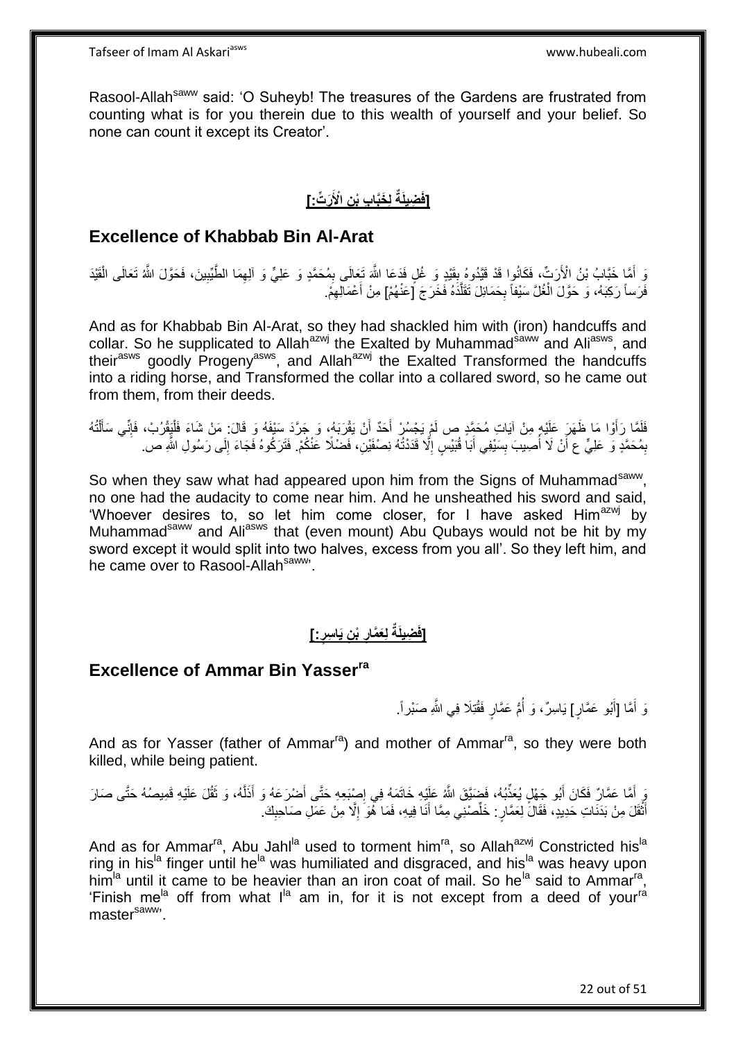Rasool-Allah[saww] said: 'O Suheyb! The treasures of the Gardens are frustrated from counting what is for you therein due to this wealth of yourself and your belief. So none can count it except its Creator'.

## [فَضِيلَةٌ لِخَبَّابِ بْنِ الْأَرَتِّ:]

## Excellence of Khabbab Bin Al-Arat

وَ أَمَّا خَبَّابُ بْنُ الْأَرَتِّ، فَكَانُوا قَدْ قَيَّدُوهُ بِقَيْدٍ وَ غُلٍّ فَدَعَا اللَّهَ تَعَالَى بِمُحَمَّدٍ وَ عَلِيٍّ وَ آلِهِمَا الطَّيِّبِينَ، فَحَوَّلَ اللَّهُ تَعَالَى الْقَيْدَ فَرَساً رَكِبَهُ، وَ حَوَّلَ الْغُلَّ سَيْفاً بِحَمَائِلَ تَقَلَّدَهُ فَخَرَجَ [عَنْهُمْ] مِنْ أَعْمَالِهِمْ.

And as for Khabbab Bin Al-Arat, so they had shackled him with (iron) handcuffs and collar. So he supplicated to Allah[azwj] the Exalted by Muhammad[saww] and Ali[asws], and their[asws] goodly Progeny[asws], and Allah[azwj] the Exalted Transformed the handcuffs into a riding horse, and Transformed the collar into a collared sword, so he came out from them, from their deeds.

فَلَمَّا رَأَوْا مَا ظَهَرَ عَلَيْهِ مِنْ آيَاتِ مُحَمَّدٍ ص لَمْ يَجْسُرْ أَحَدٌ أَنْ يَقْرَبَهُ، وَ جَرَّدَ سَيْفَهُ وَ قَالَ: مَنْ شَاءَ فَلْيَقْرُبْ، فَإِنِّي سَأَلْتُهُ بِمُحَمَّدٍ وَ عَلِيٍّ ع أَنْ لَا أُصِيبَ بِسَيْفِي أَبَا قُبَيْسٍ إِلَّا قَدَدْتُهُ نِصْفَيْنِ، فَضْلًا عَنْكُمْ. فَتَرَكُوهُ فَجَاءَ إِلَى رَسُولِ اللَّهِ ص.

So when they saw what had appeared upon him from the Signs of Muhammad[saww], no one had the audacity to come near him. And he unsheathed his sword and said, 'Whoever desires to, so let him come closer, for I have asked Him[azwj] by Muhammad[saww] and Ali[asws] that (even mount) Abu Qubays would not be hit by my sword except it would split into two halves, excess from you all'. So they left him, and he came over to Rasool-Allah[saww]'.

## [فَضِيلَةٌ لِعَمَّارِ بْنِ يَاسِرٍ:]

## Excellence of Ammar Bin Yasser[ra]

وَ أَمَّا [أَبُو عَمَّارٍ] يَاسِرٌ، وَ أُمُّ عَمَّارٍ فَقُتِلَا فِي اللَّهِ صَبْراً.

And as for Yasser (father of Ammar[ra]) and mother of Ammar[ra], so they were both killed, while being patient.

وَ أَمَّا عَمَّارٌ فَكَانَ أَبُو جَهْلٍ يُعَذِّبُهُ، فَضَيَّقَ اللَّهُ عَلَيْهِ خَاتَمَهُ فِي إِصْبَعِهِ حَتَّى أَضْرَعَهُ وَ أَذَلَّهُ، وَ ثَقُلَ عَلَيْهِ قَمِيصُهُ حَتَّى صَارَ أَثْقَلَ مِنْ بَدَنَاتِ حَدِيدٍ، فَقَالَ لِعَمَّارٍ: خَلِّصْنِي مِمَّا أَنَا فِيهِ، فَمَا هُوَ إِلَّا مِنْ عَمَلِ صَاحِبِكَ.

And as for Ammar[ra], Abu Jahl[la] used to torment him[ra], so Allah[azwj] Constricted his[la] ring in his[la] finger until he[la] was humiliated and disgraced, and his[la] was heavy upon him[la] until it came to be heavier than an iron coat of mail. So he[la] said to Ammar[ra], 'Finish me[la] off from what I[la] am in, for it is not except from a deed of your[ra] master[saww]'.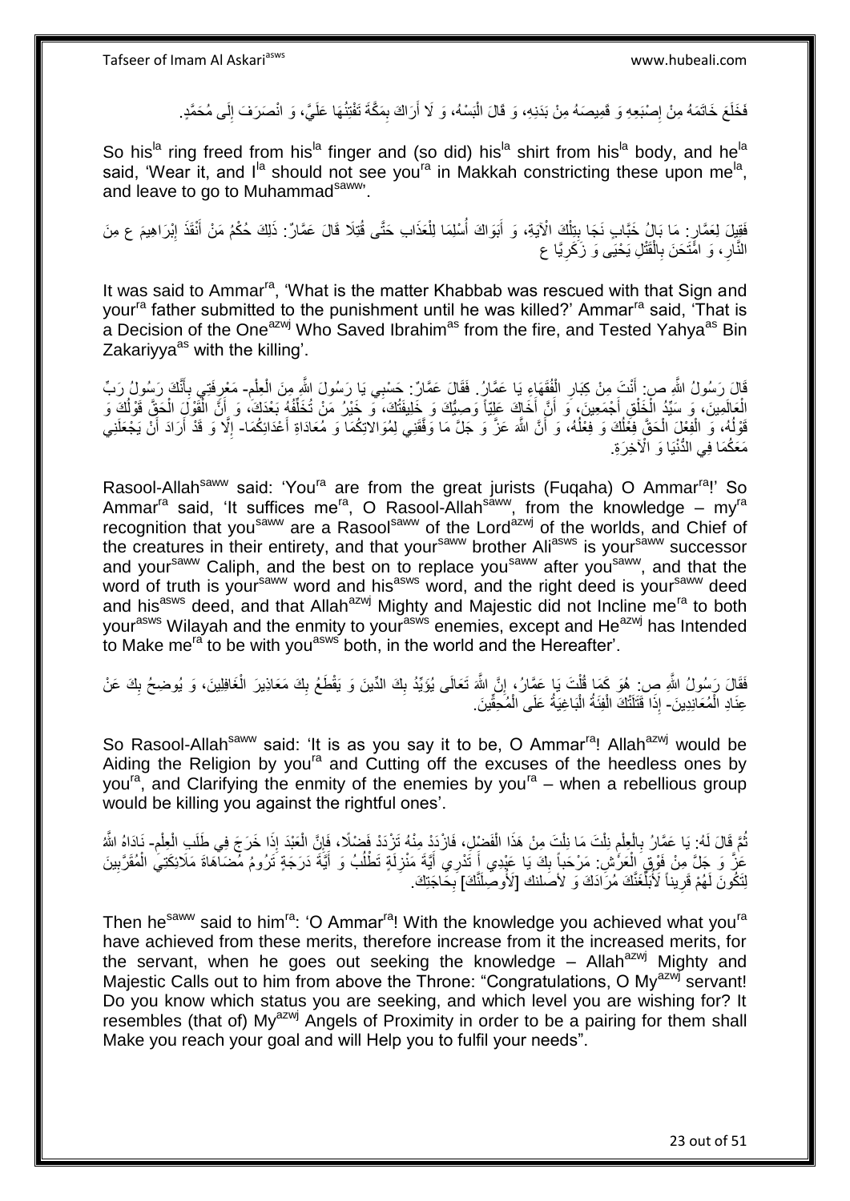فَخَلَعَ خَاتَمَهُ مِنْ إِصْبَعِهِ وَ قَمِيصَهُ مِنْ بَدَنِهِ، وَ قَالَ الْبَسْهُ، وَ لَا أَرَاكَ بِمَكَّةَ تَفْتِنُهَا عَلَيَّ، وَ انْصَرَفَ إِلَى مُحَمَّدٍ.

So his[la] ring freed from his[la] finger and (so did) his[la] shirt from his[la] body, and he[la] said, 'Wear it, and I[la] should not see you[ra] in Makkah constricting these upon me[la], and leave to go to Muhammad[saww]'.

فَقِيلَ لِعَمَّارٍ: مَا بَالُ خَبَّابٍ نَجَا بِتِلْكَ الْآيَةِ، وَ أَبَوَاكَ أُسْلِمَا لِلْعَذَابِ حَتَّى قُتِلَا قَالَ عَمَّارٌ: ذَلِكَ حُكْمُ مَنْ أَنْقَذَ إِبْرَاهِيمَ ع مِنَ النَّارِ، وَ امْتَحَنَ بِالْقَتْلِ يَحْيَى وَ زَكَرِيَّا ع

It was said to Ammar[ra], 'What is the matter Khabbab was rescued with that Sign and your[ra] father submitted to the punishment until he was killed?' Ammar[ra] said, 'That is a Decision of the One[azwj] Who Saved Ibrahim[as] from the fire, and Tested Yahya[as] Bin Zakariyya[as] with the killing'.

قَالَ رَسُولُ اللَّهِ ص: أَنْتَ مِنْ كِبَارِ الْفُقَهَاءِ يَا عَمَّارُ. فَقَالَ عَمَّارٌ: حَسْبِي يَا رَسُولَ اللَّهِ مِنَ الْعِلْمِ- مَعْرِفَتِي بِأَنَّكَ رَسُولُ رَبِّ الْعَالَمِينَ، وَ سَيِّدُ الْخَلْقِ أَجْمَعِينَ، وَ أَنَّ أَخَاكَ عَلِيّاً وَصِيُّكَ وَ خَلِيفَتُكَ، وَ خَيْرُ مَنْ تُخَلِّفُهُ بَعْدَكَ، وَ أَنَّ الْقَوْلَ الْحَقَّ قَوْلُكَ وَ قَوْلُهُ، وَ الْفِعْلَ الْحَقَّ فِعْلُكَ وَ فِعْلُهُ، وَ أَنَّ اللَّهَ عَزَّ وَ جَلَّ مَا وَفَّقَنِي لِمُوَالاتِكُمَا وَ مُعَادَاةِ أَعْدَائِكُمَا- إِلَّا وَ قَدْ أَرَادَ أَنْ يَجْعَلَنِي مَعَكُمَا فِي الدُّنْيَا وَ الْآخِرَةِ.

Rasool-Allah[saww] said: 'You[ra] are from the great jurists (Fuqaha) O Ammar[ra]!' So Ammar[ra] said, 'It suffices me[ra], O Rasool-Allah[saww], from the knowledge – my[ra] recognition that you[saww] are a Rasool[saww] of the Lord[azwj] of the worlds, and Chief of the creatures in their entirety, and that your[saww] brother Ali[asws] is your[saww] successor and your[saww] Caliph, and the best on to replace you[saww] after you[saww], and that the word of truth is your[saww] word and his[asws] word, and the right deed is your[saww] deed and his[asws] deed, and that Allah[azwj] Mighty and Majestic did not Incline me[ra] to both your[asws] Wilayah and the enmity to your[asws] enemies, except and He[azwj] has Intended to Make me[ra] to be with you[asws] both, in the world and the Hereafter'.

فَقَالَ رَسُولُ اللَّهِ ص: هُوَ كَمَا قُلْتَ يَا عَمَّارُ، إِنَّ اللَّهَ تَعَالَى يُؤَيِّدُ بِكَ الدِّينَ وَ يَقْطَعُ بِكَ مَعَاذِيرَ الْغَافِلِينَ، وَ يُوضِحُ بِكَ عَنْ عِنَادِ الْمُعَانِدِينَ- إِذَا قَتَلَتْكَ الْفِئَةُ الْبَاغِيَةُ عَلَى الْمُحِقِّينَ.

So Rasool-Allah[saww] said: 'It is as you say it to be, O Ammar[ra]! Allah[azwj] would be Aiding the Religion by you[ra] and Cutting off the excuses of the heedless ones by you[ra], and Clarifying the enmity of the enemies by you[ra] – when a rebellious group would be killing you against the rightful ones'.

ثُمَّ قَالَ لَهُ: يَا عَمَّارُ بِالْعِلْمِ نِلْتَ مَا نِلْتَ مِنْ هَذَا الْفَضْلِ، فَازْدَدْ مِنْهُ تَزْدَدْ فَضْلًا، فَإِنَّ الْعَبْدَ إِذَا خَرَجَ فِي طَلَبِ الْعِلْمِ- نَادَاهُ اللَّهُ عَزَّ وَ جَلَّ مِنْ فَوْقِ الْعَرْشِ: مَرْحَباً بِكَ يَا عَبْدِي أَ تَدْرِي أَيَّةَ مَنْزِلَةٍ تَطْلُبُ وَ أَيَّةَ دَرَجَةٍ تَرُومُ مُضَاهَاةَ مَلَائِكَتِيَ الْمُقَرَّبِينَ لِتَكُونَ لَهُمْ قَرِيناً لَأُبَلِّغَنَّكَ مُرَادَكَ وَ لأصلنك [لَأُوصِلَنَّكَ] بِحَاجَتِكَ.

Then he[saww] said to him[ra]: 'O Ammar[ra]! With the knowledge you achieved what you[ra] have achieved from these merits, therefore increase from it the increased merits, for the servant, when he goes out seeking the knowledge – Allah[azwj] Mighty and Majestic Calls out to him from above the Throne: "Congratulations, O My[azwj] servant! Do you know which status you are seeking, and which level you are wishing for? It resembles (that of) My[azwj] Angels of Proximity in order to be a pairing for them shall Make you reach your goal and will Help you to fulfil your needs".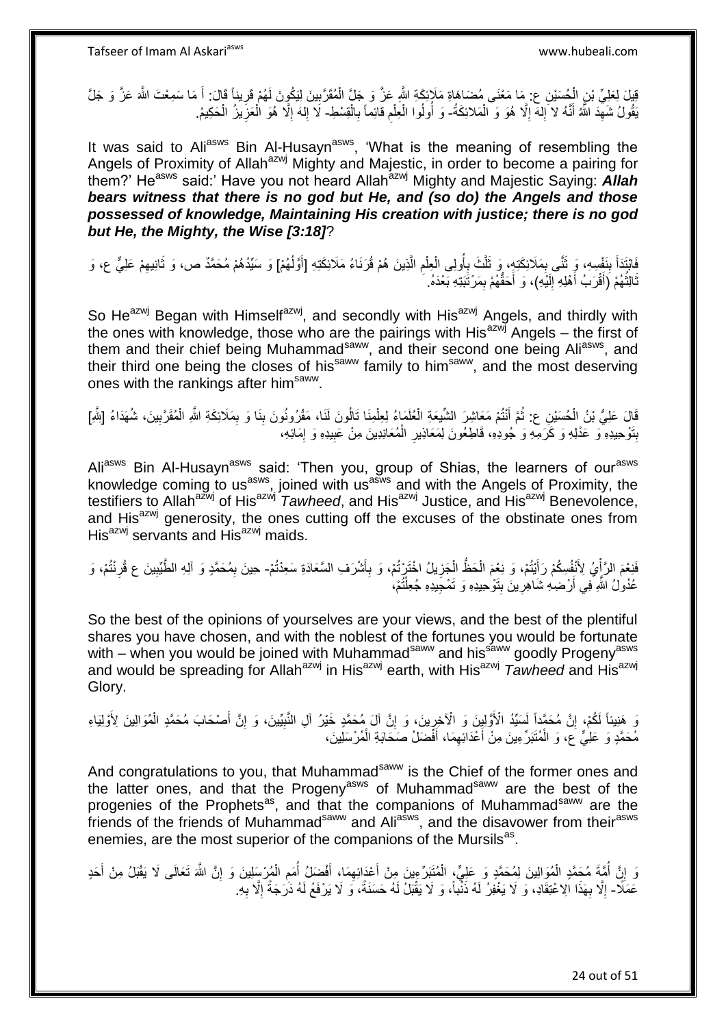قِيلَ لِعَلِيِّ بْنِ الْحُسَيْنِ ع: مَا مَعْنَى مُضَاهَاةِ مَلَائِكَةِ اللَّهِ عَزَّ وَ جَلَّ الْمُقَرَّبِينَ لِيَكُونَ لَهُمْ قَرِيناً قَالَ: أَ مَا سَمِعْتَ اللَّهَ عَزَّ وَ جَلَّ يَقُولُ شَهِدَ اللَّهُ أَنَّهُ لا إِلهَ إِلَّا هُوَ وَ الْمَلائِكَةُ- وَ أُولُوا الْعِلْمِ قائِماً بِالْقِسْطِ- لا إِلهَ إِلَّا هُوَ الْعَزِيزُ الْحَكِيمُ.

It was said to Ali[asws] Bin Al-Husayn[asws], 'What is the meaning of resembling the Angels of Proximity of Allah[azwj] Mighty and Majestic, in order to become a pairing for them?' He[asws] said:' Have you not heard Allah[azwj] Mighty and Majestic Saying: ***Allah bears witness that there is no god but He, and (so do) the Angels and those possessed of knowledge, Maintaining His creation with justice; there is no god but He, the Mighty, the Wise [3:18]***?

فَابْتَدَأَ بِنَفْسِهِ، وَ ثَنَّى بِمَلَائِكَتِهِ، وَ ثَلَّثَ بِأُولِي الْعِلْمِ الَّذِينَ هُمْ قُرَنَاءُ مَلَائِكَتِهِ [أَوَّلُهُمْ] وَ سَيِّدُهُمْ مُحَمَّدٌ ص، وَ ثَانِيهِمْ عَلِيٌّ ع، وَ ثَالِثُهُمْ (أَقْرَبُ أَهْلِهِ إِلَيْهِ)، وَ أَحَقُّهُمْ بِمَرْتَبَتِهِ بَعْدَهُ.

So He[azwj] Began with Himself[azwj], and secondly with His[azwj] Angels, and thirdly with the ones with knowledge, those who are the pairings with His[azwj] Angels – the first of them and their chief being Muhammad[saww], and their second one being Ali[asws], and their third one being the closes of his[saww] family to him[saww], and the most deserving ones with the rankings after him[saww].

قَالَ عَلِيُّ بْنُ الْحُسَيْنِ ع: ثُمَّ أَنْتُمْ مَعَاشِرَ الشِّيعَةِ الْعُلَمَاءُ لِعِلْمِنَا تَالُونَ لَنَا، مَقْرُونُونَ بِنَا وَ بِمَلَائِكَةِ اللَّهِ الْمُقَرَّبِينَ، شُهَدَاءُ [لِلَّهِ] بِتَوْحِيدِهِ وَ عَدْلِهِ وَ كَرَمِهِ وَ جُودِهِ، قَاطِعُونَ لِمَعَاذِيرِ الْمُعَانِدِينَ مِنْ عَبِيدِهِ وَ إِمَائِهِ،

Ali[asws] Bin Al-Husayn[asws] said: 'Then you, group of Shias, the learners of our[asws] knowledge coming to us[asws], joined with us[asws] and with the Angels of Proximity, the testifiers to Allah[azwj] of His[azwj] *Tawheed*, and His[azwj] Justice, and His[azwj] Benevolence, and His[azwj] generosity, the ones cutting off the excuses of the obstinate ones from His[azwj] servants and His[azwj] maids.

فَنِعْمَ الرَّأْيُ لِأَنْفُسِكُمْ رَأَيْتُمْ، وَ نِعْمَ الْحَظُّ الْجَزِيلُ اخْتَرْتُمْ، وَ بِأَشْرَفِ السَّعَادَةِ سَعِدْتُمْ- حِينَ بِمُحَمَّدٍ وَ آلِهِ الطَّيِّبِينَ ع قُرِنْتُمْ، وَ عُدُولُ اللَّهِ فِي أَرْضِهِ شَاهِرِينَ بِتَوْحِيدِهِ وَ تَمْجِيدِهِ جُعِلْتُمْ،

So the best of the opinions of yourselves are your views, and the best of the plentiful shares you have chosen, and with the noblest of the fortunes you would be fortunate with – when you would be joined with Muhammad[saww] and his[saww] goodly Progeny[asws] and would be spreading for Allah[azwj] in His[azwj] earth, with His[azwj] *Tawheed* and His[azwj] Glory.

وَ هَنِيئاً لَكُمْ، إِنَّ مُحَمَّداً لَسَيِّدُ الْأَوَّلِينَ وَ الْآخِرِينَ، وَ إِنَّ آلَ مُحَمَّدٍ خَيْرُ آلِ النَّبِيِّينَ، وَ إِنَّ أَصْحَابَ مُحَمَّدٍ الْمُوَالِينَ لِأَوْلِيَاءِ مُحَمَّدٍ وَ عَلِيٍّ ع، وَ الْمُتَبَرِّءِينَ مِنْ أَعْدَائِهِمَا، أَفْضَلُ صَحَابَةِ الْمُرْسَلِينَ،

And congratulations to you, that Muhammad[saww] is the Chief of the former ones and the latter ones, and that the Progeny[asws] of Muhammad[saww] are the best of the progenies of the Prophets[as], and that the companions of Muhammad[saww] are the friends of the friends of Muhammad[saww] and Ali[asws], and the disavower from their[asws] enemies, are the most superior of the companions of the Mursils[as].

وَ إِنَّ أُمَّةَ مُحَمَّدٍ الْمُوَالِينَ لِمُحَمَّدٍ وَ عَلِيٍّ، الْمُتَبَرِّءِينَ مِنْ أَعْدَائِهِمَا، أَفْضَلُ أُمَمِ الْمُرْسَلِينَ وَ إِنَّ اللَّهَ تَعَالَى لَا يَقْبَلُ مِنْ أَحَدٍ عَمَلًا- إِلَّا بِهَذَا الِاعْتِقَادِ، وَ لَا يَغْفِرُ لَهُ ذَنْباً، وَ لَا يَقْبَلُ لَهُ حَسَنَةً، وَ لَا يَرْفَعُ لَهُ دَرَجَةً إِلَّا بِهِ.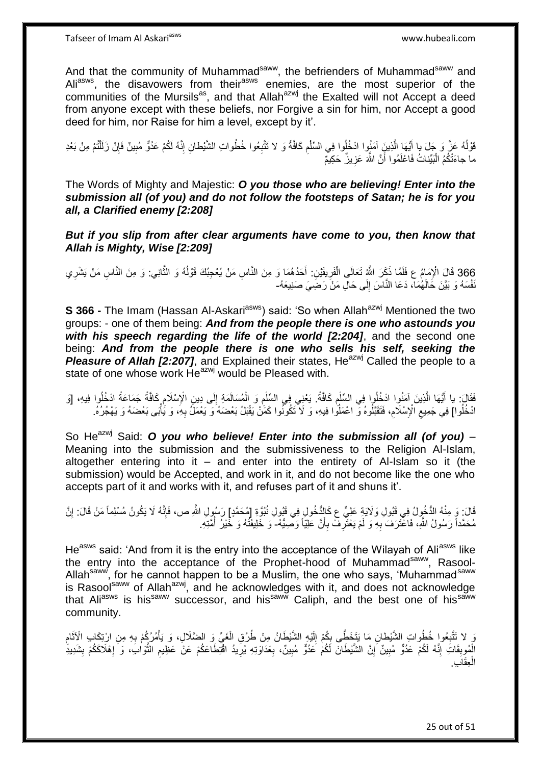And that the community of Muhammad[saww], the befrienders of Muhammad[saww] and Ali[asws], the disavowers from their[asws] enemies, are the most superior of the communities of the Mursils[as], and that Allah[azwj] the Exalted will not Accept a deed from anyone except with these beliefs, nor Forgive a sin for him, nor Accept a good deed for him, nor Raise for him a level, except by it'.

قَوْلُهُ عَزَّ وَ جَلَ يا أَيُّهَا الَّذِينَ آمَنُوا ادْخُلُوا فِي السِّلْمِ كَافَّةً وَ لا تَتَّبِعُوا خُطُواتِ الشَّيْطانِ إِنَّهُ لَكُمْ عَدُوٌّ مُبِينٌ فَإِنْ زَلَلْتُمْ مِنْ بَعْدِ ما جاءَتْكُمُ الْبَيِّناتُ فَاعْلَمُوا أَنَّ اللَّهَ عَزِيزٌ حَكِيمٌ

The Words of Mighty and Majestic: ***O you those who are believing! Enter into the submission all (of you) and do not follow the footsteps of Satan; he is for you all, a Clarified enemy [2:208]***

***But if you slip from after clear arguments have come to you, then know that Allah is Mighty, Wise [2:209]***

366 قَالَ الْإِمَامُ ع فَلَمَّا ذَكَرَ اللَّهُ تَعَالَى الْفَرِيقَيْنِ: أَحَدُهُمَا وَ مِنَ النَّاسِ مَنْ يُعْجِبُكَ قَوْلُهُ وَ الثَّانِي: وَ مِنَ النَّاسِ مَنْ يَشْرِي نَفْسَهُ وَ بَيَّنَ حَالَهُمَا، دَعَا النَّاسَ إِلَى حَالِ مَنْ رَضِيَ صَنِيعَهُ-

**S 366 -** The Imam (Hassan Al-Askari[asws]) said: 'So when Allah[azwj] Mentioned the two groups: - one of them being: ***And from the people there is one who astounds you with his speech regarding the life of the world [2:204]***, and the second one being: ***And from the people there is one who sells his self, seeking the Pleasure of Allah [2:207]***, and Explained their states, He[azwj] Called the people to a state of one whose work He[azwj] would be Pleased with.

فَقَالَ: يا أَيُّهَا الَّذِينَ آمَنُوا ادْخُلُوا فِي السِّلْمِ كَافَّةً. يَعْنِي فِي السِّلْمِ وَ الْمُسَالَمَةِ إِلَى دِينِ الْإِسْلَامِ كَافَّةً جَمَاعَةً ادْخُلُوا فِيهِ، [وَ ادْخُلُوا] فِي جَمِيعِ الْإِسْلَامِ، فَتَقَبَّلُوهُ وَ اعْمَلُوا فِيهِ، وَ لَا تَكُونُوا كَمَنْ يَقْبَلُ بَعْضَهُ وَ يَعْمَلُ بِهِ، وَ يَأْبَى بَعْضَهُ وَ يَهْجُرُهُ.

So He[azwj] Said: ***O you who believe! Enter into the submission all (of you)*** – Meaning into the submission and the submissiveness to the Religion Al-Islam, altogether entering into it – and enter into the entirety of Al-Islam so it (the submission) would be Accepted, and work in it, and do not become like the one who accepts part of it and works with it, and refuses part of it and shuns it'.

قَالَ: وَ مِنْهُ الدُّخُولُ فِي قَبُولِ وَلَايَةِ عَلِيٍّ ع كَالدُّخُولِ فِي قَبُولِ نُبُوَّةِ [مُحَمَّدٍ] رَسُولِ اللَّهِ ص، فَإِنَّهُ لَا يَكُونُ مُسْلِماً مَنْ قَالَ: إِنَّ مُحَمَّداً رَسُولُ اللَّهِ، فَاعْتَرَفَ بِهِ وَ لَمْ يَعْتَرِفْ بِأَنَّ عَلِيّاً وَصِيُّهُ- وَ خَلِيفَتُهُ وَ خَيْرُ أُمَّتِهِ.

He[asws] said: 'And from it is the entry into the acceptance of the Wilayah of Ali[asws] like the entry into the acceptance of the Prophet-hood of Muhammad[saww], Rasool-Allah[saww], for he cannot happen to be a Muslim, the one who says, 'Muhammad[saww] is Rasool[saww] of Allah[azwj], and he acknowledges with it, and does not acknowledge that Ali[asws] is his[saww] successor, and his[saww] Caliph, and the best one of his[saww] community.

وَ لا تَتَّبِعُوا خُطُواتِ الشَّيْطانِ مَا يَتَخَطَّى بِكُمْ إِلَيْهِ الشَّيْطَانُ مِنْ طُرُقِ الْغَيِّ وَ الضَّلَالِ، وَ يَأْمُرُكُمْ بِهِ مِنِ ارْتِكَابِ الْآثَامِ الْمُوبِقَاتِ إِنَّهُ لَكُمْ عَدُوٌّ مُبِينٌ إِنَّ الشَّيْطَانَ لَكُمْ عَدُوٌّ مُبِينٌ، بِعَدَاوَتِهِ يُرِيدُ اقْتِطَاعَكُمْ عَنْ عَظِيمِ الثَّوَابِ، وَ إِهْلَاكَكُمْ بِشَدِيدِ الْعِقَابِ.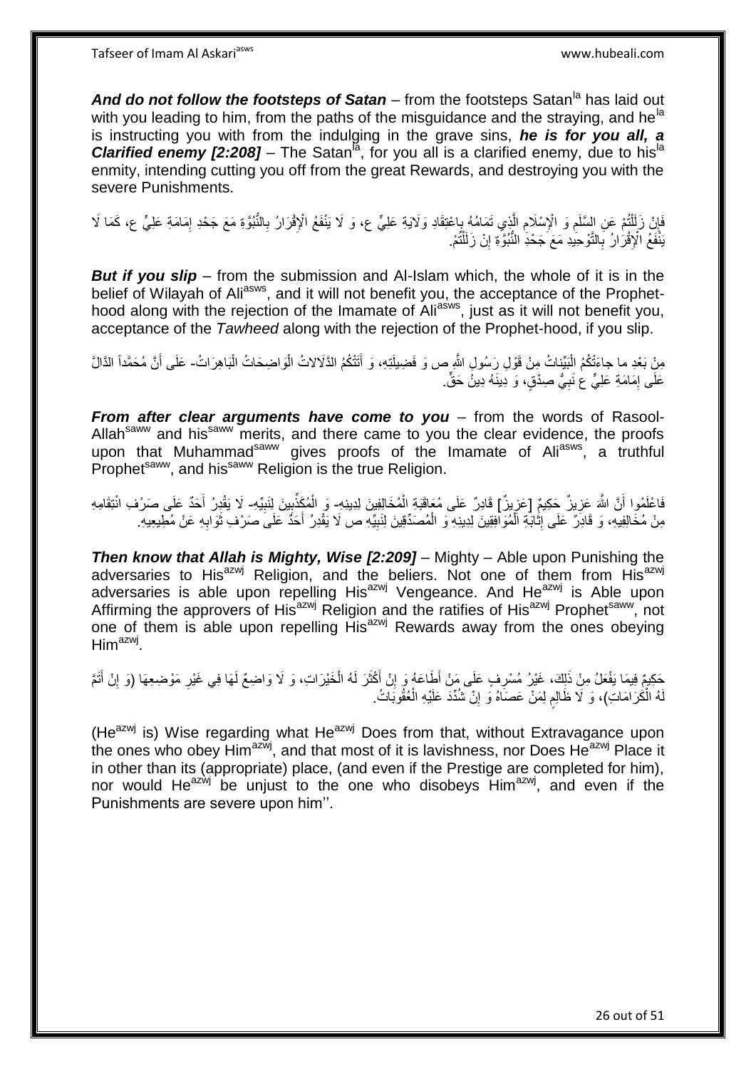***And do not follow the footsteps of Satan*** – from the footsteps Satan[la] has laid out with you leading to him, from the paths of the misguidance and the straying, and he[la] is instructing you with from the indulging in the grave sins, ***he is for you all, a Clarified enemy [2:208]*** – The Satan[la], for you all is a clarified enemy, due to his[la] enmity, intending cutting you off from the great Rewards, and destroying you with the severe Punishments.

فَإِنْ زَلَلْتُمْ عَنِ السِّلْمِ وَ الْإِسْلَامِ الَّذِي تَمَامُهُ بِاعْتِقَادِ وَلَايَةِ عَلِيٍّ ع، وَ لَا يَنْفَعُ الْإِقْرَارُ بِالنُّبُوَّةِ مَعَ جَحْدِ إِمَامَةِ عَلِيٍّ ع، كَمَا لَا يَنْفَعُ الْإِقْرَارُ بِالتَّوْحِيدِ مَعَ جَحْدِ النُّبُوَّةِ إِنْ زَلَلْتُمْ.

***But if you slip*** – from the submission and Al-Islam which, the whole of it is in the belief of Wilayah of Ali[asws], and it will not benefit you, the acceptance of the Prophet-hood along with the rejection of the Imamate of Ali[asws], just as it will not benefit you, acceptance of the *Tawheed* along with the rejection of the Prophet-hood, if you slip.

مِنْ بَعْدِ ما جاءَتْكُمُ الْبَيِّناتُ مِنْ قَوْلِ رَسُولِ اللَّهِ ص وَ فَضِيلَتِهِ، وَ أَتَتْكُمُ الدَّلَالاتُ الْوَاضِحَاتُ الْبَاهِرَاتُ- عَلَى أَنَّ مُحَمَّداً الدَّالَّ عَلَى إِمَامَةِ عَلِيٍّ ع نَبِيُّ صِدْقٍ، وَ دِينَهُ دِينُ حَقٍّ.

***From after clear arguments have come to you*** – from the words of Rasool-Allah[saww] and his[saww] merits, and there came to you the clear evidence, the proofs upon that Muhammad[saww] gives proofs of the Imamate of Ali[asws], a truthful Prophet[saww], and his[saww] Religion is the true Religion.

فَاعْلَمُوا أَنَّ اللَّهَ عَزِيزٌ حَكِيمٌ [عَزِيزٌ] قَادِرٌ عَلَى مُعَاقَبَةِ الْمُخَالِفِينَ لِدِينِهِ- وَ الْمُكَذِّبِينَ لِنَبِيِّهِ- لَا يَقْدِرُ أَحَدٌ عَلَى صَرْفِ انْتِقَامِهِ مِنْ مُخَالِفِيهِ، وَ قَادِرٌ عَلَى إِثَابَةِ الْمُوَافِقِينَ لِدِينِهِ وَ الْمُصَدِّقِينَ لِنَبِيِّهِ ص لَا يَقْدِرُ أَحَدٌ عَلَى صَرْفِ ثَوَابِهِ عَنْ مُطِيعِيهِ.

***Then know that Allah is Mighty, Wise [2:209]*** – Mighty – Able upon Punishing the adversaries to His[azwj] Religion, and the beliers. Not one of them from His[azwj] adversaries is able upon repelling His[azwj] Vengeance. And He[azwj] is Able upon Affirming the approvers of His[azwj] Religion and the ratifies of His[azwj] Prophet[saww], not one of them is able upon repelling His[azwj] Rewards away from the ones obeying Him[azwj].

حَكِيمٌ فِيمَا يَفْعَلُ مِنْ ذَلِكَ، غَيْرُ مُسْرِفٍ عَلَى مَنْ أَطَاعَهُ وَ إِنْ أَكْثَرَ لَهُ الْخَيْرَاتِ، وَ لَا وَاضِعٌ لَهَا فِي غَيْرِ مَوْضِعِهَا (وَ إِنْ أَتَمَّ لَهُ الْكَرَامَاتِ)، وَ لَا ظَالِمٍ لِمَنْ عَصَاهُ وَ إِنْ شُدِّدَ عَلَيْهِ الْعُقُوبَاتُ.

(He[azwj] is) Wise regarding what He[azwj] Does from that, without Extravagance upon the ones who obey Him[azwj], and that most of it is lavishness, nor Does He[azwj] Place it in other than its (appropriate) place, (and even if the Prestige are completed for him), nor would He[azwj] be unjust to the one who disobeys Him[azwj], and even if the Punishments are severe upon him''.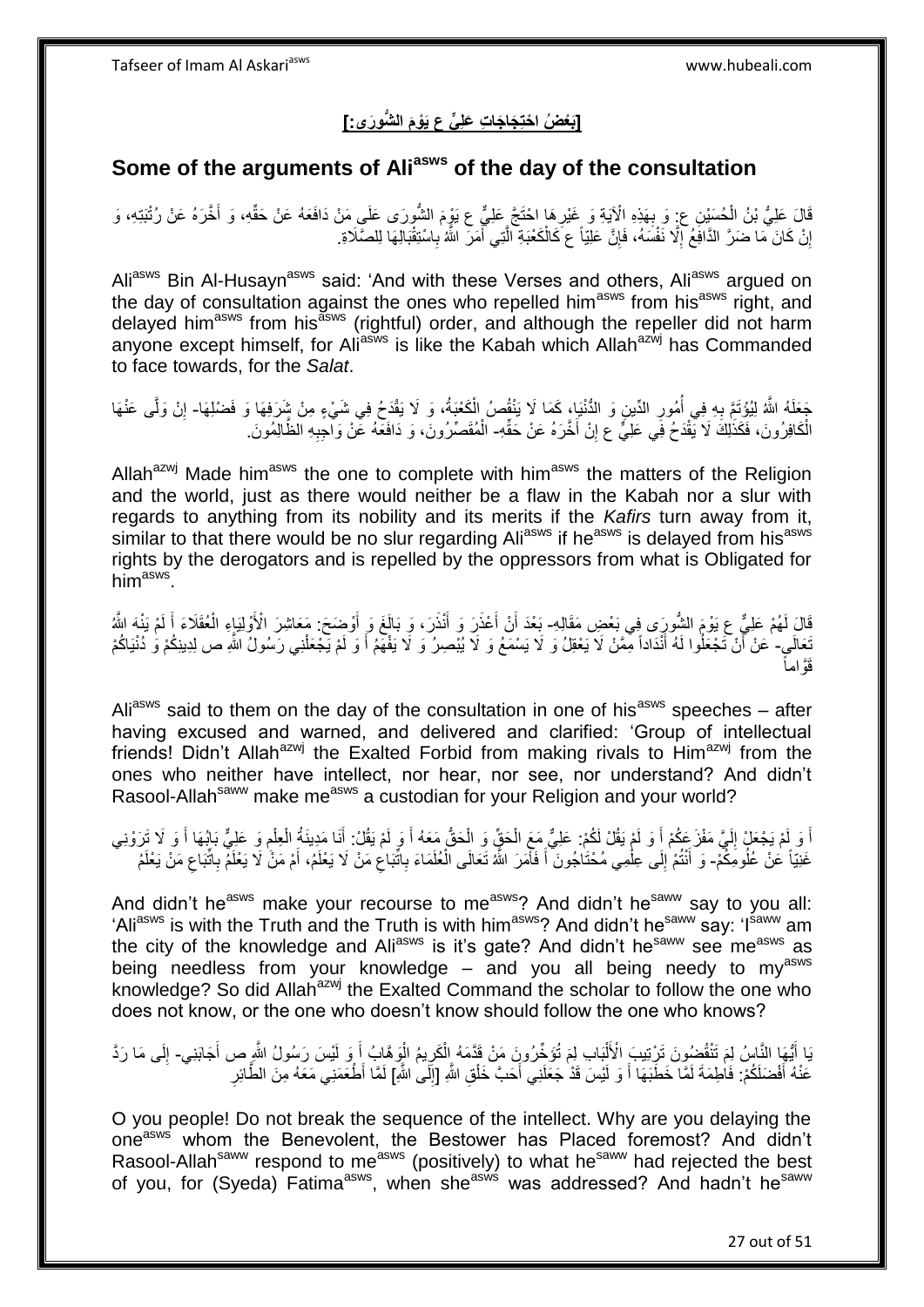## [بَعْضُ احْتِجَاجَاتِ عَلِيٍّ ع يَوْمَ الشُّورَى:]

## Some of the arguments of Ali[asws] of the day of the consultation

قَالَ عَلِيُّ بْنُ الْحُسَيْنِ ع: وَ بِهَذِهِ الْآيَةِ وَ غَيْرِهَا احْتَجَّ عَلِيٌّ ع يَوْمَ الشُّورَى عَلَى مَنْ دَافَعَهُ عَنْ حَقِّهِ، وَ أَخَّرَهُ عَنْ رُتْبَتِهِ، وَ إِنْ كَانَ مَا ضَرَّ الدَّافِعُ إِلَّا نَفْسَهُ، فَإِنَّ عَلِيّاً ع كَالْكَعْبَةِ الَّتِي أَمَرَ اللَّهُ بِاسْتِقْبَالِهَا لِلصَّلَاةِ.

Ali[asws] Bin Al-Husayn[asws] said: 'And with these Verses and others, Ali[asws] argued on the day of consultation against the ones who repelled him[asws] from his[asws] right, and delayed him[asws] from his[asws] (rightful) order, and although the repeller did not harm anyone except himself, for Ali[asws] is like the Kabah which Allah[azwj] has Commanded to face towards, for the *Salat*.

جَعَلَهُ اللَّهُ لِيُؤْتَمَّ بِهِ فِي أُمُورِ الدِّينِ وَ الدُّنْيَا، كَمَا لَا يَنْقُصُ الْكَعْبَةُ، وَ لَا يَقْدَحُ فِي شَيْءٍ مِنْ شَرَفِهَا وَ فَضْلِهَا- إِنْ وَلَّى عَنْهَا الْكَافِرُونَ، فَكَذَلِكَ لَا يَقْدَحُ فِي عَلِيٍّ ع إِنْ أَخَّرَهُ عَنْ حَقِّهِ- الْمُقَصِّرُونَ، وَ دَافَعَهُ عَنْ وَاجِبِهِ الظَّالِمُونَ.

Allah[azwj] Made him[asws] the one to complete with him[asws] the matters of the Religion and the world, just as there would neither be a flaw in the Kabah nor a slur with regards to anything from its nobility and its merits if the *Kafirs* turn away from it, similar to that there would be no slur regarding Ali[asws] if he[asws] is delayed from his[asws] rights by the derogators and is repelled by the oppressors from what is Obligated for him[asws].

قَالَ لَهُمْ عَلِيٌّ ع يَوْمَ الشُّورَى فِي بَعْضِ مَقَالِهِ- بَعْدَ أَنْ أَعْذَرَ وَ أَنْذَرَ، وَ بَالَغَ وَ أَوْضَحَ: مَعَاشِرَ الْأَوْلِيَاءِ الْعُقَلَاءِ أَ لَمْ يَنْهَ اللَّهُ تَعَالَى- عَنْ أَنْ تَجْعَلُوا لَهُ أَنْدَاداً مِمَّنْ لَا يَعْقِلُ وَ لَا يَسْمَعُ وَ لَا يُبْصِرُ وَ لَا يَفْهَمُ أَ وَ لَمْ يَجْعَلْنِي رَسُولُ اللَّهِ ص لِدِينِكُمْ وَ دُنْيَاكُمْ قَوَّاماً

Ali[asws] said to them on the day of the consultation in one of his[asws] speeches – after having excused and warned, and delivered and clarified: 'Group of intellectual friends! Didn't Allah[azwj] the Exalted Forbid from making rivals to Him[azwj] from the ones who neither have intellect, nor hear, nor see, nor understand? And didn't Rasool-Allah[saww] make me[asws] a custodian for your Religion and your world?

أَ وَ لَمْ يَجْعَلْ إِلَيَّ مَفْزَعَكُمْ أَ وَ لَمْ يَقُلْ لَكُمْ: عَلِيٌّ مَعَ الْحَقِّ وَ الْحَقُّ مَعَهُ أَ وَ لَمْ يَقُلْ: أَنَا مَدِينَةُ الْعِلْمِ وَ عَلِيٌّ بَابُهَا أَ وَ لَا تَرَوْنِي غَنِيّاً عَنْ عُلُومِكُمْ- وَ أَنْتُمْ إِلَى عِلْمِي مُحْتَاجُونَ أَ فَأَمَرَ اللَّهُ تَعَالَى الْعُلَمَاءَ بِاتِّبَاعِ مَنْ لَا يَعْلَمُ، أَمْ مَنْ لَا يَعْلَمُ بِاتِّبَاعِ مَنْ يَعْلَمُ

And didn't he[asws] make your recourse to me[asws]? And didn't he[saww] say to you all: 'Ali[asws] is with the Truth and the Truth is with him[asws]? And didn't he[saww] say: 'I[saww] am the city of the knowledge and Ali[asws] is it's gate? And didn't he[saww] see me[asws] as being needless from your knowledge – and you all being needy to my[asws] knowledge? So did Allah[azwj] the Exalted Command the scholar to follow the one who does not know, or the one who doesn't know should follow the one who knows?

يَا أَيُّهَا النَّاسُ لِمَ تَنْقُضُونَ تَرْتِيبَ الْأَلْبَابِ لِمَ تُؤَخِّرُونَ مَنْ قَدَّمَهُ الْكَرِيمُ الْوَهَّابُ أَ وَ لَيْسَ رَسُولُ اللَّهِ ص أَجَابَنِي- إِلَى مَا رَدَّ عَنْهُ أَفْضَلَكُمْ: فَاطِمَةَ لَمَّا خَطَبَهَا أَ وَ لَيْسَ قَدْ جَعَلَنِي أَحَبَّ خَلْقِ اللَّهِ [إِلَى اللَّهِ] لَمَّا أَطْعَمَنِي مَعَهُ مِنَ الطَّائِرِ

O you people! Do not break the sequence of the intellect. Why are you delaying the one[asws] whom the Benevolent, the Bestower has Placed foremost? And didn't Rasool-Allah[saww] respond to me[asws] (positively) to what he[saww] had rejected the best of you, for (Syeda) Fatima[asws], when she[asws] was addressed? And hadn't he[saww]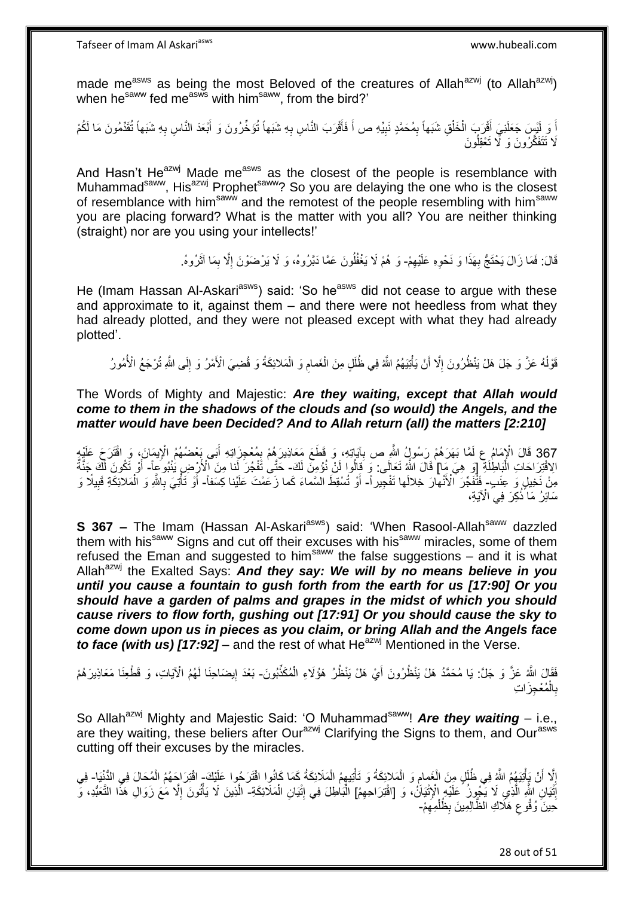made me[asws] as being the most Beloved of the creatures of Allah[azwj] (to Allah[azwj]) when he[saww] fed me[asws] with him[saww], from the bird?'

أَ وَ لَيْسَ جَعَلَنِيَ أَقْرَبَ الْخَلْقِ شَبَهاً بِمُحَمَّدٍ نَبِيِّهِ ص أَ فَأَقْرَبَ النَّاسِ بِهِ شَبَهاً تُؤَخِّرُونَ وَ أَبْعَدَ النَّاسِ بِهِ شَبَهاً تُقَدِّمُونَ مَا لَكُمْ لَا تَتَفَكَّرُونَ وَ لَا تَعْقِلُونَ

And Hasn't He[azwj] Made me[asws] as the closest of the people is resemblance with Muhammad[saww], His[azwj] Prophet[saww]? So you are delaying the one who is the closest of resemblance with him[saww] and the remotest of the people resembling with him[saww] you are placing forward? What is the matter with you all? You are neither thinking (straight) nor are you using your intellects!'

قَالَ: فَمَا زَالَ يَحْتَجُّ بِهَذَا وَ نَحْوِهِ عَلَيْهِمْ- وَ هُمْ لَا يَغْفُلُونَ عَمَّا دَبَّرُوهُ، وَ لَا يَرْضَوْنَ إِلَّا بِمَا آثَرُوهُ.

He (Imam Hassan Al-Askari[asws]) said: 'So he[asws] did not cease to argue with these and approximate to it, against them – and there were not heedless from what they had already plotted, and they were not pleased except with what they had already plotted'.

قَوْلُهُ عَزَّ وَ جَلَ هَلْ يَنْظُرُونَ إِلَّا أَنْ يَأْتِيَهُمُ اللَّهُ فِي ظُلَلٍ مِنَ الْغَمامِ وَ الْمَلائِكَةُ وَ قُضِيَ الْأَمْرُ وَ إِلَى اللَّهِ تُرْجَعُ الْأُمُورُ

The Words of Mighty and Majestic: ***Are they waiting, except that Allah would come to them in the shadows of the clouds and (so would) the Angels, and the matter would have been Decided? And to Allah return (all) the matters [2:210]***

367 قَالَ الْإِمَامُ ع لَمَّا بَهَرَهُمْ رَسُولُ اللَّهِ ص بِآيَاتِهِ، وَ قَطَعَ مَعَاذِيرَهُمْ بِمُعْجِزَاتِهِ أَبَى بَعْضُهُمُ الْإِيمَانَ، وَ اقْتَرَحَ عَلَيْهِ الِاقْتِرَاحَاتِ الْبَاطِلَةَ [وَ هِيَ مَا] قَالَ اللَّهُ تَعَالَى: وَ قالُوا لَنْ نُؤْمِنَ لَكَ- حَتَّى تَفْجُرَ لَنا مِنَ الْأَرْضِ يَنْبُوعاً- أَوْ تَكُونَ لَكَ جَنَّةٌ مِنْ نَخِيلٍ وَ عِنَبٍ- فَتُفَجِّرَ الْأَنْهارَ خِلالَها تَفْجِيراً- أَوْ تُسْقِطَ السَّماءَ كَما زَعَمْتَ عَلَيْنا كِسَفاً- أَوْ تَأْتِيَ بِاللَّهِ وَ الْمَلائِكَةِ قَبِيلًا وَ سَائِرُ مَا ذُكِرَ فِي الْآيَةِ،

**S 367 –** The Imam (Hassan Al-Askari[asws]) said: 'When Rasool-Allah[saww] dazzled them with his[saww] Signs and cut off their excuses with his[saww] miracles, some of them refused the Eman and suggested to him[saww] the false suggestions – and it is what Allah[azwj] the Exalted Says: ***And they say: We will by no means believe in you until you cause a fountain to gush forth from the earth for us [17:90] Or you should have a garden of palms and grapes in the midst of which you should cause rivers to flow forth, gushing out [17:91] Or you should cause the sky to come down upon us in pieces as you claim, or bring Allah and the Angels face to face (with us) [17:92]*** – and the rest of what He[azwj] Mentioned in the Verse.

فَقَالَ اللَّهُ عَزَّ وَ جَلَّ: يَا مُحَمَّدُ هَلْ يَنْظُرُونَ أَيْ هَلْ يَنْظُرُ هَؤُلَاءِ الْمُكَذِّبُونَ- بَعْدَ إِيضَاحِنَا لَهُمُ الْآيَاتِ، وَ قَطْعِنَا مَعَاذِيرَهُمْ بِالْمُعْجِزَاتِ

So Allah[azwj] Mighty and Majestic Said: 'O Muhammad[saww]! ***Are they waiting*** – i.e., are they waiting, these beliers after Our[azwj] Clarifying the Signs to them, and Our[asws] cutting off their excuses by the miracles.

إِلَّا أَنْ يَأْتِيَهُمُ اللَّهُ فِي ظُلَلٍ مِنَ الْغَمامِ وَ الْمَلائِكَةُ وَ تَأْتِيهِمُ الْمَلَائِكَةُ كَمَا كَانُوا اقْتَرَحُوا عَلَيْكَ- اقْتِرَاحُهُمُ الْمُحَالَ فِي الدُّنْيَا- فِي إِتْيَانِ اللَّهِ الَّذِي لَا يَجُوزُ عَلَيْهِ الْإِتْيَانُ، وَ [اقْتِرَاحِهِمُ] الْبَاطِلَ فِي إِتْيَانِ الْمَلَائِكَةِ- الَّذِينَ لَا يَأْتُونَ إِلَّا مَعَ زَوَالِ هَذَا التَّعَبُّدِ، وَ حِينَ وُقُوعِ هَلَاكِ الظَّالِمِينَ بِظُلْمِهِمْ-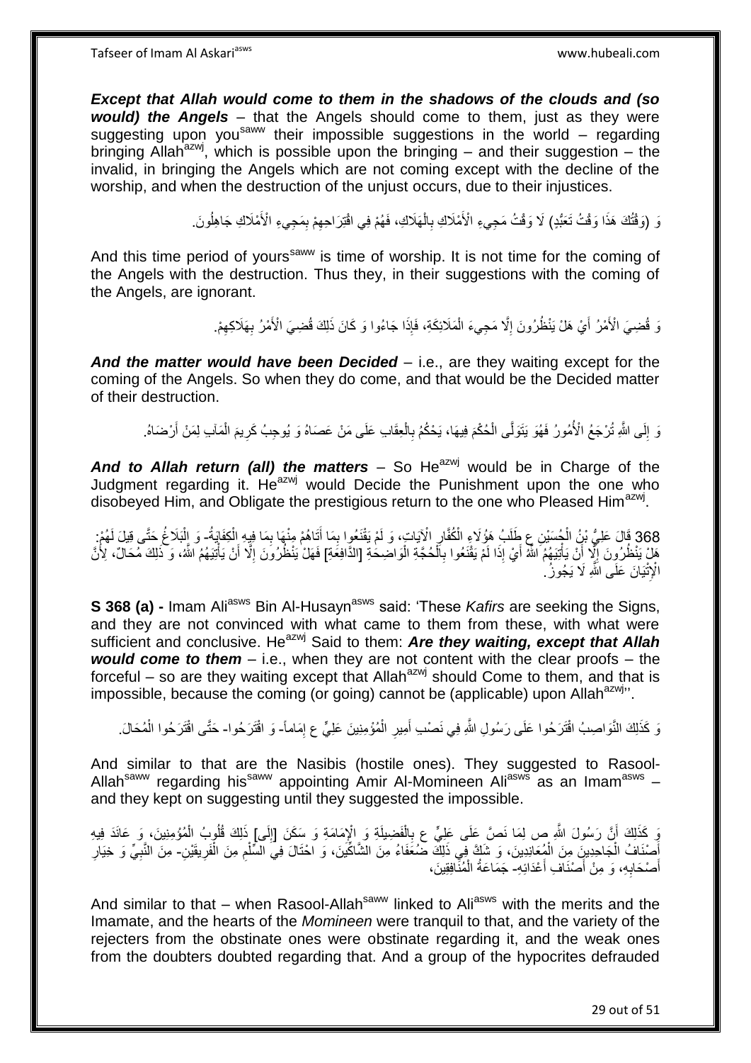***Except that Allah would come to them in the shadows of the clouds and (so would) the Angels*** – that the Angels should come to them, just as they were suggesting upon you[saww] their impossible suggestions in the world – regarding bringing Allah[azwj], which is possible upon the bringing – and their suggestion – the invalid, in bringing the Angels which are not coming except with the decline of the worship, and when the destruction of the unjust occurs, due to their injustices.

وَ (وَقْتُكَ هَذَا وَقْتُ تَعَبُّدٍ) لَا وَقْتُ مَجِيءِ الْأَمْلَاكِ بِالْهَلَاكِ، فَهُمْ فِي اقْتِرَاحِهِمْ بِمَجِيءِ الْأَمْلَاكِ جَاهِلُونَ.

And this time period of yours[saww] is time of worship. It is not time for the coming of the Angels with the destruction. Thus they, in their suggestions with the coming of the Angels, are ignorant.

وَ قُضِيَ الْأَمْرُ أَيْ هَلْ يَنْظُرُونَ إِلَّا مَجِيءَ الْمَلَائِكَةِ، فَإِذَا جَاءُوا وَ كَانَ ذَلِكَ قُضِيَ الْأَمْرُ بِهَلَاكِهِمْ.

***And the matter would have been Decided*** – i.e., are they waiting except for the coming of the Angels. So when they do come, and that would be the Decided matter of their destruction.

وَ إِلَى اللَّهِ تُرْجَعُ الْأُمُورُ فَهُوَ يَتَوَلَّى الْحُكْمَ فِيهَا، يَحْكُمُ بِالْعِقَابِ عَلَى مَنْ عَصَاهُ وَ يُوجِبُ كَرِيمَ الْمَآبِ لِمَنْ أَرْضَاهُ.

***And to Allah return (all) the matters*** – So He[azwj] would be in Charge of the Judgment regarding it. He[azwj] would Decide the Punishment upon the one who disobeyed Him, and Obligate the prestigious return to the one who Pleased Him[azwj].

368 قَالَ عَلِيُّ بْنُ الْحُسَيْنِ ع طَلَبَ هَؤُلَاءِ الْكُفَّارِ الْآيَاتِ، وَ لَمْ يَقْنَعُوا بِمَا أَتَاهُمْ مِنْهَا بِمَا فِيهِ الْكِفَايَةُ- وَ الْبَلَاغُ حَتَّى قِيلَ لَهُمْ: هَلْ يَنْظُرُونَ إِلَّا أَنْ يَأْتِيَهُمُ اللَّهُ أَيْ إِذَا لَمْ يَقْنَعُوا بِالْحُجَّةِ الْوَاضِحَةِ [الدَّافِعَةِ] فَهَلْ يَنْظُرُونَ إِلَّا أَنْ يَأْتِيَهُمُ اللَّهُ، وَ ذَلِكَ مُحَالٌ، لِأَنَّ الْإِتْيَانَ عَلَى اللَّهِ لَا يَجُوزُ.

**S 368 (a) -** Imam Ali[asws] Bin Al-Husayn[asws] said: 'These *Kafirs* are seeking the Signs, and they are not convinced with what came to them from these, with what were sufficient and conclusive. He[azwj] Said to them: ***Are they waiting, except that Allah would come to them*** – i.e., when they are not content with the clear proofs – the forceful – so are they waiting except that Allah[azwj] should Come to them, and that is impossible, because the coming (or going) cannot be (applicable) upon Allah[azwj]'.

وَ كَذَلِكَ النَّوَاصِبُ اقْتَرَحُوا عَلَى رَسُولِ اللَّهِ فِي نَصْبِ أَمِيرِ الْمُؤْمِنِينَ عَلِيٍّ ع إِمَاماً- وَ اقْتَرَحُوا- حَتَّى اقْتَرَحُوا الْمُحَالَ.

And similar to that are the Nasibis (hostile ones). They suggested to Rasool-Allah[saww] regarding his[saww] appointing Amir Al-Momineen Ali[asws] as an Imam[asws] – and they kept on suggesting until they suggested the impossible.

وَ كَذَلِكَ أَنَّ رَسُولَ اللَّهِ ص لِمَا نَصَّ عَلَى عَلِيٍّ ع بِالْفَضِيلَةِ وَ الْإِمَامَةِ وَ سَكَنَ [إِلَى] ذَلِكَ قُلُوبُ الْمُؤْمِنِينَ، وَ عَانَدَ فِيهِ أَصْنَافُ الْجَاحِدِينَ مِنَ الْمُعَانِدِينَ، وَ شَكَّ فِي ذَلِكَ ضُعَفَاءُ مِنَ الشَّاكِّينَ، وَ احْتَالَ فِي السِّلْمِ مِنَ الْفَرِيقَيْنِ- مِنَ النَّبِيِّ وَ خِيَارِ أَصْحَابِهِ، وَ مِنْ أَصْنَافِ أَعْدَائِهِ- جَمَاعَةُ الْمُنَافِقِينَ،

And similar to that – when Rasool-Allah[saww] linked to Ali[asws] with the merits and the Imamate, and the hearts of the *Momineen* were tranquil to that, and the variety of the rejecters from the obstinate ones were obstinate regarding it, and the weak ones from the doubters doubted regarding that. And a group of the hypocrites defrauded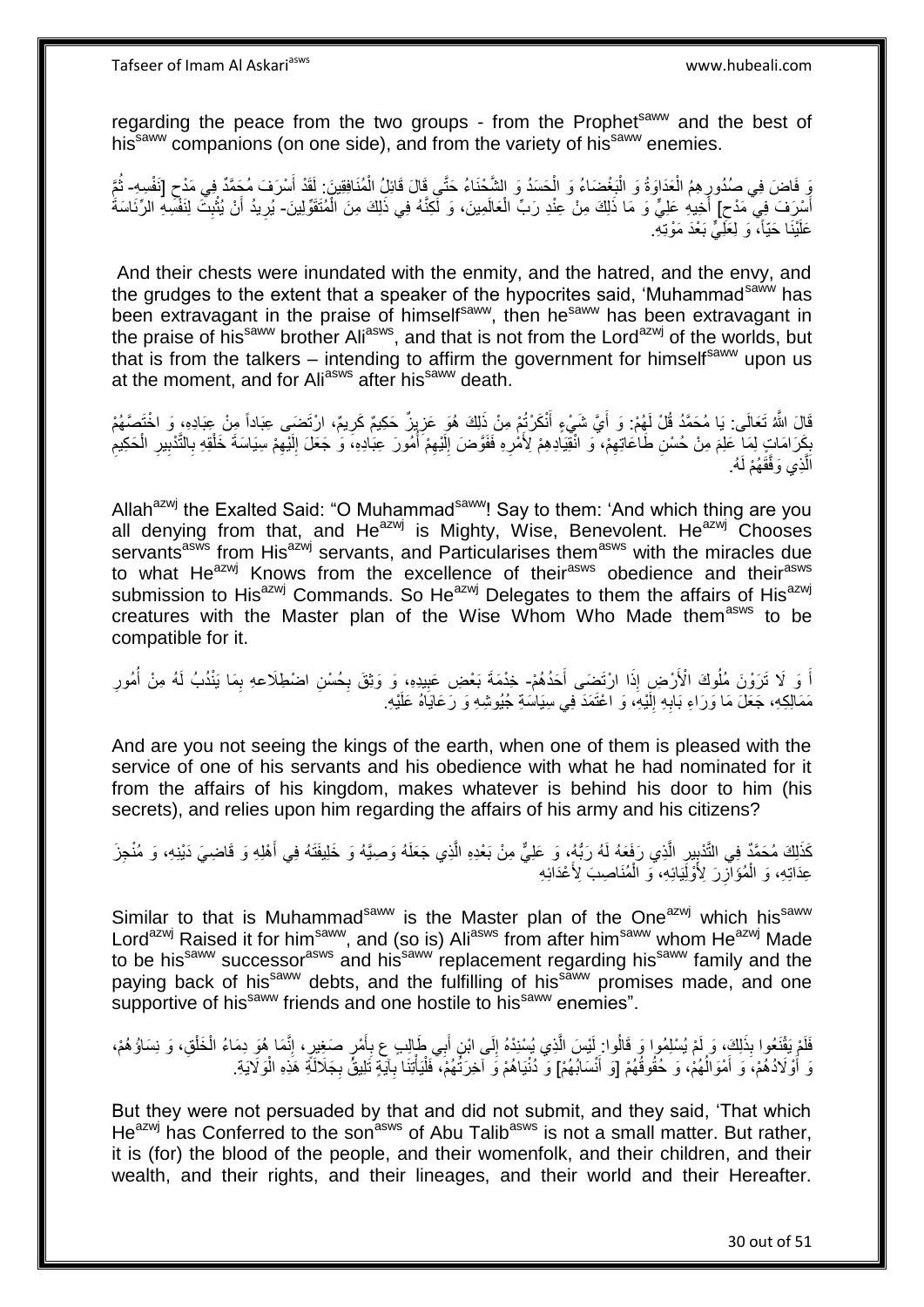regarding the peace from the two groups - from the Prophet[saww] and the best of his[saww] companions (on one side), and from the variety of his[saww] enemies.

وَ فَاضَ فِي صُدُورِهِمُ الْعَدَاوَةُ وَ الْبَغْضَاءُ وَ الْحَسَدُ وَ الشَّحْنَاءُ حَتَّى قَالَ قَائِلُ الْمُنَافِقِينَ: لَقَدْ أَسْرَفَ مُحَمَّدٌ فِي مَدْحِ [نَفْسِهِ- ثُمَّ أَسْرَفَ فِي مَدْحِ] أَخِيهِ عَلِيٍّ وَ مَا ذَلِكَ مِنْ عِنْدِ رَبِّ الْعَالَمِينَ، وَ لَكِنَّهُ فِي ذَلِكَ مِنَ الْمُتَقَوِّلِينَ- يُرِيدُ أَنْ يُثْبِتَ لِنَفْسِهِ الرِّئَاسَةَ عَلَيْنَا حَيّاً، وَ لِعَلِيٍّ بَعْدَ مَوْتِهِ.

And their chests were inundated with the enmity, and the hatred, and the envy, and the grudges to the extent that a speaker of the hypocrites said, 'Muhammad[saww] has been extravagant in the praise of himself[saww], then he[saww] has been extravagant in the praise of his[saww] brother Ali[asws], and that is not from the Lord[azwj] of the worlds, but that is from the talkers – intending to affirm the government for himself[saww] upon us at the moment, and for Ali[asws] after his[saww] death.

قَالَ اللَّهُ تَعَالَى: يَا مُحَمَّدُ قُلْ لَهُمْ: وَ أَيَّ شَيْءٍ أَنْكَرْتُمْ مِنْ ذَلِكَ هُوَ عَزِيزٌ حَكِيمٌ كَرِيمٌ، ارْتَضَى عِبَاداً مِنْ عِبَادِهِ، وَ اخْتَصَّهُمْ بِكَرَامَاتٍ لِمَا عَلِمَ مِنْ حُسْنِ طَاعَاتِهِمْ، وَ انْقِيَادِهِمْ لِأَمْرِهِ فَفَوَّضَ إِلَيْهِمْ أُمُورَ عِبَادِهِ، وَ جَعَلَ إِلَيْهِمْ سِيَاسَةَ خَلْقِهِ بِالتَّدْبِيرِ الْحَكِيمِ الَّذِي وَفَّقَهُمْ لَهُ.

Allah[azwj] the Exalted Said: "O Muhammad[saww]! Say to them: 'And which thing are you all denying from that, and He[azwj] is Mighty, Wise, Benevolent. He[azwj] Chooses servants[asws] from His[azwj] servants, and Particularises them[asws] with the miracles due to what He[azwj] Knows from the excellence of their[asws] obedience and their[asws] submission to His[azwj] Commands. So He[azwj] Delegates to them the affairs of His[azwj] creatures with the Master plan of the Wise Whom Who Made them[asws] to be compatible for it.

أَ وَ لَا تَرَوْنَ مُلُوكَ الْأَرْضِ إِذَا ارْتَضَى أَحَدُهُمْ- خِدْمَةَ بَعْضِ عَبِيدِهِ، وَ وَثِقَ بِحُسْنِ اضْطِلَاعِهِ بِمَا يَنْدُبُ لَهُ مِنْ أُمُورِ مَمَالِكِهِ، جَعَلَ مَا وَرَاءِ بَابِهِ إِلَيْهِ، وَ اعْتَمَدَ فِي سِيَاسَةِ جُيُوشِهِ وَ رَعَايَاهُ عَلَيْهِ.

And are you not seeing the kings of the earth, when one of them is pleased with the service of one of his servants and his obedience with what he had nominated for it from the affairs of his kingdom, makes whatever is behind his door to him (his secrets), and relies upon him regarding the affairs of his army and his citizens?

كَذَلِكَ مُحَمَّدٌ فِي التَّدْبِيرِ الَّذِي رَفَعَهُ لَهُ رَبُّهُ، وَ عَلِيٌّ مِنْ بَعْدِهِ الَّذِي جَعَلَهُ وَصِيَّهُ وَ خَلِيفَتَهُ فِي أَهْلِهِ وَ قَاضِيَ دَيْنِهِ، وَ مُنْجِزَ عِدَاتِهِ، وَ الْمُوَازِرَ لِأَوْلِيَائِهِ، وَ الْمُنَاصِبَ لِأَعْدَائِهِ

Similar to that is Muhammad[saww] is the Master plan of the One[azwj] which his[saww] Lord[azwj] Raised it for him[saww], and (so is) Ali[asws] from after him[saww] whom He[azwj] Made to be his[saww] successor[asws] and his[saww] replacement regarding his[saww] family and the paying back of his[saww] debts, and the fulfilling of his[saww] promises made, and one supportive of his[saww] friends and one hostile to his[saww] enemies".

فَلَمْ يَقْنَعُوا بِذَلِكَ، وَ لَمْ يُسْلِمُوا وَ قَالُوا: لَيْسَ الَّذِي يُسْنِدُهُ إِلَى ابْنِ أَبِي طَالِبٍ ع بِأَمْرٍ صَغِيرٍ، إِنَّمَا هُوَ دِمَاءُ الْخَلْقِ، وَ نِسَاؤُهُمْ، وَ أَوْلَادُهُمْ، وَ أَمْوَالُهُمْ، وَ حُقُوقُهُمْ [وَ أَنْسَابُهُمْ] وَ دُنْيَاهُمْ وَ آخِرَتُهُمْ، فَلْيَأْتِنَا بِآيَةٍ تَلِيقُ بِجَلَالَةِ هَذِهِ الْوَلَايَةِ.

But they were not persuaded by that and did not submit, and they said, 'That which He[azwj] has Conferred to the son[asws] of Abu Talib[asws] is not a small matter. But rather, it is (for) the blood of the people, and their womenfolk, and their children, and their wealth, and their rights, and their lineages, and their world and their Hereafter.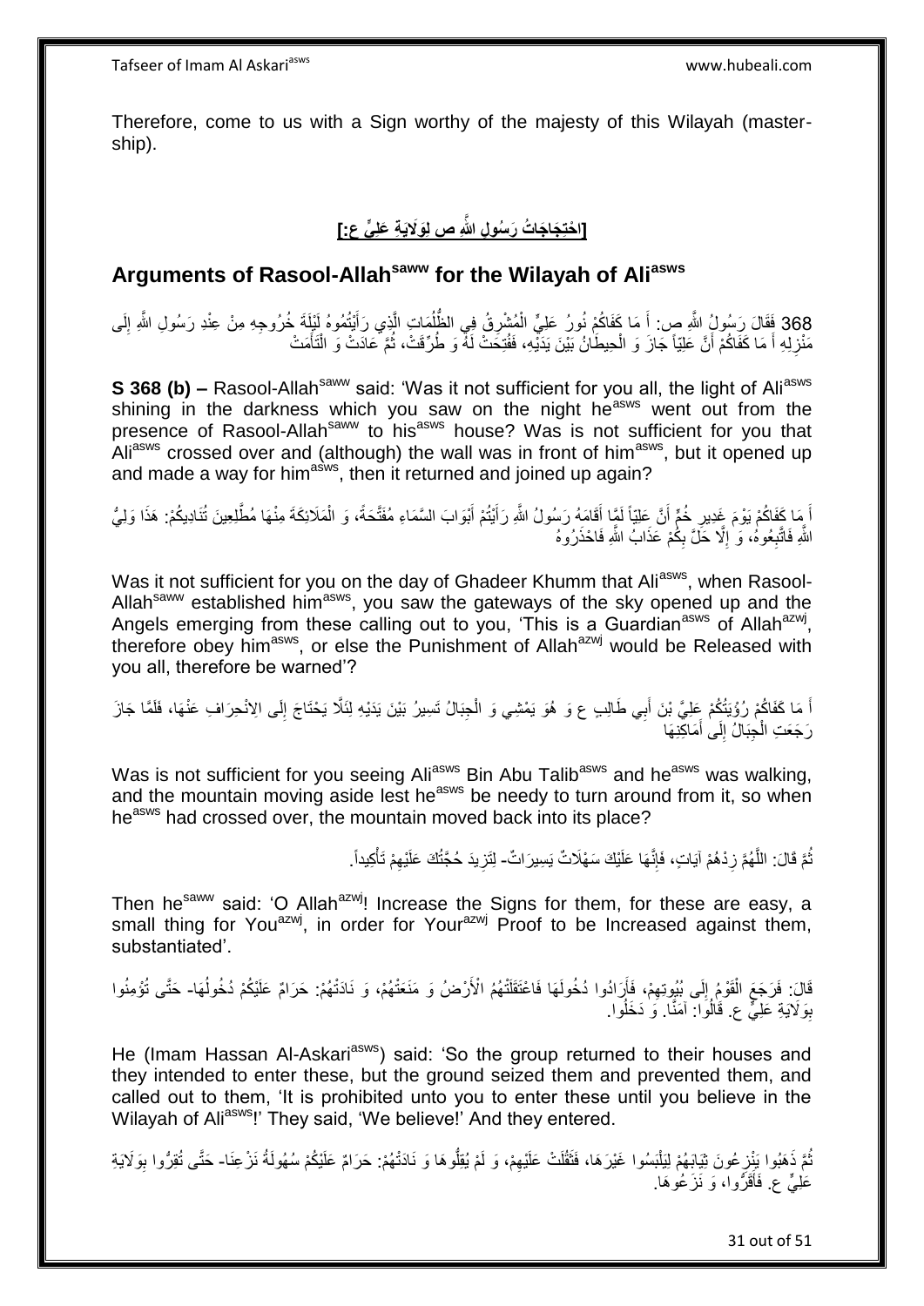Therefore, come to us with a Sign worthy of the majesty of this Wilayah (master-ship).

## [احْتِجَاجَاتُ رَسُولِ اللَّهِ ص لِوَلَايَةِ عَلِيٍّ ع:]

## Arguments of Rasool-Allah[saww] for the Wilayah of Ali[asws]

368 فَقَالَ رَسُولُ اللَّهِ ص: أَ مَا كَفَاكُمْ نُورُ عَلِيٍّ الْمُشْرِقُ فِي الظُّلُمَاتِ الَّذِي رَأَيْتُمُوهُ لَيْلَةَ خُرُوجِهِ مِنْ عِنْدِ رَسُولِ اللَّهِ إِلَى مَنْزِلِهِ أَ مَا كَفَاكُمْ أَنَّ عَلِيّاً جَازَ وَ الْحِيطَانُ بَيْنَ يَدَيْهِ، فَفُتِحَتْ لَهُ وَ طُرِّقَتْ، ثُمَّ عَادَتْ وَ الْتَأَمَتْ

**S 368 (b) –** Rasool-Allah[saww] said: 'Was it not sufficient for you all, the light of Ali[asws] shining in the darkness which you saw on the night he[asws] went out from the presence of Rasool-Allah[saww] to his[asws] house? Was is not sufficient for you that Ali[asws] crossed over and (although) the wall was in front of him[asws], but it opened up and made a way for him[asws], then it returned and joined up again?

أَ مَا كَفَاكُمْ يَوْمَ غَدِيرِ خُمٍّ أَنَّ عَلِيّاً لَمَّا أَقَامَهُ رَسُولُ اللَّهِ رَأَيْتُمْ أَبْوَابَ السَّمَاءِ مُفَتَّحَةً، وَ الْمَلَائِكَةَ مِنْهَا مُطَّلِعِينَ تُنَادِيكُمْ: هَذَا وَلِيُّ اللَّهِ فَاتَّبِعُوهُ، وَ إِلَّا حَلَّ بِكُمْ عَذَابُ اللَّهِ فَاحْذَرُوهُ

Was it not sufficient for you on the day of Ghadeer Khumm that Ali[asws], when Rasool-Allah[saww] established him[asws], you saw the gateways of the sky opened up and the Angels emerging from these calling out to you, 'This is a Guardian[asws] of Allah[azwj], therefore obey him[asws], or else the Punishment of Allah[azwj] would be Released with you all, therefore be warned'?

أَ مَا كَفَاكُمْ رُؤْيَتُكُمْ عَلِيَّ بْنَ أَبِي طَالِبٍ ع وَ هُوَ يَمْشِي وَ الْجِبَالُ تَسِيرُ بَيْنَ يَدَيْهِ لِئَلَّا يَحْتَاجَ إِلَى الِانْحِرَافِ عَنْهَا، فَلَمَّا جَازَ رَجَعَتِ الْجِبَالُ إِلَى أَمَاكِنِهَا

Was is not sufficient for you seeing Ali[asws] Bin Abu Talib[asws] and he[asws] was walking, and the mountain moving aside lest he[asws] be needy to turn around from it, so when he[asws] had crossed over, the mountain moved back into its place?

ثُمَّ قَالَ: اللَّهُمَّ زِدْهُمْ آيَاتٍ، فَإِنَّهَا عَلَيْكَ سَهْلَاتٌ يَسِيرَاتٌ- لِتَزِيدَ حُجَّتُكَ عَلَيْهِمْ تَأْكِيداً.

Then he[saww] said: 'O Allah[azwj]! Increase the Signs for them, for these are easy, a small thing for You[azwj], in order for Your[azwj] Proof to be Increased against them, substantiated'.

قَالَ: فَرَجَعَ الْقَوْمُ إِلَى بُيُوتِهِمْ، فَأَرَادُوا دُخُولَهَا فَاعْتَقَلَتْهُمُ الْأَرْضُ وَ مَنَعَتْهُمْ، وَ نَادَتْهُمْ: حَرَامٌ عَلَيْكُمْ دُخُولُهَا- حَتَّى تُؤْمِنُوا بِوَلَايَةِ عَلِيٍّ ع. قَالُوا: آمَنَّا. وَ دَخَلُوا.

He (Imam Hassan Al-Askari[asws]) said: 'So the group returned to their houses and they intended to enter these, but the ground seized them and prevented them, and called out to them, 'It is prohibited unto you to enter these until you believe in the Wilayah of Ali[asws]!' They said, 'We believe!' And they entered.

ثُمَّ ذَهَبُوا يَنْزِعُونَ ثِيَابَهُمْ لِيَلْبَسُوا غَيْرَهَا، فَثَقُلَتْ عَلَيْهِمْ، وَ لَمْ يُقِلُّوهَا وَ نَادَتْهُمْ: حَرَامٌ عَلَيْكُمْ سُهُولَةُ نَزْعِنَا- حَتَّى تُقِرُّوا بِوَلَايَةِ عَلِيٍّ ع. فَأَقَرُّوا، وَ نَزَعُوهَا.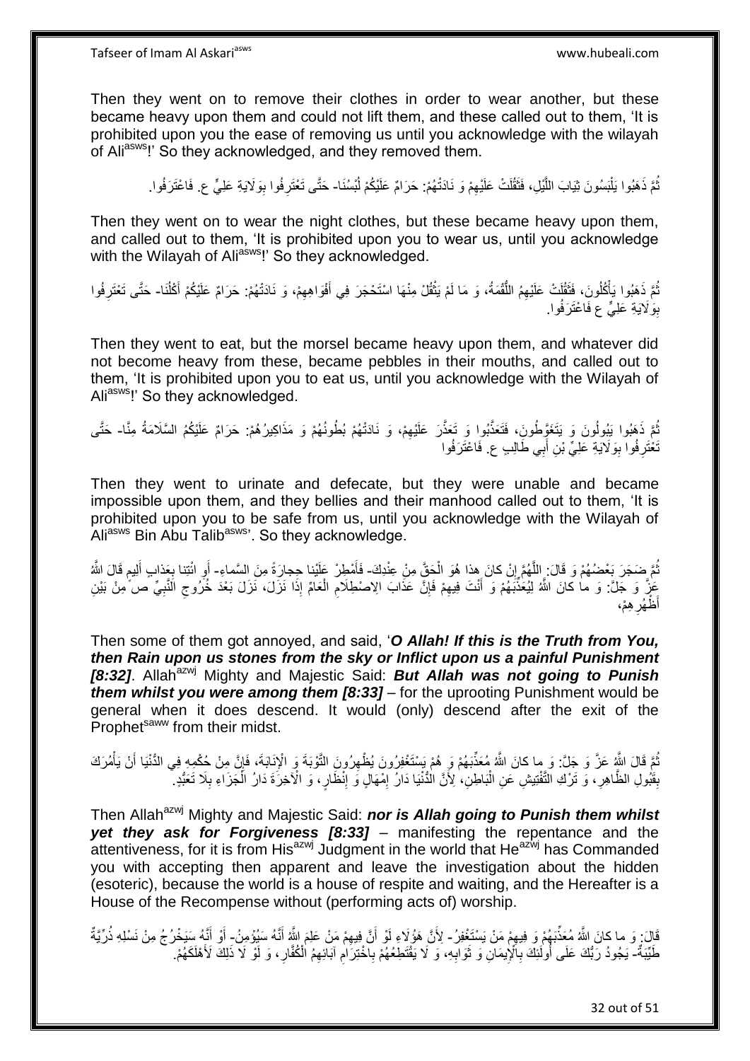Then they went on to remove their clothes in order to wear another, but these became heavy upon them and could not lift them, and these called out to them, 'It is prohibited upon you the ease of removing us until you acknowledge with the wilayah of Ali[asws]!' So they acknowledged, and they removed them.

ثُمَّ ذَهَبُوا يَلْبَسُونَ ثِيَابَ اللَّيْلِ، فَثَقُلَتْ عَلَيْهِمْ وَ نَادَتْهُمْ: حَرَامٌ عَلَيْكُمْ لُبْسُنَا- حَتَّى تَعْتَرِفُوا بِوَلَايَةِ عَلِيٍّ ع. فَاعْتَرَفُوا.

Then they went on to wear the night clothes, but these became heavy upon them, and called out to them, 'It is prohibited upon you to wear us, until you acknowledge with the Wilayah of Ali[asws]!' So they acknowledged.

ثُمَّ ذَهَبُوا يَأْكُلُونَ، فَثَقُلَتْ عَلَيْهِمُ اللُّقْمَةُ، وَ مَا لَمْ يَثْقُلْ مِنْهَا اسْتَحْجَرَ فِي أَفْوَاهِهِمْ، وَ نَادَتْهُمْ: حَرَامٌ عَلَيْكُمْ أَكْلُنَا- حَتَّى تَعْتَرِفُوا بِوَلَايَةِ عَلِيٍّ ع فَاعْتَرَفُوا.

Then they went to eat, but the morsel became heavy upon them, and whatever did not become heavy from these, became pebbles in their mouths, and called out to them, 'It is prohibited upon you to eat us, until you acknowledge with the Wilayah of Ali[asws]!' So they acknowledged.

ثُمَّ ذَهَبُوا يَبُولُونَ وَ يَتَغَوَّطُونَ، فَتَعَذَّبُوا وَ تَعَذَّرَ عَلَيْهِمْ، وَ نَادَتْهُمْ بُطُونُهُمْ وَ مَذَاكِيرُهُمْ: حَرَامٌ عَلَيْكُمُ السَّلَامَةُ مِنَّا- حَتَّى تَعْتَرِفُوا بِوَلَايَةِ عَلِيِّ بْنِ أَبِي طَالِبٍ ع. فَاعْتَرَفُوا

Then they went to urinate and defecate, but they were unable and became impossible upon them, and they bellies and their manhood called out to them, 'It is prohibited upon you to be safe from us, until you acknowledge with the Wilayah of Ali[asws] Bin Abu Talib[asws]'. So they acknowledge.

ثُمَّ ضَجِرَ بَعْضُهُمْ وَ قَالَ: اللَّهُمَّ إِنْ كانَ هذا هُوَ الْحَقَّ مِنْ عِنْدِكَ- فَأَمْطِرْ عَلَيْنا حِجارَةً مِنَ السَّماءِ- أَوِ ائْتِنا بِعَذابٍ أَلِيمٍ قَالَ اللَّهُ عَزَّ وَ جَلَّ: وَ ما كانَ اللَّهُ لِيُعَذِّبَهُمْ وَ أَنْتَ فِيهِمْ فَإِنَّ عَذَابَ الِاصْطِلَامِ الْعَامَّ إِذَا نَزَلَ، نَزَلَ بَعْدَ خُرُوجِ النَّبِيِّ ص مِنْ بَيْنِ أَظْهُرِهِمْ،

Then some of them got annoyed, and said, '***O Allah! If this is the Truth from You, then Rain upon us stones from the sky or Inflict upon us a painful Punishment [8:32]***. Allah[azwj] Mighty and Majestic Said: ***But Allah was not going to Punish them whilst you were among them [8:33]*** – for the uprooting Punishment would be general when it does descend. It would (only) descend after the exit of the Prophet[saww] from their midst.

ثُمَّ قَالَ اللَّهُ عَزَّ وَ جَلَّ: وَ ما كانَ اللَّهُ مُعَذِّبَهُمْ وَ هُمْ يَسْتَغْفِرُونَ يُظْهِرُونَ التَّوْبَةَ وَ الْإِنَابَةَ، فَإِنَّ مِنْ حُكْمِهِ فِي الدُّنْيَا أَنْ يَأْمُرَكَ بِقَبُولِ الظَّاهِرِ، وَ تَرْكِ التَّفْتِيشِ عَنِ الْبَاطِنِ، لِأَنَّ الدُّنْيَا دَارُ إِمْهَالٍ وَ إِنْظَارٍ، وَ الْآخِرَةَ دَارُ الْجَزَاءِ بِلَا تَعَبُّدٍ.

Then Allah[azwj] Mighty and Majestic Said: ***nor is Allah going to Punish them whilst yet they ask for Forgiveness [8:33]*** – manifesting the repentance and the attentiveness, for it is from His[azwj] Judgment in the world that He[azwj] has Commanded you with accepting then apparent and leave the investigation about the hidden (esoteric), because the world is a house of respite and waiting, and the Hereafter is a House of the Recompense without (performing acts of) worship.

قَالَ: وَ ما كانَ اللَّهُ مُعَذِّبَهُمْ- وَ فِيهِمْ مَنْ يَسْتَغْفِرُ- لِأَنَّ هَؤُلَاءِ لَوْ أَنَّ فِيهِمْ مَنْ عَلِمَ اللَّهُ أَنَّهُ سَيُؤْمِنُ- أَوْ أَنَّهُ سَيَخْرُجُ مِنْ نَسْلِهِ ذُرِّيَّةٌ طَيِّبَةٌ- يَجُودُ رَبُّكَ عَلَى أُولَئِكَ بِالْإِيمَانِ وَ ثَوَابِهِ، وَ لَا يَقْتَطِعُهُمْ بِاخْتِرَامِ آبَائِهِمُ الْكُفَّارِ، وَ لَوْ لَا ذَلِكَ لَأَهْلَكَهُمْ.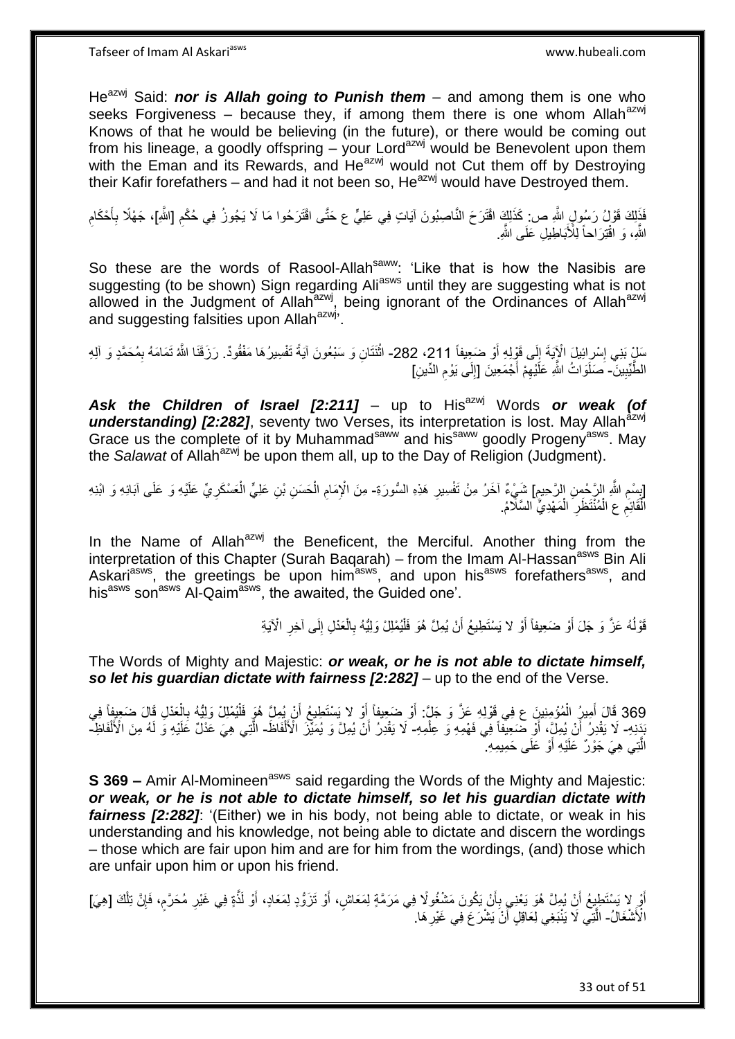He[azwj] Said: ***nor is Allah going to Punish them*** – and among them is one who seeks Forgiveness – because they, if among them there is one whom Allah[azwj] Knows of that he would be believing (in the future), or there would be coming out from his lineage, a goodly offspring – your Lord[azwj] would be Benevolent upon them with the Eman and its Rewards, and He[azwj] would not Cut them off by Destroying their Kafir forefathers – and had it not been so, He[azwj] would have Destroyed them.

فَذَلِكَ قَوْلُ رَسُولِ اللَّهِ ص: كَذَلِكَ اقْتَرَحَ النَّاصِبُونَ آيَاتٍ فِي عَلِيٍّ ع حَتَّى اقْتَرَحُوا مَا لَا يَجُوزُ فِي حُكْمِ [اللَّهِ]، جَهْلًا بِأَحْكَامِ اللَّهِ، وَ اقْتِرَاحاً لِلْأَبَاطِيلِ عَلَى اللَّهِ.

So these are the words of Rasool-Allah[saww]: 'Like that is how the Nasibis are suggesting (to be shown) Sign regarding Ali[asws] until they are suggesting what is not allowed in the Judgment of Allah[azwj], being ignorant of the Ordinances of Allah[azwj] and suggesting falsities upon Allah[azwj]'.

سَلْ بَنِي إِسْرائِيلَ الْآيَةَ إِلَى قَوْلِهِ أَوْ ضَعِيفاً 211، 282- اثْنَتَانِ وَ سَبْعُونَ آيَةً تَفْسِيرُهَا مَفْقُودٌ. رَزَقَنَا اللَّهُ تَمَامَهُ بِمُحَمَّدٍ وَ آلِهِ الطَّيِّبِينَ- صَلَوَاتُ اللَّهِ عَلَيْهِمْ أَجْمَعِينَ [إِلَى يَوْمِ الدِّينِ]

***Ask the Children of Israel [2:211]*** – up to His[azwj] Words ***or weak (of understanding) [2:282]***, seventy two Verses, its interpretation is lost. May Allah[azwj] Grace us the complete of it by Muhammad[saww] and his[saww] goodly Progeny[asws]. May the *Salawat* of Allah[azwj] be upon them all, up to the Day of Religion (Judgment).

[بِسْمِ اللَّهِ الرَّحْمنِ الرَّحِيمِ] شَيْءٌ آخَرُ مِنْ تَفْسِيرِ هَذِهِ السُّورَةِ- مِنَ الْإِمَامِ الْحَسَنِ بْنِ عَلِيٍّ الْعَسْكَرِيِّ عَلَيْهِ وَ عَلَى آبَائِهِ وَ عَلَى ابْنِهِ الْقَائِمِ ع الْمُنْتَظَرِ الْمَهْدِيِّ السَّلَامُ.

In the Name of Allah[azwj] the Beneficent, the Merciful. Another thing from the interpretation of this Chapter (Surah Baqarah) – from the Imam Al-Hassan[asws] Bin Ali Askari[asws], the greetings be upon him[asws], and upon his[asws] forefathers[asws], and his[asws] son[asws] Al-Qaim[asws], the awaited, the Guided one'.

قَوْلُهُ عَزَّ وَ جَلَ أَوْ ضَعِيفاً أَوْ لا يَسْتَطِيعُ أَنْ يُمِلَّ هُوَ فَلْيُمْلِلْ وَلِيُّهُ بِالْعَدْلِ إِلَى آخِرِ الْآيَةِ

The Words of Mighty and Majestic: ***or weak, or he is not able to dictate himself, so let his guardian dictate with fairness [2:282]*** – up to the end of the Verse.

369 قَالَ أَمِيرُ الْمُؤْمِنِينَ ع فِي قَوْلِهِ عَزَّ وَ جَلَّ: أَوْ ضَعِيفاً أَوْ لا يَسْتَطِيعُ أَنْ يُمِلَّ هُوَ فَلْيُمْلِلْ وَلِيُّهُ بِالْعَدْلِ قَالَ ضَعِيفاً فِي بَدَنِهِ- لَا يَقْدِرُ أَنْ يُمِلَّ، أَوْ ضَعِيفاً فِي فَهْمِهِ وَ عِلْمِهِ- لَا يَقْدِرُ أَنْ يُمِلَّ وَ يُمَيِّزَ الْأَلْفَاظَ- الَّتِي هِيَ عَدْلٌ عَلَيْهِ وَ لَهُ مِنَ الْأَلْفَاظِ- الَّتِي هِيَ جَوْرٌ عَلَيْهِ أَوْ عَلَى حَمِيمِهِ.

**S 369 –** Amir Al-Momineen[asws] said regarding the Words of the Mighty and Majestic: ***or weak, or he is not able to dictate himself, so let his guardian dictate with fairness [2:282]***: '(Either) we in his body, not being able to dictate, or weak in his understanding and his knowledge, not being able to dictate and discern the wordings – those which are fair upon him and are for him from the wordings, (and) those which are unfair upon him or upon his friend.

أَوْ لا يَسْتَطِيعُ أَنْ يُمِلَّ هُوَ يَعْنِي بِأَنْ يَكُونَ مَشْغُولًا فِي مَرَمَّةٍ لِمَعَاشٍ، أَوْ تَزَوُّدٍ لِمَعَادٍ، أَوْ لَذَّةٍ فِي غَيْرِ مُحَرَّمٍ، فَإِنَّ تِلْكَ [هِيَ] الْأَشْغَالُ- الَّتِي لَا يَنْبَغِي لِعَاقِلٍ أَنْ يَشْرَعَ فِي غَيْرِهَا.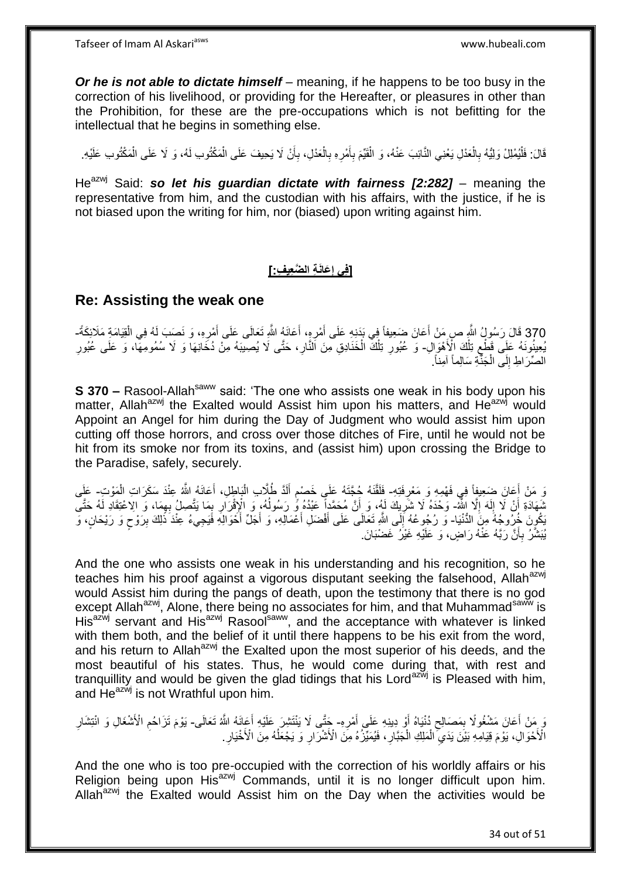***Or he is not able to dictate himself*** – meaning, if he happens to be too busy in the correction of his livelihood, or providing for the Hereafter, or pleasures in other than the Prohibition, for these are the pre-occupations which is not befitting for the intellectual that he begins in something else.

قَالَ: فَلْيُمْلِلْ وَلِيُّهُ بِالْعَدْلِ يَعْنِي النَّائِبَ عَنْهُ، وَ الْقَيِّمَ بِأَمْرِهِ بِالْعَدْلِ، بِأَنْ لَا يَحِيفَ عَلَى الْمَكْتُوبِ لَهُ، وَ لَا عَلَى الْمَكْتُوبِ عَلَيْهِ.

He[azwj] Said: ***so let his guardian dictate with fairness [2:282]*** – meaning the representative from him, and the custodian with his affairs, with the justice, if he is not biased upon the writing for him, nor (biased) upon writing against him.

## [فِي إِعَانَةِ الضَّعِيفِ:]

## Re: Assisting the weak one

370 قَالَ رَسُولُ اللَّهِ ص مَنْ أَعَانَ ضَعِيفاً فِي بَدَنِهِ عَلَى أَمْرِهِ، أَعَانَهُ اللَّهُ تَعَالَى عَلَى أَمْرِهِ، وَ نَصَبَ لَهُ فِي الْقِيَامَةِ مَلَائِكَةً- يُعِينُونَهُ عَلَى قَطْعِ تِلْكَ الْأَهْوَالِ- وَ عُبُورِ تِلْكَ الْخَنَادِقِ مِنَ النَّارِ، حَتَّى لَا يُصِيبَهُ مِنْ دُخَانِهَا وَ لَا سُمُومِهَا، وَ عَلَى عُبُورِ الصِّرَاطِ إِلَى الْجَنَّةِ سَالِماً آمِناً.

**S 370 –** Rasool-Allah[saww] said: 'The one who assists one weak in his body upon his matter, Allah[azwj] the Exalted would Assist him upon his matters, and He[azwj] would Appoint an Angel for him during the Day of Judgment who would assist him upon cutting off those horrors, and cross over those ditches of Fire, until he would not be hit from its smoke nor from its toxins, and (assist him) upon crossing the Bridge to the Paradise, safely, securely.

وَ مَنْ أَعَانَ ضَعِيفاً فِي فَهْمِهِ وَ مَعْرِفَتِهِ- فَلَقَّنَهُ حُجَّتَهُ عَلَى خَصْمٍ أَلَدَّ طُلَّابِ الْبَاطِلِ، أَعَانَهُ اللَّهُ عِنْدَ سَكَرَاتِ الْمَوْتِ- عَلَى شَهَادَةِ أَنْ لَا إِلَهَ إِلَّا اللَّهُ- وَحْدَهُ لَا شَرِيكَ لَهُ، وَ أَنَّ مُحَمَّداً عَبْدُهُ وَ رَسُولُهُ، وَ الْإِقْرَارِ بِمَا يَتَّصِلُ بِهِمَا، وَ الِاعْتِقَادِ لَهُ حَتَّى يَكُونَ خُرُوجُهُ مِنَ الدُّنْيَا- وَ رُجُوعُهُ إِلَى اللَّهِ تَعَالَى عَلَى أَفْضَلِ أَعْمَالِهِ، وَ أَجَلِّ أَحْوَالِهِ فَيَجِيءُ عِنْدَ ذَلِكَ بِرَوْحٍ وَ رَيْحَانٍ، وَ يُبَشَّرُ بِأَنَّ رَبَّهُ عَنْهُ رَاضٍ، وَ عَلَيْهِ غَيْرُ غَضْبَانَ.

And the one who assists one weak in his understanding and his recognition, so he teaches him his proof against a vigorous disputant seeking the falsehood, Allah[azwj] would Assist him during the pangs of death, upon the testimony that there is no god except Allah[azwj], Alone, there being no associates for him, and that Muhammad[saww] is His[azwj] servant and His[azwj] Rasool[saww], and the acceptance with whatever is linked with them both, and the belief of it until there happens to be his exit from the word, and his return to Allah[azwj] the Exalted upon the most superior of his deeds, and the most beautiful of his states. Thus, he would come during that, with rest and tranquillity and would be given the glad tidings that his Lord[azwj] is Pleased with him, and He[azwj] is not Wrathful upon him.

وَ مَنْ أَعَانَ مَشْغُولًا بِمَصَالِحِ دُنْيَاهُ أَوْ دِينِهِ عَلَى أَمْرِهِ- حَتَّى لَا يَنْتَشِرَ عَلَيْهِ أَعَانَهُ اللَّهُ تَعَالَى- يَوْمَ تَزَاحُمِ الْأَشْغَالِ وَ انْتِشَارِ الْأَحْوَالِ، يَوْمَ قِيَامِهِ بَيْنَ يَدَيِ الْمَلِكِ الْجَبَّارِ، فَيُمَيِّزُهُ مِنَ الْأَشْرَارِ وَ يَجْعَلُهُ مِنَ الْأَخْيَارِ.

And the one who is too pre-occupied with the correction of his worldly affairs or his Religion being upon His[azwj] Commands, until it is no longer difficult upon him. Allah[azwj] the Exalted would Assist him on the Day when the activities would be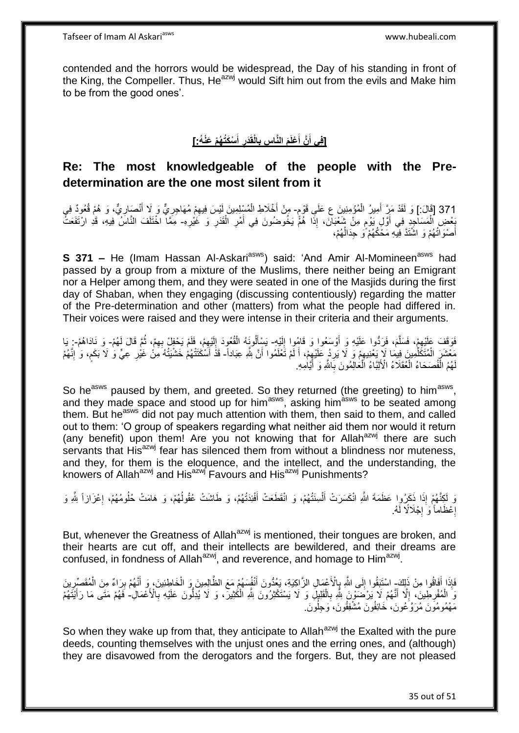contended and the horrors would be widespread, the Day of his standing in front of the King, the Compeller. Thus, He[azwj] would Sift him out from the evils and Make him to be from the good ones'.

## [فِي أَنَّ أَعْلَمَ النَّاسِ بِالْقَدَرِ أَسْكَتُهُمْ عَنْهُ:]

## Re: The most knowledgeable of the people with the Pre-determination are the one most silent from it

371 [قَالَ:] وَ لَقَدْ مَرَّ أَمِيرُ الْمُؤْمِنِينَ ع عَلَى قَوْمٍ- مِنْ أَخْلَاطِ الْمُسْلِمِينَ لَيْسَ فِيهِمْ مُهَاجِرِيٌّ وَ لَا أَنْصَارِيٌّ، وَ هُمْ قُعُودٌ فِي بَعْضِ الْمَسَاجِدِ فِي أَوَّلِ يَوْمٍ مِنْ شَعْبَانَ، إِذَا هُمْ يَخُوضُونَ فِي أَمْرِ الْقَدَرِ وَ غَيْرِهِ- مِمَّا اخْتَلَفَ النَّاسُ فِيهِ، قَدِ ارْتَفَعَتْ أَصْوَاتُهُمْ وَ اشْتَدَّ فِيهِ مَحْكُهُمْ وَ جِدَالُهُمْ،

**S 371 –** He (Imam Hassan Al-Askari[asws]) said: 'And Amir Al-Momineen[asws] had passed by a group from a mixture of the Muslims, there neither being an Emigrant nor a Helper among them, and they were seated in one of the Masjids during the first day of Shaban, when they engaging (discussing contentiously) regarding the matter of the Pre-determination and other (matters) from what the people had differed in. Their voices were raised and they were intense in their criteria and their arguments.

فَوَقَفَ عَلَيْهِمْ، فَسَلَّمَ، فَرَدُّوا عَلَيْهِ وَ أَوْسَعُوا وَ قَامُوا إِلَيْهِ- يَسْأَلُونَهُ الْقُعُودَ إِلَيْهِمْ، فَلَمْ يَحْفِلْ بِهِمْ، ثُمَّ قَالَ لَهُمْ- وَ نَادَاهُمْ-: يَا مَعْشَرَ الْمُتَكَلِّمِينَ فِيمَا لَا يَعْنِيهِمْ وَ لَا يَرِدُ عَلَيْهِمْ، أَ لَمْ تَعْلَمُوا أَنَّ لِلَّهِ عِبَاداً- قَدْ أَسْكَتَتْهُمْ خَشْيَتُهُ مِنْ غَيْرِ عِيٍّ وَ لَا بَكَمٍ، وَ إِنَّهُمْ لَهُمُ الْفُصَحَاءُ الْعُقَلَاءُ الْأَلِبَّاءُ الْعَالِمُونَ بِاللَّهِ وَ أَيَّامِهِ.

So he[asws] paused by them, and greeted. So they returned (the greeting) to him[asws], and they made space and stood up for him[asws], asking him[asws] to be seated among them. But he[asws] did not pay much attention with them, then said to them, and called out to them: 'O group of speakers regarding what neither aid them nor would it return (any benefit) upon them! Are you not knowing that for Allah[azwj] there are such servants that His[azwj] fear has silenced them from without a blindness nor muteness, and they, for them is the eloquence, and the intellect, and the understanding, the knowers of Allah[azwj] and His[azwj] Favours and His[azwj] Punishments?

وَ لَكِنَّهُمْ إِذَا ذَكَرُوا عَظَمَةَ اللَّهِ انْكَسَرَتْ أَلْسِنَتُهُمْ، وَ انْقَطَعَتْ أَفْئِدَتُهُمْ، وَ طَاشَتْ عُقُولُهُمْ، وَ هَامَتْ حُلُومُهُمْ، إِعْزَازاً لِلَّهِ وَ إِعْظَاماً وَ إِجْلَالًا لَهُ.

But, whenever the Greatness of Allah[azwj] is mentioned, their tongues are broken, and their hearts are cut off, and their intellects are bewildered, and their dreams are confused, in fondness of Allah[azwj], and reverence, and homage to Him[azwj].

فَإِذَا أَفَاقُوا مِنْ ذَلِكَ- اسْتَبَقُوا إِلَى اللَّهِ بِالْأَعْمَالِ الزَّاكِيَةِ، يَعُدُّونَ أَنْفُسَهُمْ مَعَ الظَّالِمِينَ وَ الْخَاطِئِينَ، وَ أَنَّهُمْ بِرَاءٌ مِنَ الْمُقَصِّرِينَ وَ الْمُفْرِطِينَ، إِلَّا أَنَّهُمْ لَا يَرْضَوْنَ لِلَّهِ بِالْقَلِيلِ وَ لَا يَسْتَكْثِرُونَ لِلَّهِ الْكَثِيرَ، وَ لَا يُدِلُّونَ عَلَيْهِ بِالْأَعْمَالِ- فَهُمْ مَتَى مَا رَأَيْتَهُمْ مَهْمُومُونَ مَرُوَّعُونَ، خَائِفُونَ مُشْفِقُونَ، وَجِلُونَ.

So when they wake up from that, they anticipate to Allah[azwj] the Exalted with the pure deeds, counting themselves with the unjust ones and the erring ones, and (although) they are disavowed from the derogators and the forgers. But, they are not pleased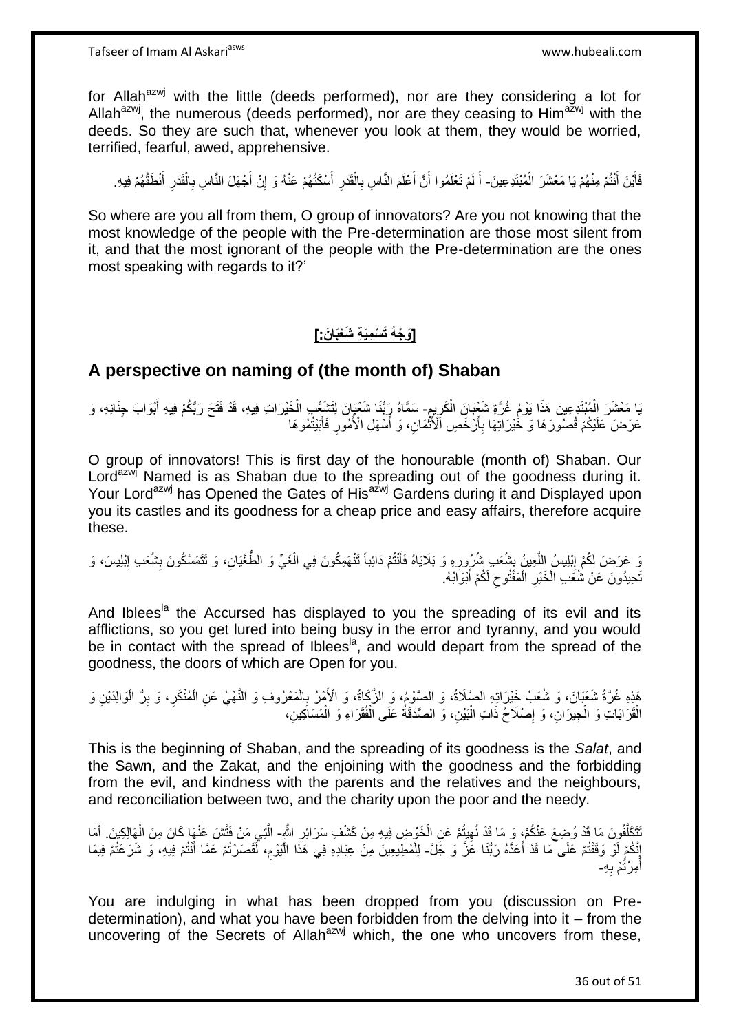for Allah[azwj] with the little (deeds performed), nor are they considering a lot for Allah[azwj], the numerous (deeds performed), nor are they ceasing to Him[azwj] with the deeds. So they are such that, whenever you look at them, they would be worried, terrified, fearful, awed, apprehensive.

فَأَيْنَ أَنْتُمْ مِنْهُمْ يَا مَعْشَرَ الْمُبْتَدِعِينَ- أَ لَمْ تَعْلَمُوا أَنَّ أَعْلَمَ النَّاسِ بِالْقَدَرِ أَسْكَتُهُمْ عَنْهُ وَ إِنَّ أَجْهَلَ النَّاسِ بِالْقَدَرِ أَنْطَقُهُمْ فِيهِ.

So where are you all from them, O group of innovators? Are you not knowing that the most knowledge of the people with the Pre-determination are those most silent from it, and that the most ignorant of the people with the Pre-determination are the ones most speaking with regards to it?'

## [وَجْهُ تَسْمِيَةِ شَعْبَانَ:]

## A perspective on naming of (the month of) Shaban

يَا مَعْشَرَ الْمُبْتَدِعِينَ هَذَا يَوْمُ غُرَّةِ شَعْبَانَ الْكَرِيمِ- سَمَّاهُ رَبُّنَا شَعْبَانَ لِتَشَعُّبِ الْخَيْرَاتِ فِيهِ، قَدْ فَتَحَ رَبُّكُمْ فِيهِ أَبْوَابَ جِنَانِهِ، وَ عَرَضَ عَلَيْكُمْ قُصُورَهَا وَ خَيْرَاتِهَا بِأَرْخَصِ الْأَثْمَانِ، وَ أَسْهَلِ الْأُمُورِ فَأَبَيْتُمُوهَا

O group of innovators! This is first day of the honourable (month of) Shaban. Our Lord[azwj] Named is as Shaban due to the spreading out of the goodness during it. Your Lord[azwj] has Opened the Gates of His[azwj] Gardens during it and Displayed upon you its castles and its goodness for a cheap price and easy affairs, therefore acquire these.

وَ عَرَضَ لَكُمْ إِبْلِيسُ اللَّعِينُ بِشُعَبِ شُرُورِهِ وَ بَلَايَاهُ فَأَنْتُمْ دَائِباً تَنْهَمِكُونَ فِي الْغَيِّ وَ الطُّغْيَانِ، وَ تَتَمَسَّكُونَ بِشُعَبِ إِبْلِيسَ، وَ تَحِيدُونَ عَنْ شُعَبِ الْخَيْرِ الْمَفْتُوحِ لَكُمْ أَبْوَابُهُ.

And Iblees[la] the Accursed has displayed to you the spreading of its evil and its afflictions, so you get lured into being busy in the error and tyranny, and you would be in contact with the spread of Iblees[la], and would depart from the spread of the goodness, the doors of which are Open for you.

هَذِهِ غُرَّةُ شَعْبَانَ، وَ شُعَبُ خَيْرَاتِهِ الصَّلَاةُ، وَ الصَّوْمُ، وَ الزَّكَاةُ، وَ الْأَمْرُ بِالْمَعْرُوفِ وَ النَّهْيُ عَنِ الْمُنْكَرِ، وَ بِرُّ الْوَالِدَيْنِ وَ الْقَرَابَاتِ وَ الْجِيرَانِ، وَ إِصْلَاحُ ذَاتِ الْبَيْنِ، وَ الصَّدَقَةُ عَلَى الْفُقَرَاءِ وَ الْمَسَاكِينِ،

This is the beginning of Shaban, and the spreading of its goodness is the *Salat*, and the Sawn, and the Zakat, and the enjoining with the goodness and the forbidding from the evil, and kindness with the parents and the relatives and the neighbours, and reconciliation between two, and the charity upon the poor and the needy.

تَتَكَلَّفُونَ مَا قَدْ وُضِعَ عَنْكُمْ، وَ مَا قَدْ نُهِيتُمْ عَنِ الْخَوْضِ فِيهِ مِنْ كَشْفِ سَرَائِرِ اللَّهِ- الَّتِي مَنْ فَتَّشَ عَنْهَا كَانَ مِنَ الْهَالِكِينَ. أَمَا إِنَّكُمْ لَوْ وَقَفْتُمْ عَلَى مَا قَدْ أَعَدَّهُ رَبُّنَا عَزَّ وَ جَلَّ- لِلْمُطِيعِينَ مِنْ عِبَادِهِ فِي هَذَا الْيَوْمِ، لَقَصَرْتُمْ عَمَّا أَنْتُمْ فِيهِ، وَ شَرَعْتُمْ فِيمَا أُمِرْتُمْ بِهِ-

You are indulging in what has been dropped from you (discussion on Pre-determination), and what you have been forbidden from the delving into it – from the uncovering of the Secrets of Allah[azwj] which, the one who uncovers from these,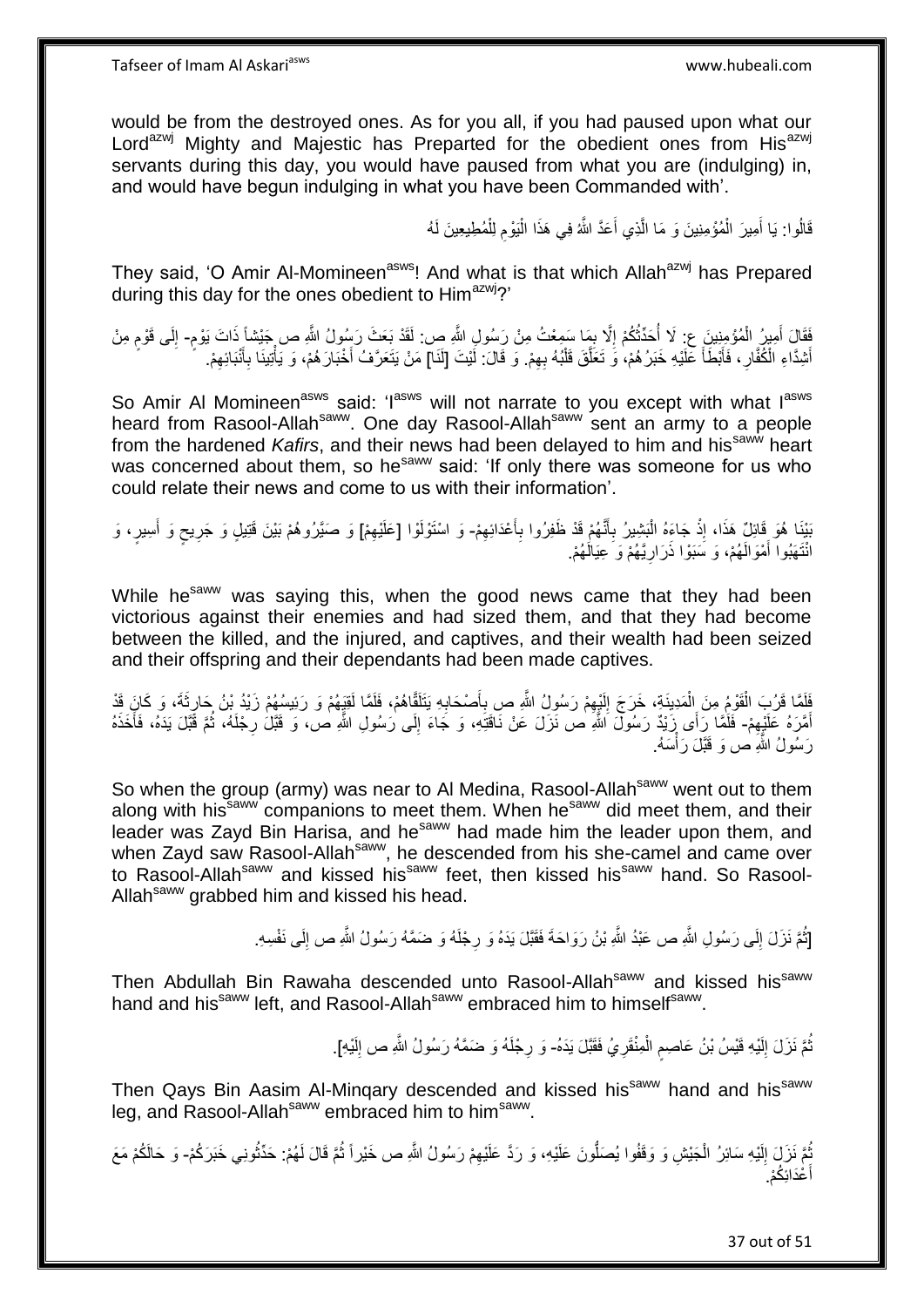would be from the destroyed ones. As for you all, if you had paused upon what our Lord[azwj] Mighty and Majestic has Preparted for the obedient ones from His[azwj] servants during this day, you would have paused from what you are (indulging) in, and would have begun indulging in what you have been Commanded with'.

قَالُوا: يَا أَمِيرَ الْمُؤْمِنِينَ وَ مَا الَّذِي أَعَدَّ اللَّهُ فِي هَذَا الْيَوْمِ لِلْمُطِيعِينَ لَهُ

They said, 'O Amir Al-Momineen[asws]! And what is that which Allah[azwj] has Prepared during this day for the ones obedient to Him[azwj]?'

فَقَالَ أَمِيرُ الْمُؤْمِنِينَ ع: لَا أُحَدِّثُكُمْ إِلَّا بِمَا سَمِعْتُ مِنْ رَسُولِ اللَّهِ ص: لَقَدْ بَعَثَ رَسُولُ اللَّهِ ص جَيْشاً ذَاتَ يَوْمٍ- إِلَى قَوْمٍ مِنْ أَشِدَّاءِ الْكُفَّارِ، فَأَبْطَأَ عَلَيْهِ خَبَرُهُمْ، وَ تَعَلَّقَ قَلْبُهُ بِهِمْ. وَ قَالَ: لَيْتَ [لَنَا] مَنْ يَتَعَرَّفُ أَخْبَارَهُمْ، وَ يَأْتِينَا بِأَنْبَائِهِمْ.

So Amir Al Momineen[asws] said: 'I[asws] will not narrate to you except with what I[asws] heard from Rasool-Allah[saww]. One day Rasool-Allah[saww] sent an army to a people from the hardened *Kafirs*, and their news had been delayed to him and his[saww] heart was concerned about them, so he[saww] said: 'If only there was someone for us who could relate their news and come to us with their information'.

بَيْنَا هُوَ قَائِلٌ هَذَا، إِذْ جَاءَهُ الْبَشِيرُ بِأَنَّهُمْ قَدْ ظَفِرُوا بِأَعْدَائِهِمْ- وَ اسْتَوْلَوْا [عَلَيْهِمْ] وَ صَيَّرُوهُمْ بَيْنَ قَتِيلٍ وَ جَرِيحٍ وَ أَسِيرٍ، وَ انْتَهَبُوا أَمْوَالَهُمْ، وَ سَبَوْا ذَرَارِيَّهُمْ وَ عِيَالَهُمْ.

While he[saww] was saying this, when the good news came that they had been victorious against their enemies and had sized them, and that they had become between the killed, and the injured, and captives, and their wealth had been seized and their offspring and their dependants had been made captives.

فَلَمَّا قَرُبَ الْقَوْمُ مِنَ الْمَدِينَةِ، خَرَجَ إِلَيْهِمْ رَسُولُ اللَّهِ ص بِأَصْحَابِهِ يَتَلَقَّاهُمْ، فَلَمَّا لَقِيَهُمْ وَ رَئِيسُهُمْ زَيْدُ بْنُ حَارِثَةَ، وَ كَانَ قَدْ أَمَّرَهُ عَلَيْهِمْ- فَلَمَّا رَأَى زَيْدٌ رَسُولَ اللَّهِ ص نَزَلَ عَنْ نَاقَتِهِ، وَ جَاءَ إِلَى رَسُولِ اللَّهِ ص، وَ قَبَّلَ رِجْلَهُ، ثُمَّ قَبَّلَ يَدَهُ، فَأَخَذَهُ رَسُولُ اللَّهِ ص وَ قَبَّلَ رَأْسَهُ.

So when the group (army) was near to Al Medina, Rasool-Allah[saww] went out to them along with his[saww] companions to meet them. When he[saww] did meet them, and their leader was Zayd Bin Harisa, and he[saww] had made him the leader upon them, and when Zayd saw Rasool-Allah[saww], he descended from his she-camel and came over to Rasool-Allah[saww] and kissed his[saww] feet, then kissed his[saww] hand. So Rasool-Allah[saww] grabbed him and kissed his head.

[ثُمَّ نَزَلَ إِلَى رَسُولِ اللَّهِ ص عَبْدُ اللَّهِ بْنُ رَوَاحَةَ فَقَبَّلَ يَدَهُ وَ رِجْلَهُ وَ ضَمَّهُ رَسُولُ اللَّهِ ص إِلَى نَفْسِهِ.

Then Abdullah Bin Rawaha descended unto Rasool-Allah[saww] and kissed his[saww] hand and his[saww] left, and Rasool-Allah[saww] embraced him to himself[saww].

ثُمَّ نَزَلَ إِلَيْهِ قَيْسُ بْنُ عَاصِمٍ الْمِنْقَرِيُّ فَقَبَّلَ يَدَهُ- وَ رِجْلَهُ وَ ضَمَّهُ رَسُولُ اللَّهِ ص إِلَيْهِ].

Then Qays Bin Aasim Al-Minqary descended and kissed his[saww] hand and his[saww] leg, and Rasool-Allah[saww] embraced him to him[saww].

ثُمَّ نَزَلَ إِلَيْهِ سَائِرُ الْجَيْشِ وَ وَقَفُوا يُصَلُّونَ عَلَيْهِ، وَ رَدَّ عَلَيْهِمْ رَسُولُ اللَّهِ ص خَيْراً ثُمَّ قَالَ لَهُمْ: حَدِّثُونِي خَبَرَكُمْ- وَ حَالَكُمْ مَعَ أَعْدَائِكُمْ.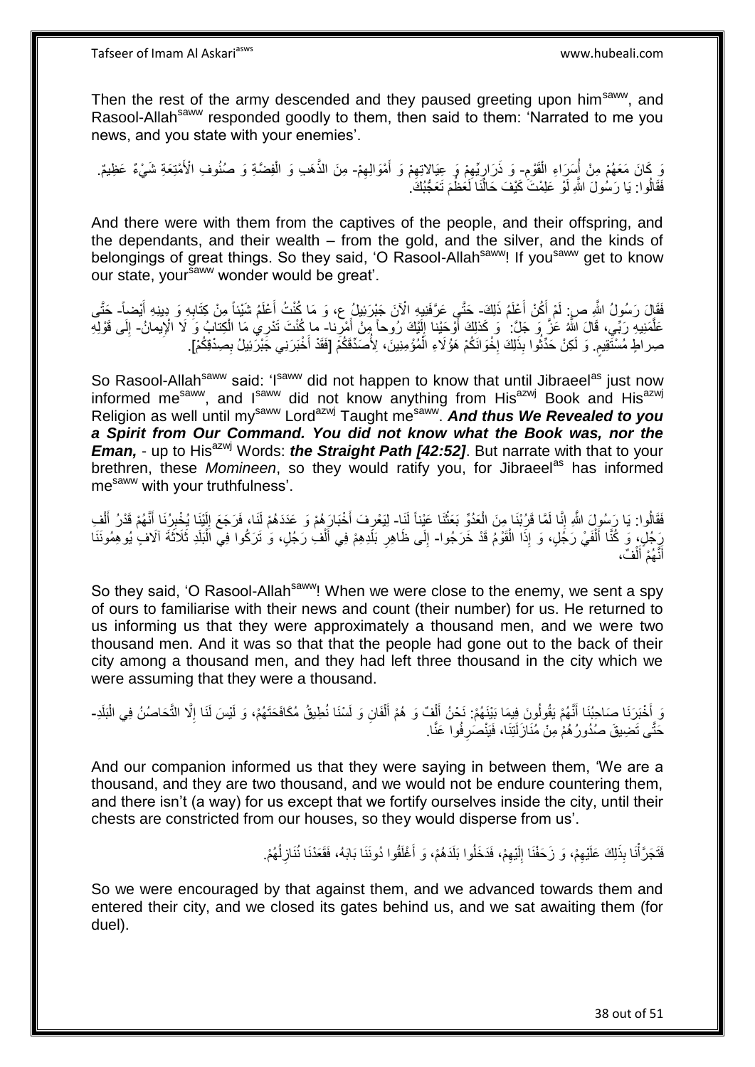Then the rest of the army descended and they paused greeting upon him[saww], and Rasool-Allah[saww] responded goodly to them, then said to them: 'Narrated to me you news, and you state with your enemies'.

وَ كَانَ مَعَهُمْ مِنْ أُسَرَاءِ الْقَوْمِ- وَ ذَرَارِيِّهِمْ وَ عِيَالاتِهِمْ وَ أَمْوَالِهِمْ- مِنَ الذَّهَبِ وَ الْفِضَّةِ وَ صُنُوفِ الْأَمْتِعَةِ شَيْءٌ عَظِيمٌ. فَقَالُوا: يَا رَسُولَ اللَّهِ لَوْ عَلِمْتَ كَيْفَ حَالُنَا لَعَظُمَ تَعَجُّبُكَ.

And there were with them from the captives of the people, and their offspring, and the dependants, and their wealth – from the gold, and the silver, and the kinds of belongings of great things. So they said, 'O Rasool-Allah[saww]! If you[saww] get to know our state, your[saww] wonder would be great'.

فَقَالَ رَسُولُ اللَّهِ ص: لَمْ أَكُنْ أَعْلَمُ ذَلِكَ- حَتَّى عَرَّفَنِيهِ الْآنَ جَبْرَئِيلُ ع، وَ مَا كُنْتُ أَعْلَمُ شَيْئاً مِنْ كِتَابِهِ وَ دِينِهِ أَيْضاً- حَتَّى عَلَّمَنِيهِ رَبِّي، قَالَ اللَّهُ عَزَّ وَ جَلَّ: وَ كَذلِكَ أَوْحَيْنا إِلَيْكَ رُوحاً مِنْ أَمْرِنا- ما كُنْتَ تَدْرِي مَا الْكِتابُ وَ لَا الْإِيمانُ- إِلَى قَوْلِهِ صِراطٍ مُسْتَقِيمٍ. وَ لَكِنْ حَدِّثُوا بِذَلِكَ إِخْوَانَكُمْ هَؤُلَاءِ الْمُؤْمِنِينَ، لِأُصَدِّقَكُمْ [فَقَدْ أَخْبَرَنِي جَبْرَئِيلُ بِصِدْقِكُمْ].

So Rasool-Allah[saww] said: 'I[saww] did not happen to know that until Jibraeel[as] just now informed me[saww], and I[saww] did not know anything from His[azwj] Book and His[azwj] Religion as well until my[saww] Lord[azwj] Taught me[saww]. ***And thus We Revealed to you a Spirit from Our Command. You did not know what the Book was, nor the Eman,*** - up to His[azwj] Words: ***the Straight Path [42:52]***. But narrate with that to your brethren, these *Momineen*, so they would ratify you, for Jibraeel[as] has informed me[saww] with your truthfulness'.

فَقَالُوا: يَا رَسُولَ اللَّهِ إِنَّا لَمَّا قَرُبْنَا مِنَ الْعَدُوِّ بَعَثْنَا عَيْناً لَنَا- لِيَعْرِفَ أَخْبَارَهُمْ وَ عَدَدَهُمْ لَنَا، فَرَجَعَ إِلَيْنَا يُخْبِرُنَا أَنَّهُمْ قَدْرُ أَلْفِ رَجُلٍ، وَ كُنَّا أَلْفَيْ رَجُلٍ، وَ إِذَا الْقَوْمُ قَدْ خَرَجُوا- إِلَى ظَاهِرِ بَلَدِهِمْ فِي أَلْفِ رَجُلٍ، وَ تَرَكُوا فِي الْبَلَدِ ثَلَاثَةَ آلَافٍ يُوهِمُونَنَا أَنَّهُمْ أَلْفٌ،

So they said, 'O Rasool-Allah[saww]! When we were close to the enemy, we sent a spy of ours to familiarise with their news and count (their number) for us. He returned to us informing us that they were approximately a thousand men, and we were two thousand men. And it was so that that the people had gone out to the back of their city among a thousand men, and they had left three thousand in the city which we were assuming that they were a thousand.

وَ أَخْبَرَنَا صَاحِبُنَا أَنَّهُمْ يَقُولُونَ فِيمَا بَيْنَهُمْ: نَحْنُ أَلْفٌ وَ هُمْ أَلْفَانِ وَ لَسْنَا نُطِيقُ مُكَافَحَتَهُمْ، وَ لَيْسَ لَنَا إِلَّا التَّحَاصُنُ فِي الْبَلَدِ- حَتَّى تَضِيقَ صُدُورُهُمْ مِنْ مُنَازَلَتِنَا، فَيَنْصَرِفُوا عَنَّا.

And our companion informed us that they were saying in between them, 'We are a thousand, and they are two thousand, and we would not be endure countering them, and there isn't (a way) for us except that we fortify ourselves inside the city, until their chests are constricted from our houses, so they would disperse from us'.

فَتَجَرَّأْنَا بِذَلِكَ عَلَيْهِمْ، وَ زَحَفْنَا إِلَيْهِمْ، فَدَخَلُوا بَلَدَهُمْ، وَ أَغْلَقُوا دُونَنَا بَابَهُ، فَقَعَدْنَا نُنَازِلُهُمْ.

So we were encouraged by that against them, and we advanced towards them and entered their city, and we closed its gates behind us, and we sat awaiting them (for duel).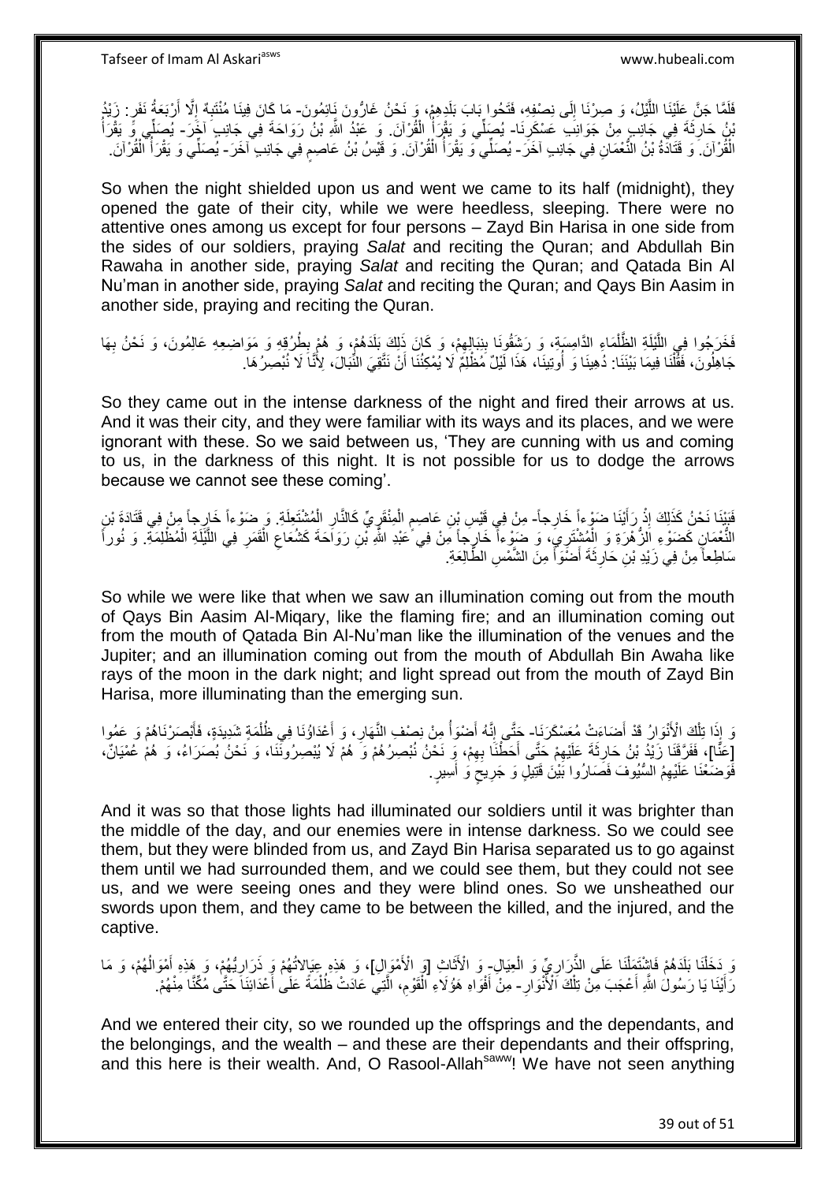فَلَمَّا جَنَّ عَلَيْنَا اللَّيْلُ، وَ صِرْنَا إِلَى نِصْفِهِ، فَتَحُوا بَابَ بَلَدِهِمْ، وَ نَحْنُ غَارُّونَ نَائِمُونَ- مَا كَانَ فِينَا مُنْتَبِهٌ إِلَّا أَرْبَعَةُ نَفَرٍ: زَيْدُ بْنُ حَارِثَةَ فِي جَانِبٍ مِنْ جَوَانِبِ عَسْكَرِنَا- يُصَلِّي وَ يَقْرَأُ الْقُرْآنَ. وَ عَبْدُ اللَّهِ بْنُ رَوَاحَةَ فِي جَانِبٍ آخَرَ- يُصَلِّي وَ يَقْرَأُ الْقُرْآنَ. وَ قَتَادَةُ بْنُ النُّعْمَانِ فِي جَانِبٍ آخَرَ- يُصَلِّي وَ يَقْرَأُ الْقُرْآنَ. وَ قَيْسُ بْنُ عَاصِمٍ فِي جَانِبٍ آخَرَ- يُصَلِّي وَ يَقْرَأُ الْقُرْآنَ.

So when the night shielded upon us and went we came to its half (midnight), they opened the gate of their city, while we were heedless, sleeping. There were no attentive ones among us except for four persons – Zayd Bin Harisa in one side from the sides of our soldiers, praying *Salat* and reciting the Quran; and Abdullah Bin Rawaha in another side, praying *Salat* and reciting the Quran; and Qatada Bin Al Nu'man in another side, praying *Salat* and reciting the Quran; and Qays Bin Aasim in another side, praying and reciting the Quran.

فَخَرَجُوا فِي اللَّيْلَةِ الظَّلْمَاءِ الدَّامِسَةِ، وَ رَشَقُونَا بِنِبَالِهِمْ، وَ كَانَ ذَلِكَ بَلَدَهُمْ، وَ هُمْ بِطُرُقِهِ وَ مَوَاضِعِهِ عَالِمُونَ، وَ نَحْنُ بِهَا جَاهِلُونَ، فَقُلْنَا فِيمَا بَيْنَنَا: دُهِينَا وَ أُوتِينَا، هَذَا لَيْلٌ مُظْلِمٌ لَا يُمْكِنُنَا أَنْ نَتَّقِيَ النِّبَالَ، لِأَنَّا لَا نُبْصِرُهَا.

So they came out in the intense darkness of the night and fired their arrows at us. And it was their city, and they were familiar with its ways and its places, and we were ignorant with these. So we said between us, 'They are cunning with us and coming to us, in the darkness of this night. It is not possible for us to dodge the arrows because we cannot see these coming'.

فَبَيْنَا نَحْنُ كَذَلِكَ إِذْ رَأَيْنَا ضَوْءاً خَارِجاً- مِنْ فِي قَيْسِ بْنِ عَاصِمٍ الْمِنْقَرِيِّ كَالنَّارِ الْمُشْتَعِلَةِ. وَ ضَوْءاً خَارِجاً مِنْ فِي قَتَادَةَ بْنِ النُّعْمَانِ كَضَوْءِ الزُّهَرَةِ وَ الْمُشْتَرِي، وَ ضَوْءاً خَارِجاً مِنْ فِي عَبْدِ اللَّهِ بْنِ رَوَاحَةَ كَشُعَاعِ الْقَمَرِ فِي اللَّيْلَةِ الْمُظْلِمَةِ. وَ نُوراً سَاطِعاً مِنْ فِي زَيْدِ بْنِ حَارِثَةَ أَضْوَأَ مِنَ الشَّمْسِ الطَّالِعَةِ.

So while we were like that when we saw an illumination coming out from the mouth of Qays Bin Aasim Al-Miqary, like the flaming fire; and an illumination coming out from the mouth of Qatada Bin Al-Nu'man like the illumination of the venues and the Jupiter; and an illumination coming out from the mouth of Abdullah Bin Awaha like rays of the moon in the dark night; and light spread out from the mouth of Zayd Bin Harisa, more illuminating than the emerging sun.

وَ إِذَا تِلْكَ الْأَنْوَارُ قَدْ أَضَاءَتْ مُعَسْكَرَنَا- حَتَّى إِنَّهُ أَضْوَأُ مِنْ نِصْفِ النَّهَارِ، وَ أَعْدَاؤُنَا فِي ظُلْمَةٍ شَدِيدَةٍ، فَأَبْصَرْنَاهُمْ وَ عَمُوا [عَنَّا]، فَفَرَّقَنَا زَيْدُ بْنُ حَارِثَةَ عَلَيْهِمْ حَتَّى أَحَطْنَا بِهِمْ، وَ نَحْنُ نُبْصِرُهُمْ وَ هُمْ لَا يُبْصِرُونَنَا، وَ نَحْنُ بُصَرَاءُ، وَ هُمْ عُمْيَانٌ، فَوَضَعْنَا عَلَيْهِمُ السُّيُوفَ فَصَارُوا بَيْنَ قَتِيلٍ وَ جَرِيحٍ وَ أَسِيرٍ.

And it was so that those lights had illuminated our soldiers until it was brighter than the middle of the day, and our enemies were in intense darkness. So we could see them, but they were blinded from us, and Zayd Bin Harisa separated us to go against them until we had surrounded them, and we could see them, but they could not see us, and we were seeing ones and they were blind ones. So we unsheathed our swords upon them, and they came to be between the killed, and the injured, and the captive.

وَ دَخَلْنَا بَلَدَهُمْ فَاشْتَمَلْنَا عَلَى الذَّرَارِيِّ وَ الْعِيَالِ- وَ الْأَثَاثِ [وَ الْأَمْوَالِ]، وَ هَذِهِ عِيَالاتُهُمْ وَ ذَرَارِيُّهُمْ، وَ هَذِهِ أَمْوَالُهُمْ، وَ مَا رَأَيْنَا يَا رَسُولَ اللَّهِ أَعْجَبَ مِنْ تِلْكَ الْأَنْوَارِ- مِنْ أَفْوَاهِ هَؤُلَاءِ الْقَوْمِ، الَّتِي عَادَتْ ظُلْمَةً عَلَى أَعْدَائِنَا حَتَّى مُكِّنَّا مِنْهُمْ.

And we entered their city, so we rounded up the offsprings and the dependants, and the belongings, and the wealth – and these are their dependants and their offspring, and this here is their wealth. And, O Rasool-Allah[saww]! We have not seen anything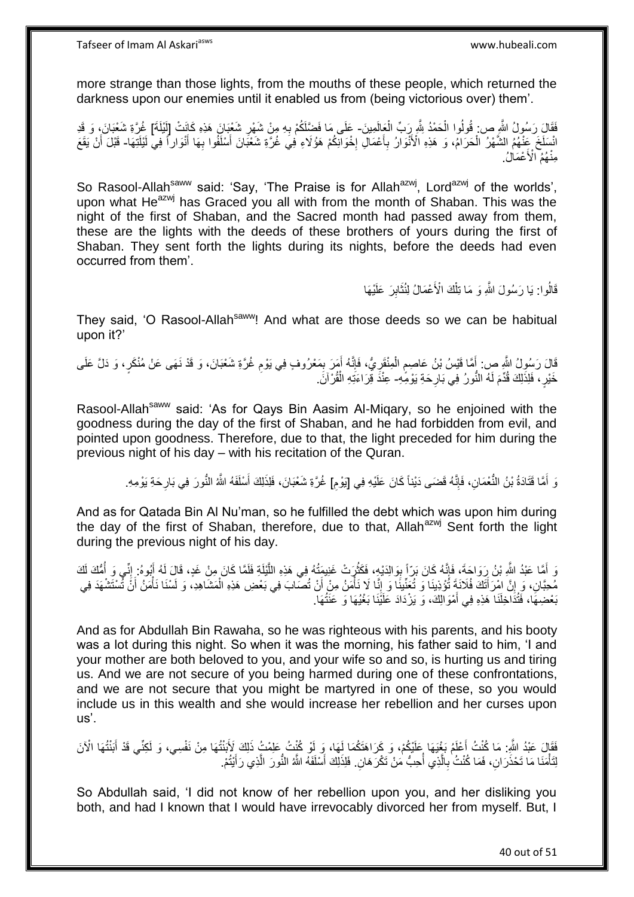more strange than those lights, from the mouths of these people, which returned the darkness upon our enemies until it enabled us from (being victorious over) them'.

فَقَالَ رَسُولُ اللَّهِ ص: قُولُوا الْحَمْدُ لِلَّهِ رَبِّ الْعَالَمِينَ- عَلَى مَا فَضَّلَكُمْ بِهِ مِنْ شَهْرِ شَعْبَانَ هَذِهِ كَانَتْ [لَيْلَةَ] غُرَّةِ شَعْبَانَ، وَ قَدِ انْسَلَخَ عَنْهُمُ الشَّهْرُ الْحَرَامُ، وَ هَذِهِ الْأَنْوَارُ بِأَعْمَالِ إِخْوَانِكُمْ هَؤُلَاءِ فِي غُرَّةِ شَعْبَانَ أَسْلَفُوا بِهَا أَنْوَاراً فِي لَيْلَتِهَا- قَبْلَ أَنْ يَقَعَ مِنْهُمُ الْأَعْمَالُ.

So Rasool-Allah[saww] said: 'Say, 'The Praise is for Allah[azwj], Lord[azwj] of the worlds', upon what He[azwj] has Graced you all with from the month of Shaban. This was the night of the first of Shaban, and the Sacred month had passed away from them, these are the lights with the deeds of these brothers of yours during the first of Shaban. They sent forth the lights during its nights, before the deeds had even occurred from them'.

قَالُوا: يَا رَسُولَ اللَّهِ وَ مَا تِلْكَ الْأَعْمَالُ لِنُثَابِرَ عَلَيْهَا

They said, 'O Rasool-Allah[saww]! And what are those deeds so we can be habitual upon it?'

قَالَ رَسُولُ اللَّهِ ص: أَمَّا قَيْسُ بْنُ عَاصِمٍ الْمِنْقَرِيُّ، فَإِنَّهُ أَمَرَ بِمَعْرُوفٍ فِي يَوْمِ غُرَّةِ شَعْبَانَ، وَ قَدْ نَهَى عَنْ مُنْكَرٍ، وَ دَلَّ عَلَى خَيْرٍ، فَلِذَلِكَ قَدَّمَ لَهُ النُّورُ فِي بَارِحَةِ يَوْمِهِ- عِنْدَ قِرَاءَتِهِ الْقُرْآنَ.

Rasool-Allah[saww] said: 'As for Qays Bin Aasim Al-Miqary, so he enjoined with the goodness during the day of the first of Shaban, and he had forbidden from evil, and pointed upon goodness. Therefore, due to that, the light preceded for him during the previous night of his day – with his recitation of the Quran.

وَ أَمَّا قَتَادَةُ بْنُ النُّعْمَانِ، فَإِنَّهُ قَضَى دَيْناً كَانَ عَلَيْهِ فِي [يَوْمِ] غُرَّةِ شَعْبَانَ، فَلِذَلِكَ أَسْلَفَهُ اللَّهُ النُّورَ فِي بَارِحَةِ يَوْمِهِ.

And as for Qatada Bin Al Nu'man, so he fulfilled the debt which was upon him during the day of the first of Shaban, therefore, due to that, Allah[azwj] Sent forth the light during the previous night of his day.

وَ أَمَّا عَبْدُ اللَّهِ بْنُ رَوَاحَةَ، فَإِنَّهُ كَانَ بَرّاً بِوَالِدَيْهِ، فَكَثُرَتْ غَنِيمَتُهُ فِي هَذِهِ اللَّيْلَةِ فَلَمَّا كَانَ مِنْ غَدٍ، قَالَ لَهُ أَبُوهُ: إِنِّي وَ أُمَّكَ لَكَ مُحِبَّانِ، وَ إِنَّ امْرَأَتَكَ فُلَانَةَ تُؤْذِينَا وَ تُعَنِّينَا وَ إِنَّا لَا نَأْمَنُ مِنْ أَنْ تُصَابَ فِي بَعْضِ هَذِهِ الْمَشَاهِدِ، وَ لَسْنَا نَأْمَنُ أَنْ تُسْتَشْهَدَ فِي بَعْضِهَا، فَتُدَاخِلَنَا هَذِهِ فِي أَمْوَالِكَ، وَ يَزْدَادَ عَلَيْنَا بَغْيُهَا وَ عَنَتُهَا.

And as for Abdullah Bin Rawaha, so he was righteous with his parents, and his booty was a lot during this night. So when it was the morning, his father said to him, 'I and your mother are both beloved to you, and your wife so and so, is hurting us and tiring us. And we are not secure of you being harmed during one of these confrontations, and we are not secure that you might be martyred in one of these, so you would include us in this wealth and she would increase her rebellion and her curses upon us'.

فَقَالَ عَبْدُ اللَّهِ: مَا كُنْتُ أَعْلَمُ بَغْيَهَا عَلَيْكُمْ، وَ كَرَاهَتَكُمَا لَهَا، وَ لَوْ كُنْتُ عَلِمْتُ ذَلِكَ لَأَبَنْتُهَا مِنْ نَفْسِي، وَ لَكِنِّي قَدْ أَبَنْتُهَا الْآنَ لِتَأْمَنَا مَا تَحْذَرَانِ، فَمَا كُنْتُ بِالَّذِي أُحِبُّ مَنْ تَكْرَهَانِ. فَلِذَلِكَ أَسْلَفَهُ اللَّهُ النُّورَ الَّذِي رَأَيْتُمْ.

So Abdullah said, 'I did not know of her rebellion upon you, and her disliking you both, and had I known that I would have irrevocably divorced her from myself. But, I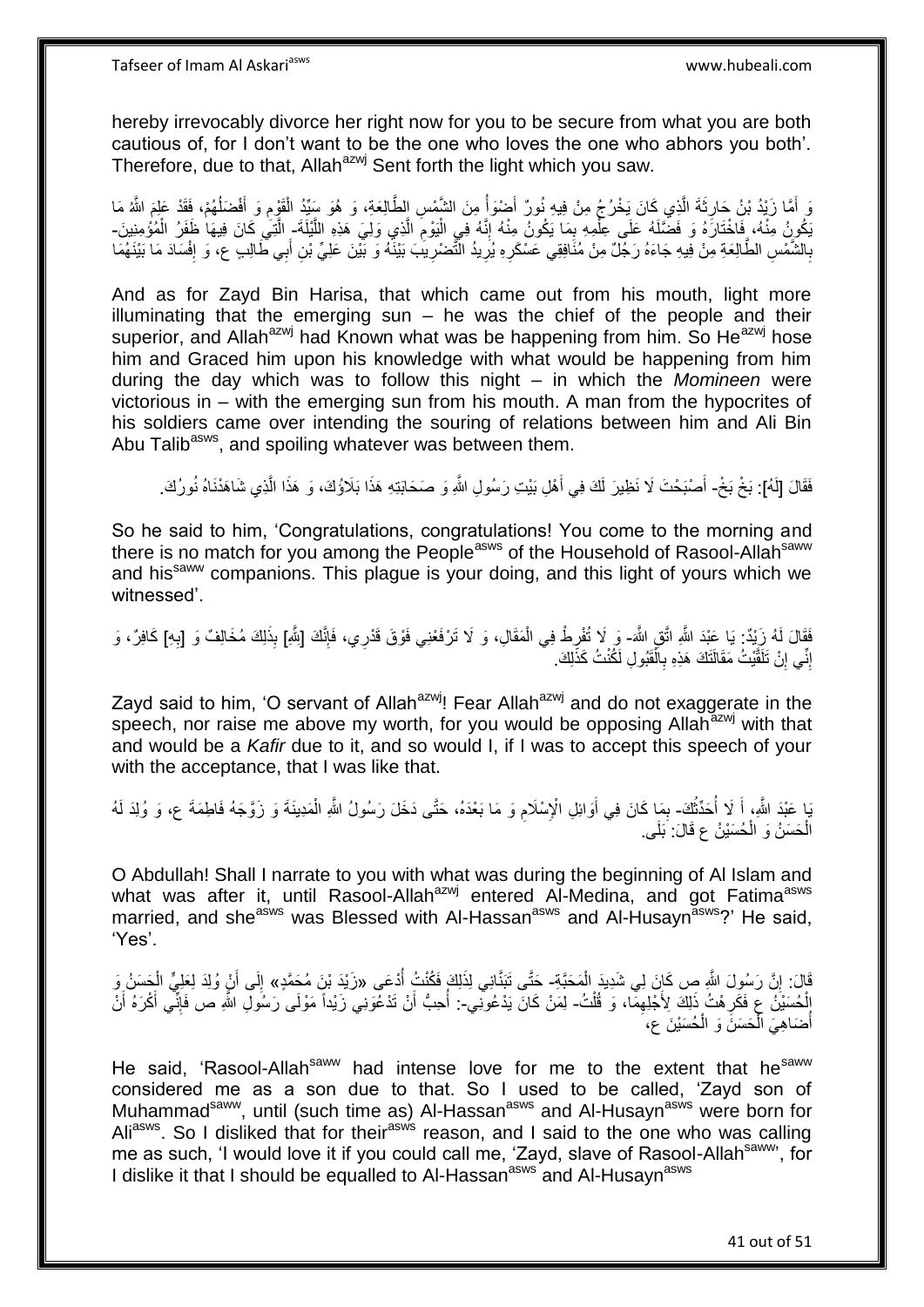hereby irrevocably divorce her right now for you to be secure from what you are both cautious of, for I don't want to be the one who loves the one who abhors you both'. Therefore, due to that, Allah[azwj] Sent forth the light which you saw.

وَ أَمَّا زَيْدُ بْنُ حَارِثَةَ الَّذِي كَانَ يَخْرُجُ مِنْ فِيهِ نُورٌ أَضْوَأُ مِنَ الشَّمْسِ الطَّالِعَةِ، وَ هُوَ سَيِّدُ الْقَوْمِ وَ أَفْضَلُهُمْ، فَقَدْ عَلِمَ اللَّهُ مَا يَكُونُ مِنْهُ، فَاخْتَارَهُ وَ فَضَّلَهُ عَلَى عِلْمِهِ بِمَا يَكُونُ مِنْهُ إِنَّهُ فِي الْيَوْمِ الَّذِي وَلِيَ هَذِهِ اللَّيْلَةَ- الَّتِي كَانَ فِيهَا ظَفَرُ الْمُؤْمِنِينَ- بِالشَّمْسِ الطَّالِعَةِ مِنْ فِيهِ جَاءَهُ رَجُلٌ مِنْ مُنَافِقِي عَسْكَرِهِ يُرِيدُ التَّضْرِيبَ بَيْنَهُ وَ بَيْنَ عَلِيِّ بْنِ أَبِي طَالِبٍ ع، وَ إِفْسَادَ مَا بَيْنَهُمَا

And as for Zayd Bin Harisa, that which came out from his mouth, light more illuminating that the emerging sun – he was the chief of the people and their superior, and Allah[azwj] had Known what was be happening from him. So He[azwj] hose him and Graced him upon his knowledge with what would be happening from him during the day which was to follow this night – in which the *Momineen* were victorious in – with the emerging sun from his mouth. A man from the hypocrites of his soldiers came over intending the souring of relations between him and Ali Bin Abu Talib[asws], and spoiling whatever was between them.

فَقَالَ [لَهُ]: بَخْ بَخْ- أَصْبَحْتَ لَا نَظِيرَ لَكَ فِي أَهْلِ بَيْتِ رَسُولِ اللَّهِ وَ صَحَابَتِهِ هَذَا بَلَاؤُكَ، وَ هَذَا الَّذِي شَاهَدْنَاهُ نُورُكَ.

So he said to him, 'Congratulations, congratulations! You come to the morning and there is no match for you among the People[asws] of the Household of Rasool-Allah[saww] and his[saww] companions. This plague is your doing, and this light of yours which we witnessed'.

فَقَالَ لَهُ زَيْدٌ: يَا عَبْدَ اللَّهِ اتَّقِ اللَّهَ- وَ لَا تُفْرِطْ فِي الْمَقَالِ، وَ لَا تَرْفَعْنِي فَوْقَ قَدْرِي، فَإِنَّكَ [لِلَّهِ] بِذَلِكَ مُخَالِفٌ وَ [بِهِ] كَافِرٌ، وَ إِنِّي إِنْ تَلَقَّيْتُ مَقَالَتَكَ هَذِهِ بِالْقَبُولِ لَكُنْتُ كَذَلِكَ.

Zayd said to him, 'O servant of Allah[azwj]! Fear Allah[azwj] and do not exaggerate in the speech, nor raise me above my worth, for you would be opposing Allah[azwj] with that and would be a *Kafir* due to it, and so would I, if I was to accept this speech of your with the acceptance, that I was like that.

يَا عَبْدَ اللَّهِ، أَ لَا أُحَدِّثُكَ- بِمَا كَانَ فِي أَوَائِلِ الْإِسْلَامِ وَ مَا بَعْدَهُ، حَتَّى دَخَلَ رَسُولُ اللَّهِ الْمَدِينَةَ وَ زَوَّجَهُ فَاطِمَةَ ع، وَ وُلِدَ لَهُ الْحَسَنُ وَ الْحُسَيْنُ ع قَالَ: بَلَى.

O Abdullah! Shall I narrate to you with what was during the beginning of Al Islam and what was after it, until Rasool-Allah[azwj] entered Al-Medina, and got Fatima[asws] married, and she[asws] was Blessed with Al-Hassan[asws] and Al-Husayn[asws]?' He said, 'Yes'.

قَالَ: إِنَّ رَسُولَ اللَّهِ ص كَانَ لِي شَدِيدَ الْمَحَبَّةِ- حَتَّى تَبَنَّانِي لِذَلِكَ فَكُنْتُ أُدْعَى «زَيْدَ بْنَ مُحَمَّدٍ» إِلَى أَنْ وُلِدَ لِعَلِيٍّ الْحَسَنُ وَ الْحُسَيْنُ ع فَكَرِهْتُ ذَلِكَ لِأَجْلِهِمَا، وَ قُلْتُ- لِمَنْ كَانَ يَدْعُونِي-: أُحِبُّ أَنْ تَدْعُونِي زَيْداً مَوْلَى رَسُولِ اللَّهِ ص فَإِنِّي أَكْرَهُ أَنْ أُضَاهِيَ الْحَسَنَ وَ الْحُسَيْنَ ع،

He said, 'Rasool-Allah[saww] had intense love for me to the extent that he[saww] considered me as a son due to that. So I used to be called, 'Zayd son of Muhammad[saww], until (such time as) Al-Hassan[asws] and Al-Husayn[asws] were born for Ali[asws]. So I disliked that for their[asws] reason, and I said to the one who was calling me as such, 'I would love it if you could call me, 'Zayd, slave of Rasool-Allah[saww]', for I dislike it that I should be equalled to Al-Hassan[asws] and Al-Husayn[asws]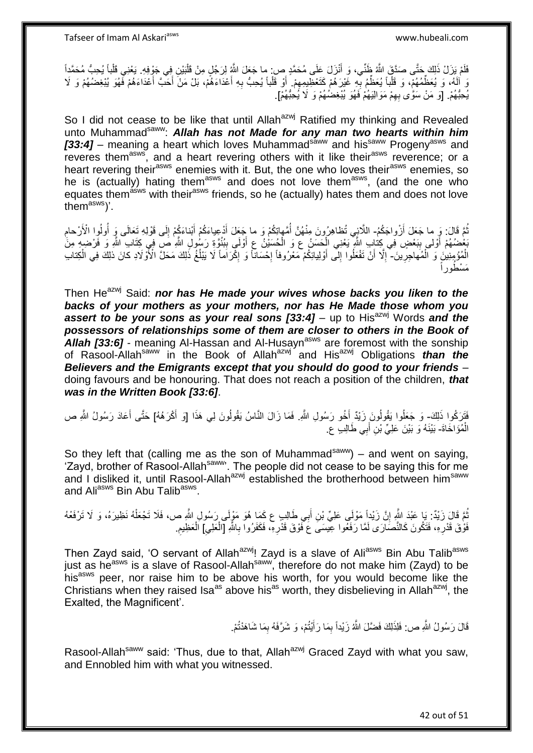فَلَمْ يَزَلْ ذَلِكَ حَتَّى صَدَّقَ اللَّهُ ظَنِّي، وَ أَنْزَلَ عَلَى مُحَمَّدٍ ص: ما جَعَلَ اللَّهُ لِرَجُلٍ مِنْ قَلْبَيْنِ فِي جَوْفِهِ. يَعْنِي قَلْباً يُحِبُّ مُحَمَّداً وَ آلَهُ، وَ يُعَظِّمُهُمْ، وَ قَلْباً يُعَظِّمُ بِهِ غَيْرَهُمْ كَتَعْظِيمِهِمْ. أَوْ قَلْباً يُحِبُّ بِهِ أَعْدَاءَهُمْ، بَلْ مَنْ أَحَبَّ أَعْدَاءَهُمْ فَهُوَ يُبْغِضُهُمْ وَ لَا يُحِبُّهُمْ. [وَ مَنْ سَوَّى بِهِمْ مَوَالِيَهُمْ فَهُوَ يُبْغِضُهُمْ وَ لَا يُحِبُّهُمْ].

So I did not cease to be like that until Allah[azwj] Ratified my thinking and Revealed unto Muhammad[saww]: ***Allah has not Made for any man two hearts within him [33:4]*** – meaning a heart which loves Muhammad[saww] and his[saww] Progeny[asws] and reveres them[asws], and a heart revering others with it like their[asws] reverence; or a heart revering their[asws] enemies with it. But, the one who loves their[asws] enemies, so he is (actually) hating them[asws] and does not love them[asws], (and the one who equates them[asws] with their[asws] friends, so he (actually) hates them and does not love them[asws])'.

ثُمَّ قَالَ: وَ ما جَعَلَ أَزْواجَكُمُ- اللَّائِي تُظاهِرُونَ مِنْهُنَّ أُمَّهاتِكُمْ وَ ما جَعَلَ أَدْعِياءَكُمْ أَبْناءَكُمْ إِلَى قَوْلِهِ تَعَالَى وَ أُولُوا الْأَرْحامِ بَعْضُهُمْ أَوْلى بِبَعْضٍ فِي كِتابِ اللَّهِ يَعْنِي الْحَسَنُ ع وَ الْحُسَيْنُ ع أَوْلَى بِبُنُوَّةِ رَسُولِ اللَّهِ ص فِي كِتَابِ اللَّهِ وَ فَرْضِهِ مِنَ الْمُؤْمِنِينَ وَ الْمُهاجِرِينَ- إِلَّا أَنْ تَفْعَلُوا إِلى أَوْلِيائِكُمْ مَعْرُوفاً إِحْسَاناً وَ إِكْرَاماً لَا يَبْلُغُ ذَلِكَ مَحَلَّ الْأَوْلَادِ كانَ ذلِكَ فِي الْكِتابِ مَسْطُوراً

Then He[azwj] Said: ***nor has He made your wives whose backs you liken to the backs of your mothers as your mothers, nor has He Made those whom you assert to be your sons as your real sons [33:4]*** – up to His[azwj] Words ***and the possessors of relationships some of them are closer to others in the Book of Allah [33:6]*** - meaning Al-Hassan and Al-Husayn[asws] are foremost with the sonship of Rasool-Allah[saww] in the Book of Allah[azwj] and His[azwj] Obligations ***than the Believers and the Emigrants except that you should do good to your friends*** – doing favours and be honouring. That does not reach a position of the children, ***that was in the Written Book [33:6]***.

فَتَرَكُوا ذَلِكَ- وَ جَعَلُوا يَقُولُونَ زَيْدٌ أَخُو رَسُولِ اللَّهِ. فَمَا زَالَ النَّاسُ يَقُولُونَ لِي هَذَا [وَ أَكْرَهُهُ] حَتَّى أَعَادَ رَسُولُ اللَّهِ ص الْمُؤَاخَاةَ- بَيْنَهُ وَ بَيْنَ عَلِيِّ بْنِ أَبِي طَالِبٍ ع.

So they left that (calling me as the son of Muhammad[saww]) – and went on saying, 'Zayd, brother of Rasool-Allah[saww]'. The people did not cease to be saying this for me and I disliked it, until Rasool-Allah[azwj] established the brotherhood between him[saww] and Ali[asws] Bin Abu Talib[asws].

ثُمَّ قَالَ زَيْدٌ: يَا عَبْدَ اللَّهِ إِنَّ زَيْداً مَوْلَى عَلِيِّ بْنِ أَبِي طَالِبٍ ع كَمَا هُوَ مَوْلَى رَسُولِ اللَّهِ ص، فَلَا تَجْعَلْهُ نَظِيرَهُ، وَ لَا تَرْفَعْهُ فَوْقَ قَدْرِهِ، فَتَكُونَ كَالنَّصَارَى لَمَّا رَفَعُوا عِيسَى ع فَوْقَ قَدْرِهِ، فَكَفَرُوا بِاللَّهِ [الْعَلِيِّ] الْعَظِيمِ.

Then Zayd said, 'O servant of Allah[azwj]! Zayd is a slave of Ali[asws] Bin Abu Talib[asws] just as he[asws] is a slave of Rasool-Allah[saww], therefore do not make him (Zayd) to be his[asws] peer, nor raise him to be above his worth, for you would become like the Christians when they raised Isa[as] above his[as] worth, they disbelieving in Allah[azwj], the Exalted, the Magnificent'.

قَالَ رَسُولُ اللَّهِ ص: فَلِذَلِكَ فَضَّلَ اللَّهُ زَيْداً بِمَا رَأَيْتُمْ، وَ شَرَّفَهُ بِمَا شَاهَدْتُمْ.

Rasool-Allah[saww] said: 'Thus, due to that, Allah[azwj] Graced Zayd with what you saw, and Ennobled him with what you witnessed.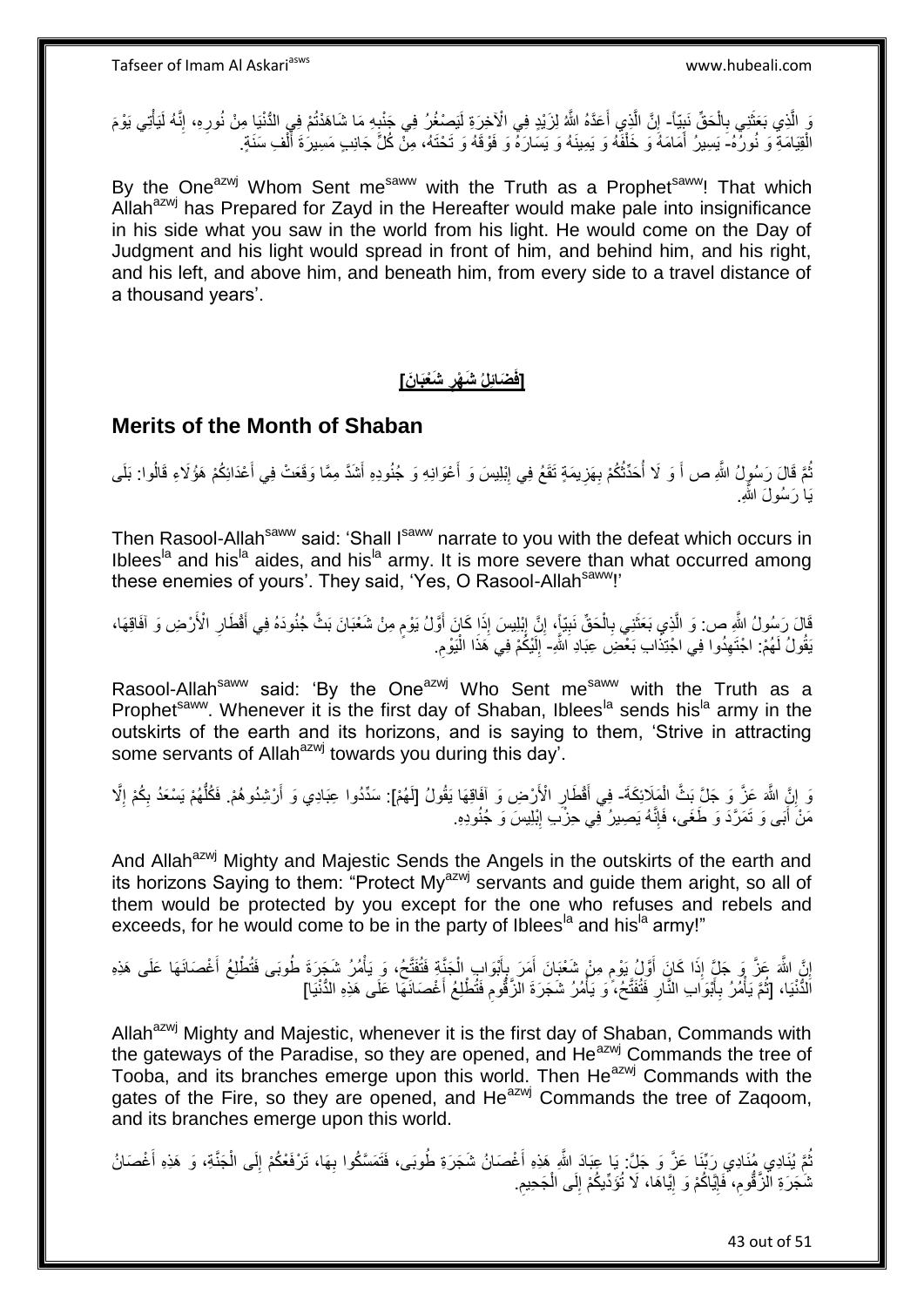وَ الَّذِي بَعَثَنِي بِالْحَقِّ نَبِيّاً- إِنَّ الَّذِي أَعَدَّهُ اللَّهُ لِزَيْدٍ فِي الْآخِرَةِ لَيَصْغُرُ فِي جَنْبِهِ مَا شَاهَدْتُمْ فِي الدُّنْيَا مِنْ نُورِهِ، إِنَّهُ لَيَأْتِي يَوْمَ الْقِيَامَةِ وَ نُورُهُ- يَسِيرُ أَمَامَهُ وَ خَلْفَهُ وَ يَمِينَهُ وَ يَسَارَهُ وَ فَوْقَهُ وَ تَحْتَهُ، مِنْ كُلِّ جَانِبٍ مَسِيرَةَ أَلْفِ سَنَةٍ.

By the One^azwj Whom Sent me^saww with the Truth as a Prophet^saww! That which Allah^azwj has Prepared for Zayd in the Hereafter would make pale into insignificance in his side what you saw in the world from his light. He would come on the Day of Judgment and his light would spread in front of him, and behind him, and his right, and his left, and above him, and beneath him, from every side to a travel distance of a thousand years'.

## [فَضَائِلُ شَهْرِ شَعْبَانَ]

## Merits of the Month of Shaban

ثُمَّ قَالَ رَسُولُ اللَّهِ ص أَ وَ لَا أُحَدِّثُكُمْ بِهَزِيمَةٍ تَقَعُ فِي إِبْلِيسَ وَ أَعْوَانِهِ وَ جُنُودِهِ أَشَدَّ مِمَّا وَقَعَتْ فِي أَعْدَائِكُمْ هَؤُلَاءِ قَالُوا: بَلَى يَا رَسُولَ اللَّهِ.

Then Rasool-Allah^saww said: 'Shall I^saww narrate to you with the defeat which occurs in Iblees^la and his^la aides, and his^la army. It is more severe than what occurred among these enemies of yours'. They said, 'Yes, O Rasool-Allah^saww!'

قَالَ رَسُولُ اللَّهِ ص: وَ الَّذِي بَعَثَنِي بِالْحَقِّ نَبِيّاً، إِنَّ إِبْلِيسَ إِذَا كَانَ أَوَّلُ يَوْمٍ مِنْ شَعْبَانَ بَثَّ جُنُودَهُ فِي أَقْطَارِ الْأَرْضِ وَ آفَاقِهَا، يَقُولُ لَهُمْ: اجْتَهِدُوا فِي اجْتِذَابِ بَعْضِ عِبَادِ اللَّهِ- إِلَيْكُمْ فِي هَذَا الْيَوْمِ.

Rasool-Allah^saww said: 'By the One^azwj Who Sent me^saww with the Truth as a Prophet^saww. Whenever it is the first day of Shaban, Iblees^la sends his^la army in the outskirts of the earth and its horizons, and is saying to them, 'Strive in attracting some servants of Allah^azwj towards you during this day'.

وَ إِنَّ اللَّهَ عَزَّ وَ جَلَّ بَثَّ الْمَلَائِكَةَ- فِي أَقْطَارِ الْأَرْضِ وَ آفَاقِهَا يَقُولُ [لَهُمْ]: سَدِّدُوا عِبَادِي وَ أَرْشِدُوهُمْ. فَكُلُّهُمْ يَسْعَدُ بِكُمْ إِلَّا مَنْ أَبَى وَ تَمَرَّدَ وَ طَغَى، فَإِنَّهُ يَصِيرُ فِي حِزْبِ إِبْلِيسَ وَ جُنُودِهِ.

And Allah^azwj Mighty and Majestic Sends the Angels in the outskirts of the earth and its horizons Saying to them: "Protect My^azwj servants and guide them aright, so all of them would be protected by you except for the one who refuses and rebels and exceeds, for he would come to be in the party of Iblees^la and his^la army!"

إِنَّ اللَّهَ عَزَّ وَ جَلَّ إِذَا كَانَ أَوَّلُ يَوْمٍ مِنْ شَعْبَانَ أَمَرَ بِأَبْوَابِ الْجَنَّةِ فَتُفَتَّحُ، وَ يَأْمُرُ شَجَرَةَ طُوبَى فَتُطْلِعُ أَغْصَانَهَا عَلَى هَذِهِ الدُّنْيَا، [ثُمَّ يَأْمُرُ بِأَبْوَابِ النَّارِ فَتُفَتَّحُ، وَ يَأْمُرُ شَجَرَةَ الزَّقُّومِ فَتُطْلِعُ أَغْصَانَهَا عَلَى هَذِهِ الدُّنْيَا]

Allah^azwj Mighty and Majestic, whenever it is the first day of Shaban, Commands with the gateways of the Paradise, so they are opened, and He^azwj Commands the tree of Tooba, and its branches emerge upon this world. Then He^azwj Commands with the gates of the Fire, so they are opened, and He^azwj Commands the tree of Zaqoom, and its branches emerge upon this world.

ثُمَّ يُنَادِي مُنَادِي رَبِّنَا عَزَّ وَ جَلَّ: يَا عِبَادَ اللَّهِ هَذِهِ أَغْصَانُ شَجَرَةِ طُوبَى، فَتَمَسَّكُوا بِهَا، تَرْفَعْكُمْ إِلَى الْجَنَّةِ، وَ هَذِهِ أَغْصَانُ شَجَرَةِ الزَّقُّومِ، فَإِيَّاكُمْ وَ إِيَّاهَا، لَا تُؤَدِّيكُمْ إِلَى الْجَحِيمِ.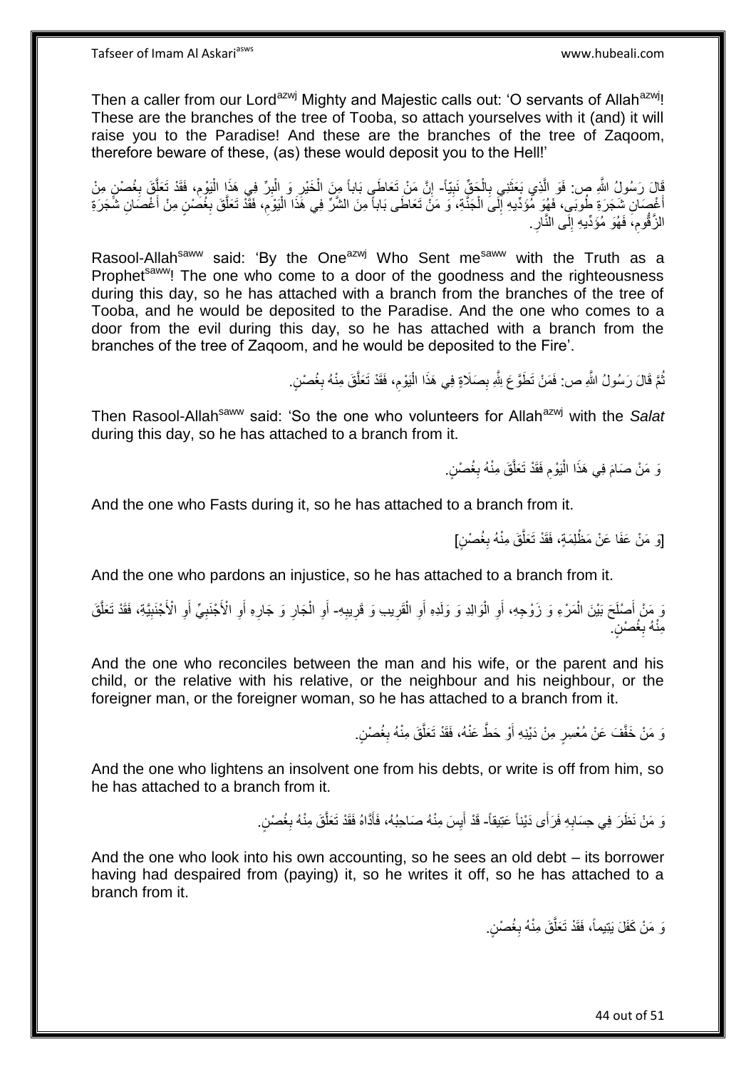Then a caller from our Lord[azwj] Mighty and Majestic calls out: 'O servants of Allah[azwj]! These are the branches of the tree of Tooba, so attach yourselves with it (and) it will raise you to the Paradise! And these are the branches of the tree of Zaqoom, therefore beware of these, (as) these would deposit you to the Hell!'

قَالَ رَسُولُ اللَّهِ ص: فَوَ الَّذِي بَعَثَنِي بِالْحَقِّ نَبِيّاً- إِنَّ مَنْ تَعَاطَى بَاباً مِنَ الْخَيْرِ وَ الْبِرِّ فِي هَذَا الْيَوْمِ، فَقَدْ تَعَلَّقَ بِغُصْنٍ مِنْ أَغْصَانِ شَجَرَةِ طُوبَى، فَهُوَ مُؤَدِّيهِ إِلَى الْجَنَّةِ، وَ مَنْ تَعَاطَى بَاباً مِنَ الشَّرِّ فِي هَذَا الْيَوْمِ، فَقَدْ تَعَلَّقَ بِغُصْنٍ مِنْ أَغْصَانِ شَجَرَةِ الزَّقُّومِ، فَهُوَ مُؤَدِّيهِ إِلَى النَّارِ.

Rasool-Allah[saww] said: 'By the One[azwj] Who Sent me[saww] with the Truth as a Prophet[saww]! The one who come to a door of the goodness and the righteousness during this day, so he has attached with a branch from the branches of the tree of Tooba, and he would be deposited to the Paradise. And the one who comes to a door from the evil during this day, so he has attached with a branch from the branches of the tree of Zaqoom, and he would be deposited to the Fire'.

ثُمَّ قَالَ رَسُولُ اللَّهِ ص: فَمَنْ تَطَوَّعَ لِلَّهِ بِصَلَاةٍ فِي هَذَا الْيَوْمِ، فَقَدْ تَعَلَّقَ مِنْهُ بِغُصْنٍ.

Then Rasool-Allah[saww] said: 'So the one who volunteers for Allah[azwj] with the *Salat* during this day, so he has attached to a branch from it.

وَ مَنْ صَامَ فِي هَذَا الْيَوْمِ فَقَدْ تَعَلَّقَ مِنْهُ بِغُصْنٍ.

And the one who Fasts during it, so he has attached to a branch from it.

[وَ مَنْ عَفَا عَنْ مَظْلِمَةٍ، فَقَدْ تَعَلَّقَ مِنْهُ بِغُصْنٍ]

And the one who pardons an injustice, so he has attached to a branch from it.

وَ مَنْ أَصْلَحَ بَيْنَ الْمَرْءِ وَ زَوْجِهِ، أَوِ الْوَالِدِ وَ وَلَدِهِ أَوِ الْقَرِيبِ وَ قَرِيبِهِ- أَوِ الْجَارِ وَ جَارِهِ أَوِ الْأَجْنَبِيِّ أَوِ الْأَجْنَبِيَّةِ، فَقَدْ تَعَلَّقَ مِنْهُ بِغُصْنٍ.

And the one who reconciles between the man and his wife, or the parent and his child, or the relative with his relative, or the neighbour and his neighbour, or the foreigner man, or the foreigner woman, so he has attached to a branch from it.

وَ مَنْ خَفَّفَ عَنْ مُعْسِرٍ مِنْ دَيْنِهِ أَوْ حَطَّ عَنْهُ، فَقَدْ تَعَلَّقَ مِنْهُ بِغُصْنٍ.

And the one who lightens an insolvent one from his debts, or write is off from him, so he has attached to a branch from it.

وَ مَنْ نَظَرَ فِي حِسَابِهِ فَرَأَى دَيْناً عَتِيقاً- قَدْ أَيِسَ مِنْهُ صَاحِبُهُ، فَأَدَّاهُ فَقَدْ تَعَلَّقَ مِنْهُ بِغُصْنٍ.

And the one who look into his own accounting, so he sees an old debt – its borrower having had despaired from (paying) it, so he writes it off, so he has attached to a branch from it.

وَ مَنْ كَفَلَ يَتِيماً، فَقَدْ تَعَلَّقَ مِنْهُ بِغُصْنٍ.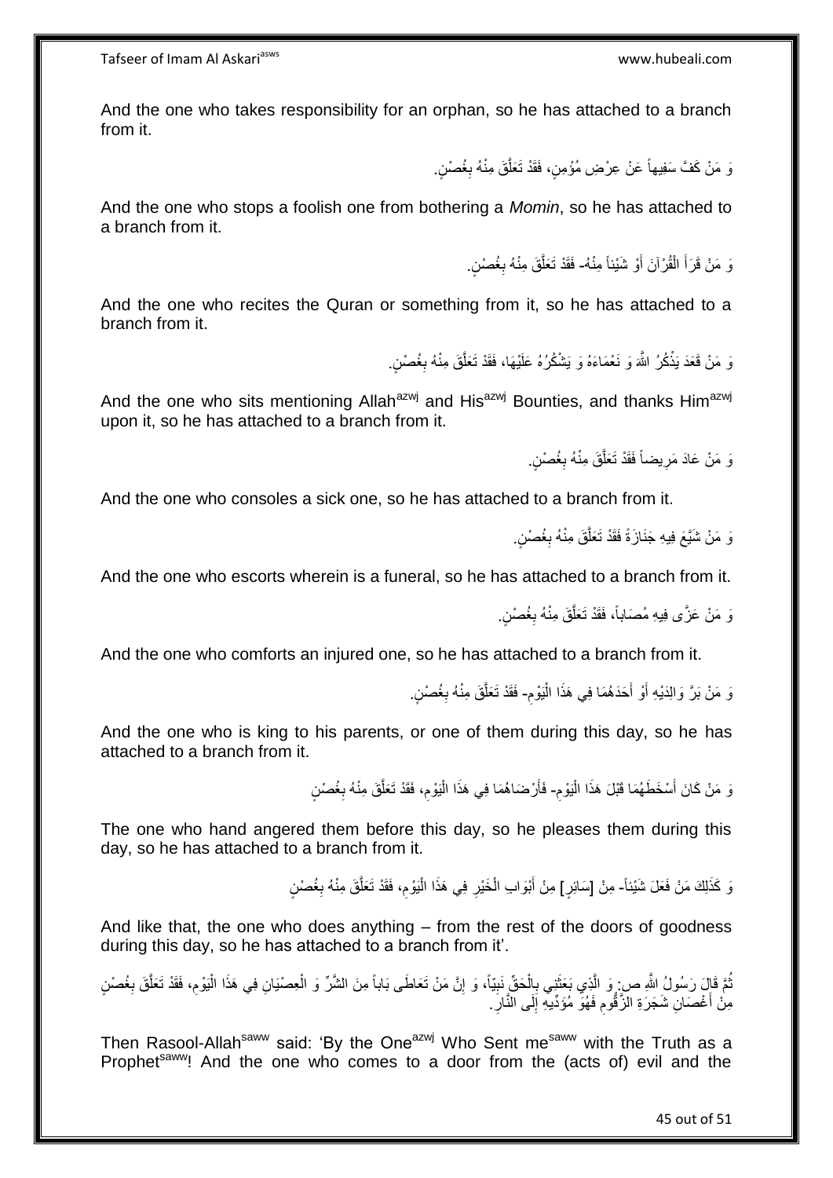And the one who takes responsibility for an orphan, so he has attached to a branch from it.

وَ مَنْ كَفَّ سَفِيهاً عَنْ عِرْضِ مُؤْمِنٍ، فَقَدْ تَعَلَّقَ مِنْهُ بِغُصْنٍ.

And the one who stops a foolish one from bothering a *Momin*, so he has attached to a branch from it.

وَ مَنْ قَرَأَ الْقُرْآنَ أَوْ شَيْئاً مِنْهُ- فَقَدْ تَعَلَّقَ مِنْهُ بِغُصْنٍ.

And the one who recites the Quran or something from it, so he has attached to a branch from it.

وَ مَنْ قَعَدَ يَذْكُرُ اللَّهَ وَ نَعْمَاءَهُ وَ يَشْكُرُهُ عَلَيْهَا، فَقَدْ تَعَلَّقَ مِنْهُ بِغُصْنٍ.

And the one who sits mentioning Allah[azwj] and His[azwj] Bounties, and thanks Him[azwj] upon it, so he has attached to a branch from it.

وَ مَنْ عَادَ مَرِيضاً فَقَدْ تَعَلَّقَ مِنْهُ بِغُصْنٍ.

And the one who consoles a sick one, so he has attached to a branch from it.

وَ مَنْ شَيَّعَ فِيهِ جَنَازَةً فَقَدْ تَعَلَّقَ مِنْهُ بِغُصْنٍ.

And the one who escorts wherein is a funeral, so he has attached to a branch from it.

وَ مَنْ عَزَّى فِيهِ مُصَاباً، فَقَدْ تَعَلَّقَ مِنْهُ بِغُصْنٍ.

And the one who comforts an injured one, so he has attached to a branch from it.

وَ مَنْ بَرَّ وَالِدَيْهِ أَوْ أَحَدَهُمَا فِي هَذَا الْيَوْمِ- فَقَدْ تَعَلَّقَ مِنْهُ بِغُصْنٍ.

And the one who is king to his parents, or one of them during this day, so he has attached to a branch from it.

وَ مَنْ كَانَ أَسْخَطَهُمَا قَبْلَ هَذَا الْيَوْمِ- فَأَرْضَاهُمَا فِي هَذَا الْيَوْمِ، فَقَدْ تَعَلَّقَ مِنْهُ بِغُصْنٍ

The one who hand angered them before this day, so he pleases them during this day, so he has attached to a branch from it.

وَ كَذَلِكَ مَنْ فَعَلَ شَيْئاً- مِنْ [سَائِرِ] مِنْ أَبْوَابِ الْخَيْرِ فِي هَذَا الْيَوْمِ، فَقَدْ تَعَلَّقَ مِنْهُ بِغُصْنٍ

And like that, the one who does anything – from the rest of the doors of goodness during this day, so he has attached to a branch from it'.

ثُمَّ قَالَ رَسُولُ اللَّهِ ص: وَ الَّذِي بَعَثَنِي بِالْحَقِّ نَبِيّاً، وَ إِنَّ مَنْ تَعَاطَى بَاباً مِنَ الشَّرِّ وَ الْعِصْيَانِ فِي هَذَا الْيَوْمِ، فَقَدْ تَعَلَّقَ بِغُصْنٍ مِنْ أَغْصَانِ شَجَرَةِ الزَّقُّومِ فَهُوَ مُؤَدِّيهِ إِلَى النَّارِ.

Then Rasool-Allah[saww] said: 'By the One[azwj] Who Sent me[saww] with the Truth as a Prophet[saww]! And the one who comes to a door from the (acts of) evil and the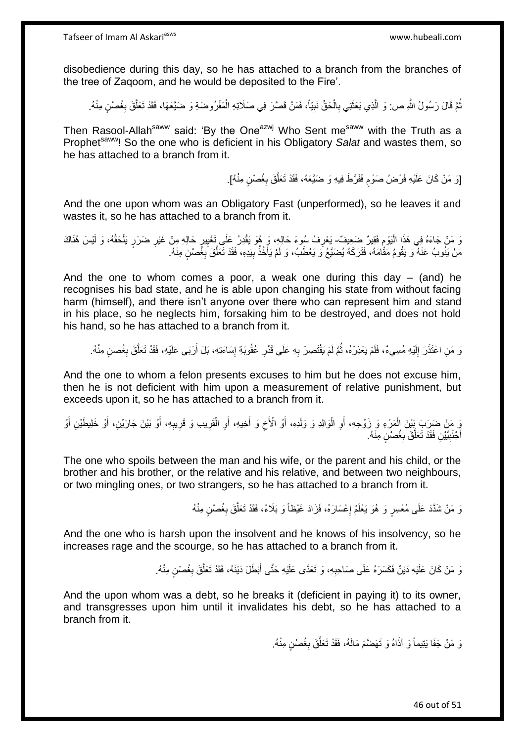disobedience during this day, so he has attached to a branch from the branches of the tree of Zaqoom, and he would be deposited to the Fire'.

ثُمَّ قَالَ رَسُولُ اللَّهِ ص: وَ الَّذِي بَعَثَنِي بِالْحَقِّ نَبِيّاً، فَمَنْ قَصَّرَ فِي صَلَاتِهِ الْمَفْرُوضَةِ وَ ضَيَّعَهَا، فَقَدْ تَعَلَّقَ بِغُصْنٍ مِنْهُ.

Then Rasool-Allah[saww] said: 'By the One[azwj] Who Sent me[saww] with the Truth as a Prophet[saww]! So the one who is deficient in his Obligatory *Salat* and wastes them, so he has attached to a branch from it.

[وَ مَنْ كَانَ عَلَيْهِ فَرْضُ صَوْمٍ فَفَرَّطَ فِيهِ وَ ضَيَّعَهُ، فَقَدْ تَعَلَّقَ بِغُصْنٍ مِنْهُ].

And the one upon whom was an Obligatory Fast (unperformed), so he leaves it and wastes it, so he has attached to a branch from it.

وَ مَنْ جَاءَهُ فِي هَذَا الْيَوْمِ فَقِيرٌ ضَعِيفٌ- يَعْرِفُ سُوءَ حَالِهِ، وَ هُوَ يَقْدِرُ عَلَى تَغْيِيرِ حَالِهِ مِنْ غَيْرِ ضَرَرٍ يَلْحَقُهُ، وَ لَيْسَ هُنَاكَ مَنْ يَنُوبُ عَنْهُ وَ يَقُومُ مَقَامَهُ، فَتَرَكَهُ يُضَيَّعُ وَ يَعْطَبُ، وَ لَمْ يَأْخُذْ بِيَدِهِ، فَقَدْ تَعَلَّقَ بِغُصْنٍ مِنْهُ.

And the one to whom comes a poor, a weak one during this day – (and) he recognises his bad state, and he is able upon changing his state from without facing harm (himself), and there isn't anyone over there who can represent him and stand in his place, so he neglects him, forsaking him to be destroyed, and does not hold his hand, so he has attached to a branch from it.

وَ مَنِ اعْتَذَرَ إِلَيْهِ مُسِيءٌ، فَلَمْ يَعْذِرْهُ، ثُمَّ لَمْ يَقْتَصِرْ بِهِ عَلَى قَدْرِ عُقُوبَةِ إِسَاءَتِهِ، بَلْ أَرْبَى عَلَيْهِ، فَقَدْ تَعَلَّقَ بِغُصْنٍ مِنْهُ.

And the one to whom a felon presents excuses to him but he does not excuse him, then he is not deficient with him upon a measurement of relative punishment, but exceeds upon it, so he has attached to a branch from it.

وَ مَنْ ضَرَبَ بَيْنَ الْمَرْءِ وَ زَوْجِهِ، أَوِ الْوَالِدِ وَ وَلَدِهِ، أَوْ الْأَخِ وَ أَخِيهِ، أَوِ الْقَرِيبِ وَ قَرِيبِهِ، أَوْ بَيْنَ جَارَيْنِ، أَوْ خَلِيطَيْنِ أَوْ أَجْنَبِيَّيْنِ فَقَدْ تَعَلَّقَ بِغُصْنٍ مِنْهُ.

The one who spoils between the man and his wife, or the parent and his child, or the brother and his brother, or the relative and his relative, and between two neighbours, or two mingling ones, or two strangers, so he has attached to a branch from it.

وَ مَنْ شَدَّدَ عَلَى مُعْسِرٍ وَ هُوَ يَعْلَمُ إِعْسَارَهُ، فَزَادَ غَيْظاً وَ بَلَاءً، فَقَدْ تَعَلَّقَ بِغُصْنٍ مِنْهُ

And the one who is harsh upon the insolvent and he knows of his insolvency, so he increases rage and the scourge, so he has attached to a branch from it.

وَ مَنْ كَانَ عَلَيْهِ دَيْنٌ فَكَسَرَهُ عَلَى صَاحِبِهِ، وَ تَعَدَّى عَلَيْهِ حَتَّى أَبْطَلَ دَيْنَهُ، فَقَدْ تَعَلَّقَ بِغُصْنٍ مِنْهُ.

And the upon whom was a debt, so he breaks it (deficient in paying it) to its owner, and transgresses upon him until it invalidates his debt, so he has attached to a branch from it.

وَ مَنْ جَفَا يَتِيماً وَ آذَاهُ وَ تَهَضَّمَ مَالَهُ، فَقَدْ تَعَلَّقَ بِغُصْنٍ مِنْهُ.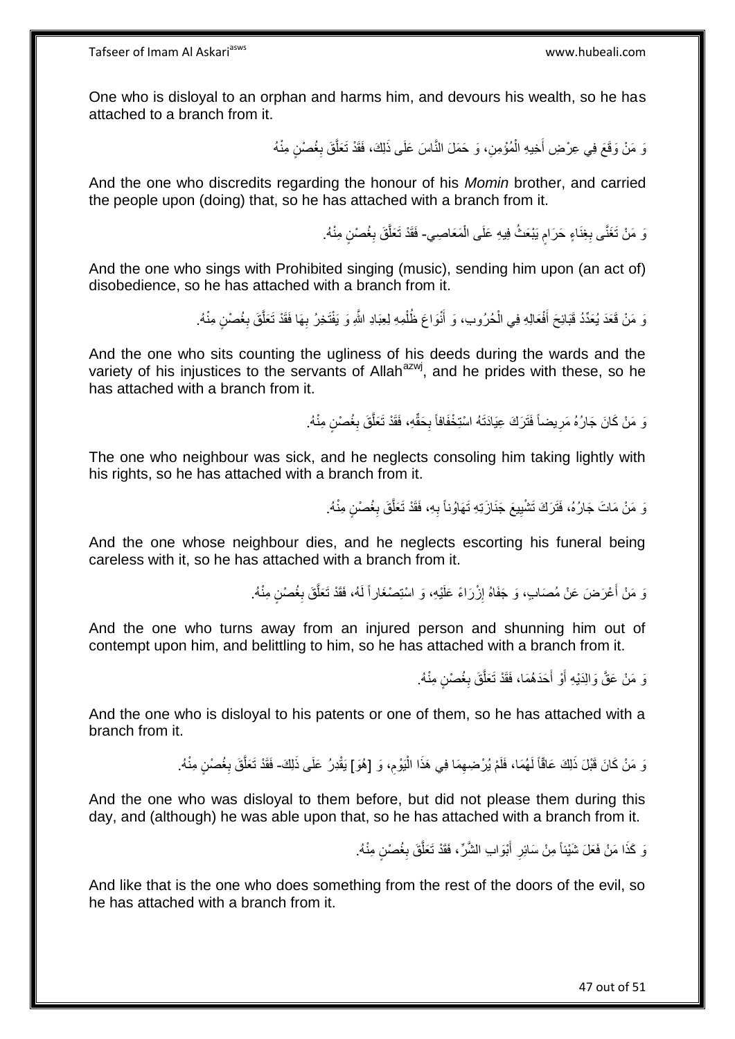One who is disloyal to an orphan and harms him, and devours his wealth, so he has attached to a branch from it.

وَ مَنْ وَقَعَ فِي عِرْضِ أَخِيهِ الْمُؤْمِنِ، وَ حَمَلَ النَّاسَ عَلَى ذَلِكَ، فَقَدْ تَعَلَّقَ بِغُصْنٍ مِنْهُ

And the one who discredits regarding the honour of his *Momin* brother, and carried the people upon (doing) that, so he has attached with a branch from it.

وَ مَنْ تَغَنَّى بِغِنَاءٍ حَرَامٍ يَبْعَثُ فِيهِ عَلَى الْمَعَاصِي- فَقَدْ تَعَلَّقَ بِغُصْنٍ مِنْهُ.

And the one who sings with Prohibited singing (music), sending him upon (an act of) disobedience, so he has attached with a branch from it.

وَ مَنْ قَعَدَ يُعَدِّدُ قَبَائِحَ أَفْعَالِهِ فِي الْحُرُوبِ، وَ أَنْوَاعَ ظُلْمِهِ لِعِبَادِ اللَّهِ وَ يَفْتَخِرُ بِهَا فَقَدْ تَعَلَّقَ بِغُصْنٍ مِنْهُ.

And the one who sits counting the ugliness of his deeds during the wards and the variety of his injustices to the servants of Allah[azwj], and he prides with these, so he has attached with a branch from it.

وَ مَنْ كَانَ جَارُهُ مَرِيضاً فَتَرَكَ عِيَادَتَهُ اسْتِخْفَافاً بِحَقِّهِ، فَقَدْ تَعَلَّقَ بِغُصْنٍ مِنْهُ.

The one who neighbour was sick, and he neglects consoling him taking lightly with his rights, so he has attached with a branch from it.

وَ مَنْ مَاتَ جَارُهُ، فَتَرَكَ تَشْيِيعَ جَنَازَتِهِ تَهَاوُناً بِهِ، فَقَدْ تَعَلَّقَ بِغُصْنٍ مِنْهُ.

And the one whose neighbour dies, and he neglects escorting his funeral being careless with it, so he has attached with a branch from it.

وَ مَنْ أَعْرَضَ عَنْ مُصَابٍ، وَ جَفَاهُ إِزْرَاءً عَلَيْهِ، وَ اسْتِصْغَاراً لَهُ، فَقَدْ تَعَلَّقَ بِغُصْنٍ مِنْهُ.

And the one who turns away from an injured person and shunning him out of contempt upon him, and belittling to him, so he has attached with a branch from it.

وَ مَنْ عَقَّ وَالِدَيْهِ أَوْ أَحَدَهُمَا، فَقَدْ تَعَلَّقَ بِغُصْنٍ مِنْهُ.

And the one who is disloyal to his patents or one of them, so he has attached with a branch from it.

وَ مَنْ كَانَ قَبْلَ ذَلِكَ عَاقّاً لَهُمَا، فَلَمْ يُرْضِهِمَا فِي هَذَا الْيَوْمِ، وَ [هُوَ] يَقْدِرُ عَلَى ذَلِكَ- فَقَدْ تَعَلَّقَ بِغُصْنٍ مِنْهُ.

And the one who was disloyal to them before, but did not please them during this day, and (although) he was able upon that, so he has attached with a branch from it.

وَ كَذَا مَنْ فَعَلَ شَيْئاً مِنْ سَائِرِ أَبْوَابِ الشَّرِّ، فَقَدْ تَعَلَّقَ بِغُصْنٍ مِنْهُ.

And like that is the one who does something from the rest of the doors of the evil, so he has attached with a branch from it.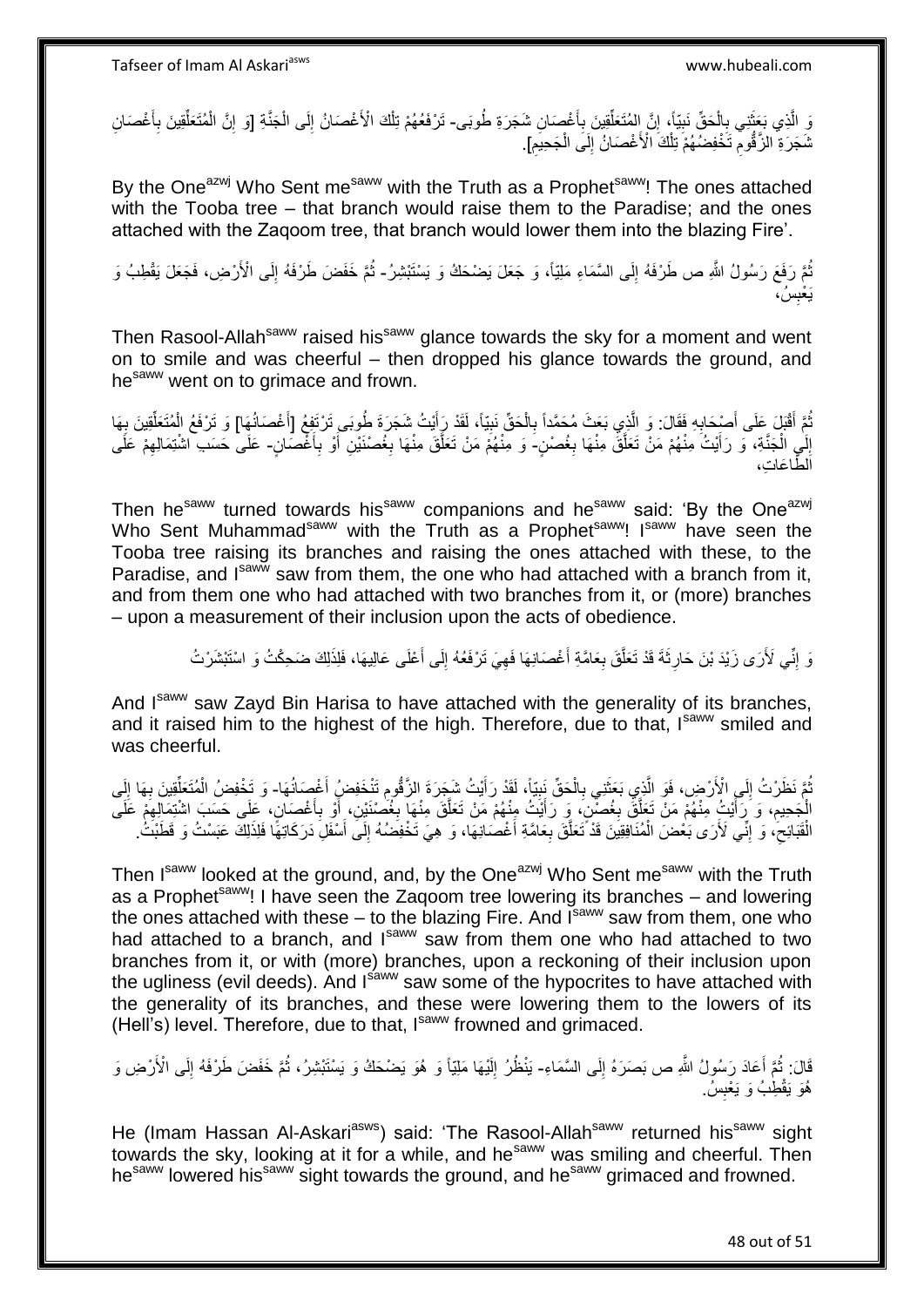وَ الَّذِي بَعَثَنِي بِالْحَقِّ نَبِيّاً، إِنَّ الْمُتَعَلِّقِينَ بِأَغْصَانِ شَجَرَةِ طُوبَى- تَرْفَعُهُمْ تِلْكَ الْأَغْصَانُ إِلَى الْجَنَّةِ [وَ إِنَّ الْمُتَعَلِّقِينَ بِأَغْصَانِ شَجَرَةِ الزَّقُّومِ تَخْفِضُهُمْ تِلْكَ الْأَغْصَانُ إِلَى الْجَحِيمِ].

By the One^azwj Who Sent me^saww with the Truth as a Prophet^saww! The ones attached with the Tooba tree – that branch would raise them to the Paradise; and the ones attached with the Zaqoom tree, that branch would lower them into the blazing Fire'.

ثُمَّ رَفَعَ رَسُولُ اللَّهِ ص طَرْفَهُ إِلَى السَّمَاءِ مَلِيّاً، وَ جَعَلَ يَضْحَكُ وَ يَسْتَبْشِرُ- ثُمَّ خَفَضَ طَرْفَهُ إِلَى الْأَرْضِ، فَجَعَلَ يَقْطِبُ وَ يَعْبِسُ،

Then Rasool-Allah^saww raised his^saww glance towards the sky for a moment and went on to smile and was cheerful – then dropped his glance towards the ground, and he^saww went on to grimace and frown.

ثُمَّ أَقْبَلَ عَلَى أَصْحَابِهِ فَقَالَ: وَ الَّذِي بَعَثَ مُحَمَّداً بِالْحَقِّ نَبِيّاً، لَقَدْ رَأَيْتُ شَجَرَةَ طُوبَى تَرْتَفِعُ [أَغْصَانُهَا] وَ تَرْفَعُ الْمُتَعَلِّقِينَ بِهَا إِلَى الْجَنَّةِ، وَ رَأَيْتُ مِنْهُمْ مَنْ تَعَلَّقَ مِنْهَا بِغُصْنٍ- وَ مِنْهُمْ مَنْ تَعَلَّقَ مِنْهَا بِغُصْنَيْنِ أَوْ بِأَغْصَانٍ- عَلَى حَسَبِ اشْتِمَالِهِمْ عَلَى الطَّاعَاتِ،

Then he^saww turned towards his^saww companions and he^saww said: 'By the One^azwj Who Sent Muhammad^saww with the Truth as a Prophet^saww! I^saww have seen the Tooba tree raising its branches and raising the ones attached with these, to the Paradise, and I^saww saw from them, the one who had attached with a branch from it, and from them one who had attached with two branches from it, or (more) branches – upon a measurement of their inclusion upon the acts of obedience.

وَ إِنِّي لَأَرَى زَيْدَ بْنَ حَارِثَةَ قَدْ تَعَلَّقَ بِعَامَّةِ أَغْصَانِهَا فَهِيَ تَرْفَعُهُ إِلَى أَعْلَى عَالِيهَا، فَلِذَلِكَ ضَحِكْتُ وَ اسْتَبْشَرْتُ

And I^saww saw Zayd Bin Harisa to have attached with the generality of its branches, and it raised him to the highest of the high. Therefore, due to that, I^saww smiled and was cheerful.

ثُمَّ نَظَرْتُ إِلَى الْأَرْضِ، فَوَ الَّذِي بَعَثَنِي بِالْحَقِّ نَبِيّاً، لَقَدْ رَأَيْتُ شَجَرَةَ الزَّقُّومِ تَنْخَفِضُ أَغْصَانُهَا- وَ تَخْفِضُ الْمُتَعَلِّقِينَ بِهَا إِلَى الْجَحِيمِ، وَ رَأَيْتُ مِنْهُمْ مَنْ تَعَلَّقَ بِغُصْنٍ، وَ رَأَيْتُ مِنْهُمْ مَنْ تَعَلَّقَ مِنْهَا بِغُصْنَيْنِ، أَوْ بِأَغْصَانٍ، عَلَى حَسَبِ اشْتِمَالِهِمْ عَلَى الْقَبَائِحِ، وَ إِنِّي لَأَرَى بَعْضَ الْمُنَافِقِينَ قَدْ تَعَلَّقَ بِعَامَّةِ أَغْصَانِهَا، وَ هِيَ تَخْفِضُهُ إِلَى أَسْفَلِ دَرَكَاتِهَا فَلِذَلِكَ عَبَسْتُ وَ قَطَبْتُ.

Then I^saww looked at the ground, and, by the One^azwj Who Sent me^saww with the Truth as a Prophet^saww! I have seen the Zaqoom tree lowering its branches – and lowering the ones attached with these – to the blazing Fire. And I^saww saw from them, one who had attached to a branch, and I^saww saw from them one who had attached to two branches from it, or with (more) branches, upon a reckoning of their inclusion upon the ugliness (evil deeds). And I^saww saw some of the hypocrites to have attached with the generality of its branches, and these were lowering them to the lowers of its (Hell's) level. Therefore, due to that, I^saww frowned and grimaced.

قَالَ: ثُمَّ أَعَادَ رَسُولُ اللَّهِ ص بَصَرَهُ إِلَى السَّمَاءِ- يَنْظُرُ إِلَيْهَا مَلِيّاً وَ هُوَ يَضْحَكُ وَ يَسْتَبْشِرُ، ثُمَّ خَفَضَ طَرْفَهُ إِلَى الْأَرْضِ وَ هُوَ يَقْطِبُ وَ يَعْبِسُ.

He (Imam Hassan Al-Askari^asws) said: 'The Rasool-Allah^saww returned his^saww sight towards the sky, looking at it for a while, and he^saww was smiling and cheerful. Then he^saww lowered his^saww sight towards the ground, and he^saww grimaced and frowned.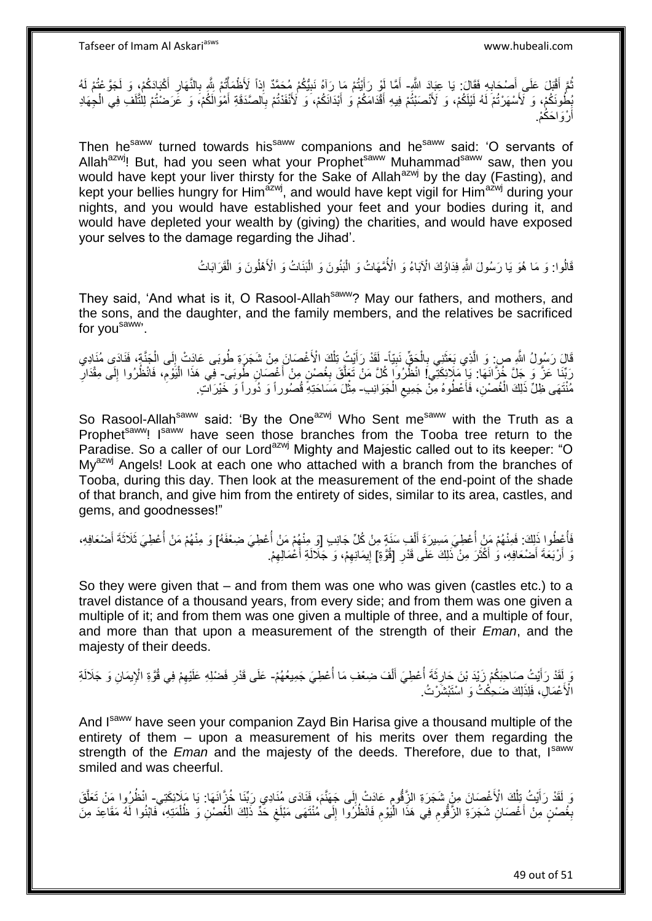ثُمَّ أَقْبَلَ عَلَى أَصْحَابِهِ فَقَالَ: يَا عِبَادَ اللَّهِ- أَمَّا لَوْ رَأَيْتُمْ مَا رَآهُ نَبِيُّكُمْ مُحَمَّدٌ إِذاً لَأَظْمَأْتُمْ لِلَّهِ بِالنَّهَارِ أَكْبَادَكُمْ، وَ لَجَوَّعْتُمْ لَهُ بُطُونَكُمْ، وَ لَأَسْهَرْتُمْ لَهُ لَيْلَكُمْ، وَ لَأَنْصَبْتُمْ فِيهِ أَقْدَامَكُمْ وَ أَبْدَانَكُمْ، وَ لَأَنْفَدْتُمْ بِالصَّدَقَةِ أَمْوَالَكُمْ، وَ عَرَضْتُمْ لِلتَّلَفِ فِي الْجِهَادِ أَرْوَاحَكُمْ.

Then he[saww] turned towards his[saww] companions and he[saww] said: 'O servants of Allah[azwj]! But, had you seen what your Prophet[saww] Muhammad[saww] saw, then you would have kept your liver thirsty for the Sake of Allah[azwj] by the day (Fasting), and kept your bellies hungry for Him[azwj], and would have kept vigil for Him[azwj] during your nights, and you would have established your feet and your bodies during it, and would have depleted your wealth by (giving) the charities, and would have exposed your selves to the damage regarding the Jihad'.

قَالُوا: وَ مَا هُوَ يَا رَسُولَ اللَّهِ فِدَاؤُكَ الْآبَاءُ وَ الْأُمَّهَاتُ وَ الْبَنُونَ وَ الْبَنَاتُ وَ الْأَهْلُونَ وَ الْقَرَابَاتُ

They said, 'And what is it, O Rasool-Allah[saww]? May our fathers, and mothers, and the sons, and the daughter, and the family members, and the relatives be sacrificed for you[saww]'.

قَالَ رَسُولُ اللَّهِ ص: وَ الَّذِي بَعَثَنِي بِالْحَقِّ نَبِيّاً- لَقَدْ رَأَيْتُ تِلْكَ الْأَغْصَانَ مِنْ شَجَرَةِ طُوبَى عَادَتْ إِلَى الْجَنَّةِ، فَنَادَى مُنَادِي رَبِّنَا عَزَّ وَ جَلَّ خُزَّانَهَا: يَا مَلَائِكَتِي! انْظُرُوا كُلَّ مَنْ تَعَلَّقَ بِغُصْنٍ مِنْ أَغْصَانِ طُوبَى- فِي هَذَا الْيَوْمِ، فَانْظُرُوا إِلَى مِقْدَارِ مُنْتَهَى ظِلِّ ذَلِكَ الْغُصْنِ، فَأَعْطُوهُ مِنْ جَمِيعِ الْجَوَانِبِ- مِثْلَ مَسَاحَتِهِ قُصُوراً وَ دُوراً وَ خَيْرَاتٍ.

So Rasool-Allah[saww] said: 'By the One[azwj] Who Sent me[saww] with the Truth as a Prophet[saww]! I[saww] have seen those branches from the Tooba tree return to the Paradise. So a caller of our Lord[azwj] Mighty and Majestic called out to its keeper: "O My[azwj] Angels! Look at each one who attached with a branch from the branches of Tooba, during this day. Then look at the measurement of the end-point of the shade of that branch, and give him from the entirety of sides, similar to its area, castles, and gems, and goodnesses!"

فَأُعْطُوا ذَلِكَ: فَمِنْهُمْ مَنْ أُعْطِيَ مَسِيرَةَ أَلْفِ سَنَةٍ مِنْ كُلِّ جَانِبٍ [وَ مِنْهُمْ مَنْ أُعْطِيَ ضِعْفَهُ] وَ مِنْهُمْ مَنْ أُعْطِيَ ثَلَاثَةَ أَضْعَافِهِ، وَ أَرْبَعَةَ أَضْعَافِهِ، وَ أَكْثَرَ مِنْ ذَلِكَ عَلَى قَدْرِ [قُوَّةِ] إِيمَانِهِمْ، وَ جَلَالَةِ أَعْمَالِهِمْ.

So they were given that – and from them was one who was given (castles etc.) to a travel distance of a thousand years, from every side; and from them was one given a multiple of it; and from them was one given a multiple of three, and a multiple of four, and more than that upon a measurement of the strength of their *Eman*, and the majesty of their deeds.

وَ لَقَدْ رَأَيْتُ صَاحِبَكُمْ زَيْدَ بْنَ حَارِثَةَ أُعْطِيَ أَلْفَ ضِعْفِ مَا أُعْطِيَ جَمِيعُهُمْ- عَلَى قَدْرِ فَضْلِهِ عَلَيْهِمْ فِي قُوَّةِ الْإِيمَانِ وَ جَلَالَةِ الْأَعْمَالِ، فَلِذَلِكَ ضَحِكْتُ وَ اسْتَبْشَرْتُ.

And I[saww] have seen your companion Zayd Bin Harisa give a thousand multiple of the entirety of them – upon a measurement of his merits over them regarding the strength of the *Eman* and the majesty of the deeds. Therefore, due to that, I[saww] smiled and was cheerful.

وَ لَقَدْ رَأَيْتُ تِلْكَ الْأَغْصَانَ مِنْ شَجَرَةِ الزَّقُّومِ عَادَتْ إِلَى جَهَنَّمَ، فَنَادَى مُنَادِي رَبِّنَا خُزَّانَهَا: يَا مَلَائِكَتِي- انْظُرُوا مَنْ تَعَلَّقَ بِغُصْنٍ مِنْ أَغْصَانِ شَجَرَةِ الزَّقُّومِ فِي هَذَا الْيَوْمِ فَانْظُرُوا إِلَى مُنْتَهَى مَبْلَغِ حَدِّ ذَلِكَ الْغُصْنِ وَ ظُلْمَتِهِ، فَابْنُوا لَهُ مَقَاعِدَ مِنَ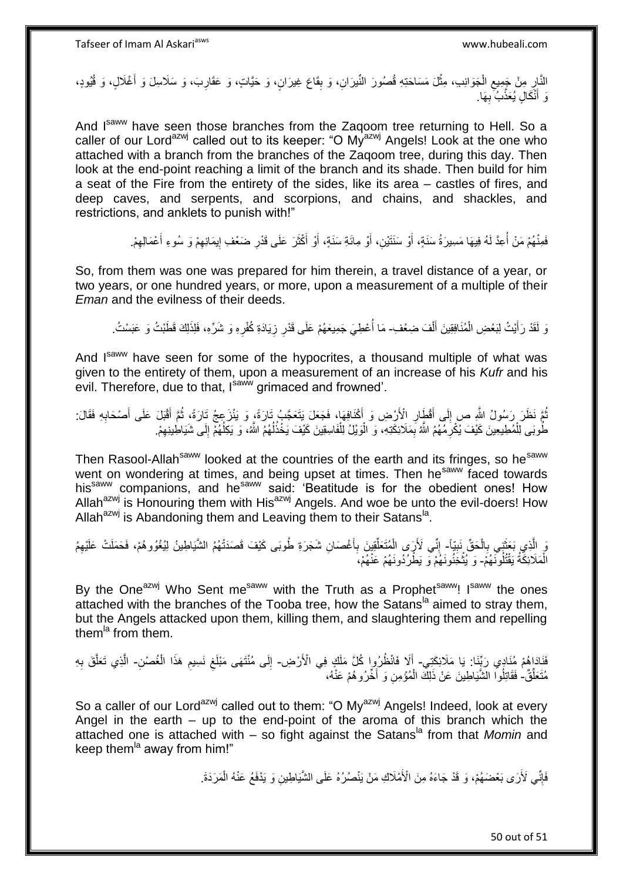النَّارِ مِنْ جَمِيعِ الْجَوَانِبِ، مِثْلَ مَسَاحَتِهِ قُصُورَ النِّيرَانِ، وَ بِقَاعَ غِيرَانٍ، وَ حَيَّاتٍ، وَ عَقَارِبَ، وَ سَلَاسِلَ وَ أَغْلَالٍ، وَ قُيُودٍ، وَ أَنْكَالٍ يُعَذَّبُ بِهَا.

And I[saww] have seen those branches from the Zaqoom tree returning to Hell. So a caller of our Lord[azwj] called out to its keeper: "O My[azwj] Angels! Look at the one who attached with a branch from the branches of the Zaqoom tree, during this day. Then look at the end-point reaching a limit of the branch and its shade. Then build for him a seat of the Fire from the entirety of the sides, like its area – castles of fires, and deep caves, and serpents, and scorpions, and chains, and shackles, and restrictions, and anklets to punish with!"

فَمِنْهُمْ مَنْ أُعِدَّ لَهُ فِيهَا مَسِيرَةُ سَنَةٍ، أَوْ سَنَتَيْنِ، أَوْ مِائَةِ سَنَةٍ، أَوْ أَكْثَرَ عَلَى قَدْرِ ضَعْفِ إِيمَانِهِمْ وَ سُوءِ أَعْمَالِهِمْ.

So, from them was one was prepared for him therein, a travel distance of a year, or two years, or one hundred years, or more, upon a measurement of a multiple of their *Eman* and the evilness of their deeds.

وَ لَقَدْ رَأَيْتُ لِبَعْضِ الْمُنَافِقِينَ أَلْفَ ضِعْفٍ- مَا أُعْطِيَ جَمِيعَهُمْ عَلَى قَدْرِ زِيَادَةِ كُفْرِهِ وَ شَرِّهِ، فَلِذَلِكَ قَطَبْتُ وَ عَبَسْتُ.

And I[saww] have seen for some of the hypocrites, a thousand multiple of what was given to the entirety of them, upon a measurement of an increase of his *Kufr* and his evil. Therefore, due to that, I[saww] grimaced and frowned'.

ثُمَّ نَظَرَ رَسُولُ اللَّهِ ص إِلَى أَقْطَارِ الْأَرْضِ وَ أَكْنَافِهَا، فَجَعَلَ يَتَعَجَّبُ تَارَةً، وَ يَنْزَعِجُ تَارَةً، ثُمَّ أَقْبَلَ عَلَى أَصْحَابِهِ فَقَالَ: طُوبَى لِلْمُطِيعِينَ كَيْفَ يُكْرِمُهُمُ اللَّهُ بِمَلَائِكَتِهِ، وَ الْوَيْلُ لِلْفَاسِقِينَ كَيْفَ يَخْذُلُهُمُ اللَّهُ، وَ يَكِلُهُمْ إِلَى شَيَاطِينِهِمْ.

Then Rasool-Allah[saww] looked at the countries of the earth and its fringes, so he[saww] went on wondering at times, and being upset at times. Then he[saww] faced towards his[saww] companions, and he[saww] said: 'Beatitude is for the obedient ones! How Allah[azwj] is Honouring them with His[azwj] Angels. And woe be unto the evil-doers! How Allah[azwj] is Abandoning them and Leaving them to their Satans[la].

وَ الَّذِي بَعَثَنِي بِالْحَقِّ نَبِيّاً- إِنِّي لَأَرَى الْمُتَعَلِّقِينَ بِأَغْصَانِ شَجَرَةِ طُوبَى كَيْفَ قَصَدَتْهُمُ الشَّيَاطِينُ لِيُغْوُوهُمْ، فَحَمَلَتْ عَلَيْهِمُ الْمَلَائِكَةُ يَقْتُلُونَهُمْ- وَ يُثْخِنُونَهُمْ وَ يَطْرُدُونَهُمْ عَنْهُمْ،

By the One[azwj] Who Sent me[saww] with the Truth as a Prophet[saww]! I[saww] the ones attached with the branches of the Tooba tree, how the Satans[la] aimed to stray them, but the Angels attacked upon them, killing them, and slaughtering them and repelling them[la] from them.

فَنَادَاهُمْ مُنَادِي رَبِّنَا: يَا مَلَائِكَتِي- أَلَا فَانْظُرُوا كُلُّ مَلَكٍ فِي الْأَرْضِ- إِلَى مُنْتَهَى مَبْلَغِ نَسِيمِ هَذَا الْغُصْنِ- الَّذِي تَعَلَّقَ بِهِ مُتَعَلِّقٌ- فَقَاتِلُوا الشَّيَاطِينَ عَنْ ذَلِكَ الْمُؤْمِنِ وَ أَخِّرُوهُمْ عَنْهُ،

So a caller of our Lord[azwj] called out to them: "O My[azwj] Angels! Indeed, look at every Angel in the earth – up to the end-point of the aroma of this branch which the attached one is attached with – so fight against the Satans[la] from that *Momin* and keep them[la] away from him!"

فَإِنِّي لَأَرَى بَعْضَهُمْ، وَ قَدْ جَاءَهُ مِنَ الْأَمْلَاكِ مَنْ يَنْصُرُهُ عَلَى الشَّيَاطِينِ وَ يَدْفَعُ عَنْهُ الْمَرَدَةَ.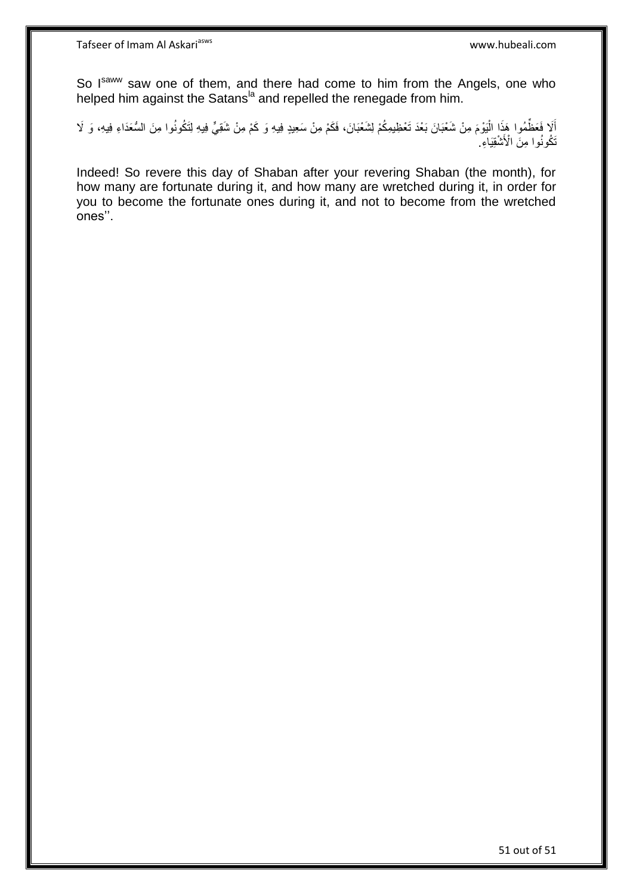So I[saww] saw one of them, and there had come to him from the Angels, one who helped him against the Satans[la] and repelled the renegade from him.

أَلَا فَعَظِّمُوا هَذَا الْيَوْمَ مِنْ شَعْبَانَ بَعْدَ تَعْظِيمِكُمْ لِشَعْبَانَ، فَكَمْ مِنْ سَعِيدٍ فِيهِ وَ كَمْ مِنْ شَقِيٍّ فِيهِ لِتَكُونُوا مِنَ السُّعَدَاءِ فِيهِ، وَ لَا تَكُونُوا مِنَ الْأَشْقِيَاءِ.

Indeed! So revere this day of Shaban after your revering Shaban (the month), for how many are fortunate during it, and how many are wretched during it, in order for you to become the fortunate ones during it, and not to become from the wretched ones''.